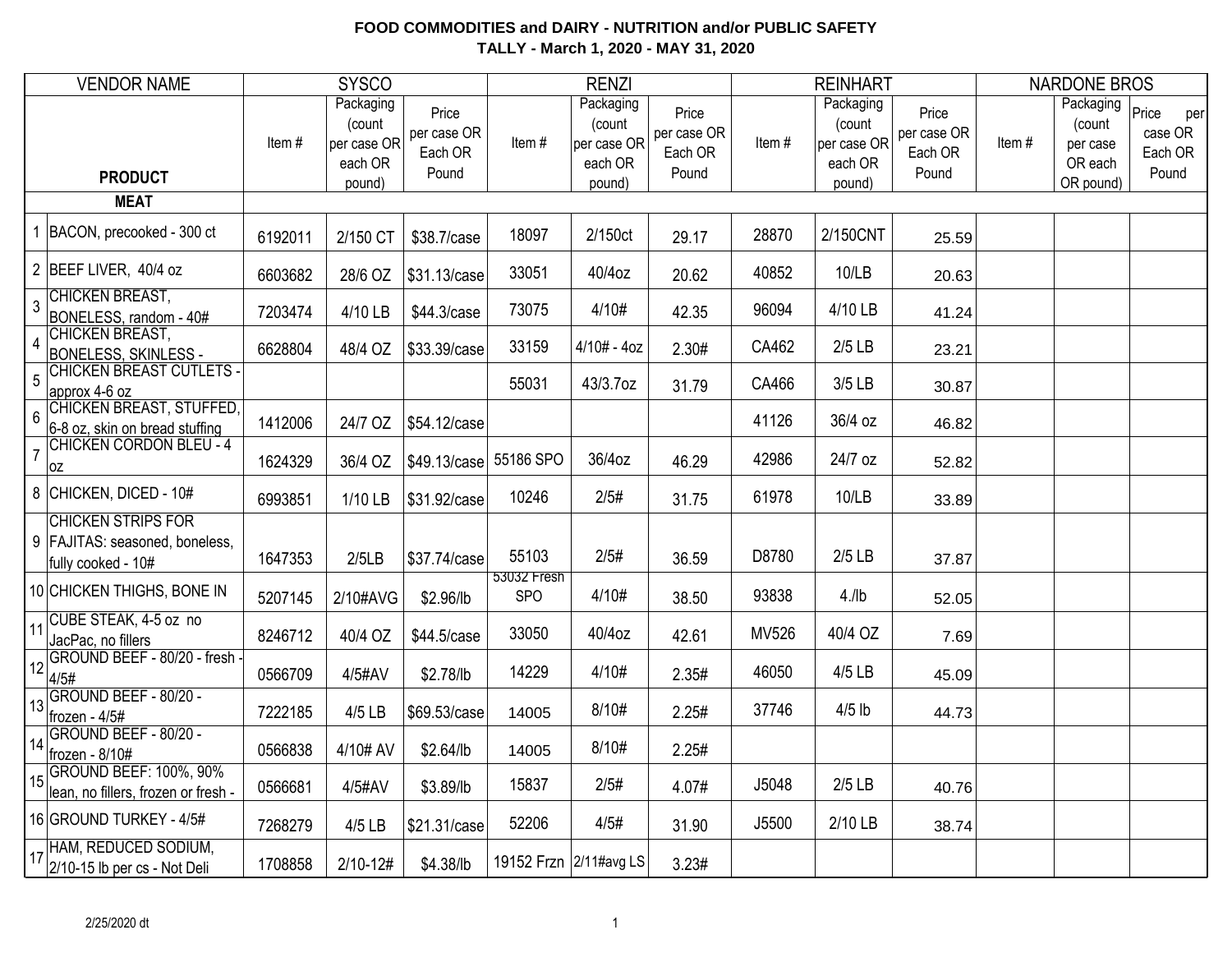**FOOD COMMODITIES and DAIRY - NUTRITION and/or PUBLIC SAFETY**

**TALLY - March 1, 2020 - MAY 31, 2020**

| | VENDOR NAME | SYSCO | | | RENZI | | | REINHART | | | NARDONE BROS | | |
|---|---|---|---|---|---|---|---|---|---|---|---|---|---|
| | **PRODUCT** | Item # | Packaging (count per case OR each OR pound) | Price per case OR Each OR Pound | Item # | Packaging (count per case OR each OR pound) | Price per case OR Each OR Pound | Item # | Packaging (count per case OR each OR pound) | Price per case OR Each OR Pound | Item # | Packaging (count per case OR each OR pound) | Price per case OR Each OR Pound |
| | **MEAT** | | | | | | | | | | | | |
| 1 | BACON, precooked - 300 ct | 6192011 | 2/150 CT | $38.7/case | 18097 | 2/150ct | 29.17 | 28870 | 2/150CNT | 25.59 | | | |
| 2 | BEEF LIVER, 40/4 oz | 6603682 | 28/6 OZ | $31.13/case | 33051 | 40/4oz | 20.62 | 40852 | 10/LB | 20.63 | | | |
| 3 | CHICKEN BREAST, BONELESS, random - 40# | 7203474 | 4/10 LB | $44.3/case | 73075 | 4/10# | 42.35 | 96094 | 4/10 LB | 41.24 | | | |
| 4 | CHICKEN BREAST, BONELESS, SKINLESS - | 6628804 | 48/4 OZ | $33.39/case | 33159 | 4/10# - 4oz | 2.30# | CA462 | 2/5 LB | 23.21 | | | |
| 5 | CHICKEN BREAST CUTLETS - approx 4-6 oz | | | | 55031 | 43/3.7oz | 31.79 | CA466 | 3/5 LB | 30.87 | | | |
| 6 | CHICKEN BREAST, STUFFED, 6-8 oz, skin on bread stuffing | 1412006 | 24/7 OZ | $54.12/case | | | | 41126 | 36/4 oz | 46.82 | | | |
| 7 | CHICKEN CORDON BLEU - 4 oz | 1624329 | 36/4 OZ | $49.13/case | 55186 SPO | 36/4oz | 46.29 | 42986 | 24/7 oz | 52.82 | | | |
| 8 | CHICKEN, DICED - 10# | 6993851 | 1/10 LB | $31.92/case | 10246 | 2/5# | 31.75 | 61978 | 10/LB | 33.89 | | | |
| 9 | CHICKEN STRIPS FOR FAJITAS: seasoned, boneless, fully cooked - 10# | 1647353 | 2/5LB | $37.74/case | 55103 | 2/5# | 36.59 | D8780 | 2/5 LB | 37.87 | | | |
| 10 | CHICKEN THIGHS, BONE IN | 5207145 | 2/10#AVG | $2.96/lb | 53032 Fresh SPO | 4/10# | 38.50 | 93838 | 4./lb | 52.05 | | | |
| 11 | CUBE STEAK, 4-5 oz no JacPac, no fillers | 8246712 | 40/4 OZ | $44.5/case | 33050 | 40/4oz | 42.61 | MV526 | 40/4 OZ | 7.69 | | | |
| 12 | GROUND BEEF - 80/20 - fresh - 4/5# | 0566709 | 4/5#AV | $2.78/lb | 14229 | 4/10# | 2.35# | 46050 | 4/5 LB | 45.09 | | | |
| 13 | GROUND BEEF - 80/20 - frozen - 4/5# | 7222185 | 4/5 LB | $69.53/case | 14005 | 8/10# | 2.25# | 37746 | 4/5 lb | 44.73 | | | |
| 14 | GROUND BEEF - 80/20 - frozen - 8/10# | 0566838 | 4/10# AV | $2.64/lb | 14005 | 8/10# | 2.25# | | | | | | |
| 15 | GROUND BEEF: 100%, 90% lean, no fillers, frozen or fresh - | 0566681 | 4/5#AV | $3.89/lb | 15837 | 2/5# | 4.07# | J5048 | 2/5 LB | 40.76 | | | |
| 16 | GROUND TURKEY - 4/5# | 7268279 | 4/5 LB | $21.31/case | 52206 | 4/5# | 31.90 | J5500 | 2/10 LB | 38.74 | | | |
| 17 | HAM, REDUCED SODIUM, 2/10-15 lb per cs - Not Deli | 1708858 | 2/10-12# | $4.38/lb | 19152 Frzn | 2/11#avg LS | 3.23# | | | | | | |

2/25/2020 dt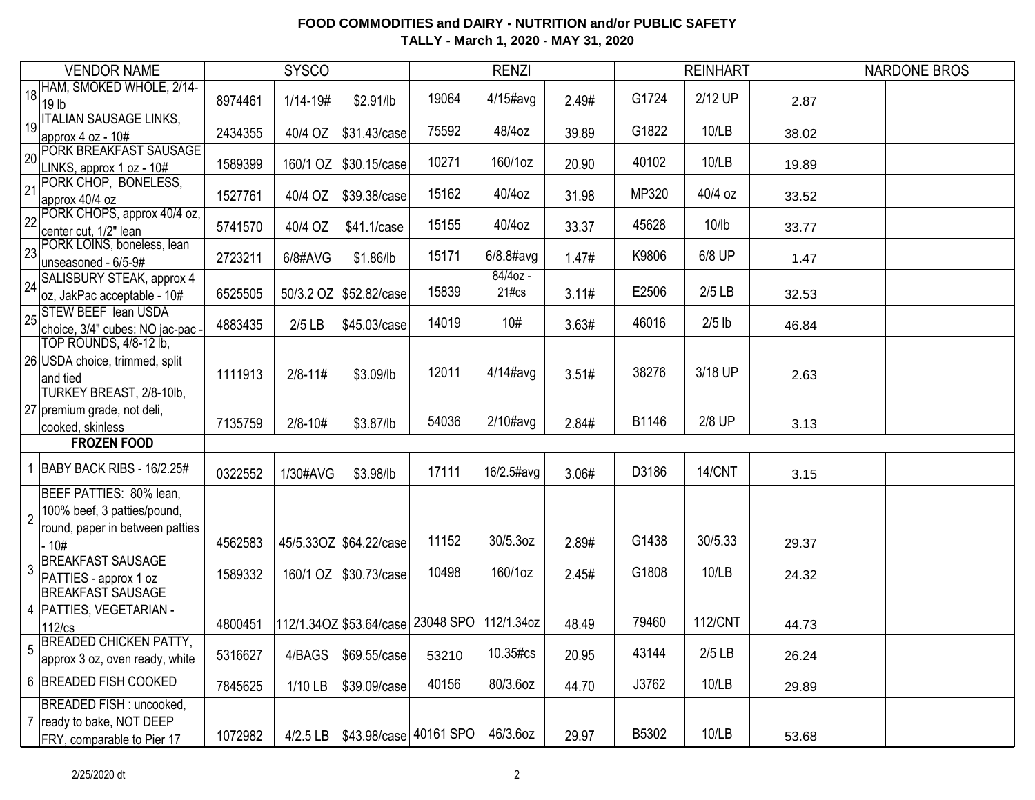# FOOD COMMODITIES and DAIRY - NUTRITION and/or PUBLIC SAFETY

## TALLY - March 1, 2020 - MAY 31, 2020

| | VENDOR NAME | SYSCO | | | RENZI | | | REINHART | | | NARDONE BROS | | |
|---|---|---|---|---|---|---|---|---|---|---|---|---|---|
| 18 | HAM, SMOKED WHOLE, 2/14-19 lb | 8974461 | 1/14-19# | $2.91/lb | 19064 | 4/15#avg | 2.49# | G1724 | 2/12 UP | 2.87 | | | |
| 19 | ITALIAN SAUSAGE LINKS, approx 4 oz - 10# | 2434355 | 40/4 OZ | $31.43/case | 75592 | 48/4oz | 39.89 | G1822 | 10/LB | 38.02 | | | |
| 20 | PORK BREAKFAST SAUSAGE LINKS, approx 1 oz - 10# | 1589399 | 160/1 OZ | $30.15/case | 10271 | 160/1oz | 20.90 | 40102 | 10/LB | 19.89 | | | |
| 21 | PORK CHOP, BONELESS, approx 40/4 oz | 1527761 | 40/4 OZ | $39.38/case | 15162 | 40/4oz | 31.98 | MP320 | 40/4 oz | 33.52 | | | |
| 22 | PORK CHOPS, approx 40/4 oz, center cut, 1/2" lean | 5741570 | 40/4 OZ | $41.1/case | 15155 | 40/4oz | 33.37 | 45628 | 10/lb | 33.77 | | | |
| 23 | PORK LOINS, boneless, lean unseasoned - 6/5-9# | 2723211 | 6/8#AVG | $1.86/lb | 15171 | 6/8.8#avg | 1.47# | K9806 | 6/8 UP | 1.47 | | | |
| 24 | SALISBURY STEAK, approx 4 oz, JakPac acceptable - 10# | 6525505 | 50/3.2 OZ | $52.82/case | 15839 | 84/4oz - 21#cs | 3.11# | E2506 | 2/5 LB | 32.53 | | | |
| 25 | STEW BEEF lean USDA choice, 3/4" cubes: NO jac-pac - | 4883435 | 2/5 LB | $45.03/case | 14019 | 10# | 3.63# | 46016 | 2/5 lb | 46.84 | | | |
| 26 | TOP ROUNDS, 4/8-12 lb, USDA choice, trimmed, split and tied | 1111913 | 2/8-11# | $3.09/lb | 12011 | 4/14#avg | 3.51# | 38276 | 3/18 UP | 2.63 | | | |
| 27 | TURKEY BREAST, 2/8-10lb, premium grade, not deli, cooked, skinless | 7135759 | 2/8-10# | $3.87/lb | 54036 | 2/10#avg | 2.84# | B1146 | 2/8 UP | 3.13 | | | |
| | **FROZEN FOOD** | | | | | | | | | | | | |
| 1 | BABY BACK RIBS - 16/2.25# | 0322552 | 1/30#AVG | $3.98/lb | 17111 | 16/2.5#avg | 3.06# | D3186 | 14/CNT | 3.15 | | | |
| 2 | BEEF PATTIES: 80% lean, 100% beef, 3 patties/pound, round, paper in between patties - 10# | 4562583 | 45/5.33OZ | $64.22/case | 11152 | 30/5.3oz | 2.89# | G1438 | 30/5.33 | 29.37 | | | |
| 3 | BREAKFAST SAUSAGE PATTIES - approx 1 oz | 1589332 | 160/1 OZ | $30.73/case | 10498 | 160/1oz | 2.45# | G1808 | 10/LB | 24.32 | | | |
| 4 | BREAKFAST SAUSAGE PATTIES, VEGETARIAN - 112/cs | 4800451 | 112/1.34OZ | $53.64/case | 23048 SPO | 112/1.34oz | 48.49 | 79460 | 112/CNT | 44.73 | | | |
| 5 | BREADED CHICKEN PATTY, approx 3 oz, oven ready, white | 5316627 | 4/BAGS | $69.55/case | 53210 | 10.35#cs | 20.95 | 43144 | 2/5 LB | 26.24 | | | |
| 6 | BREADED FISH COOKED | 7845625 | 1/10 LB | $39.09/case | 40156 | 80/3.6oz | 44.70 | J3762 | 10/LB | 29.89 | | | |
| 7 | BREADED FISH : uncooked, ready to bake, NOT DEEP FRY, comparable to Pier 17 | 1072982 | 4/2.5 LB | $43.98/case | 40161 SPO | 46/3.6oz | 29.97 | B5302 | 10/LB | 53.68 | | | |

2/25/2020 dt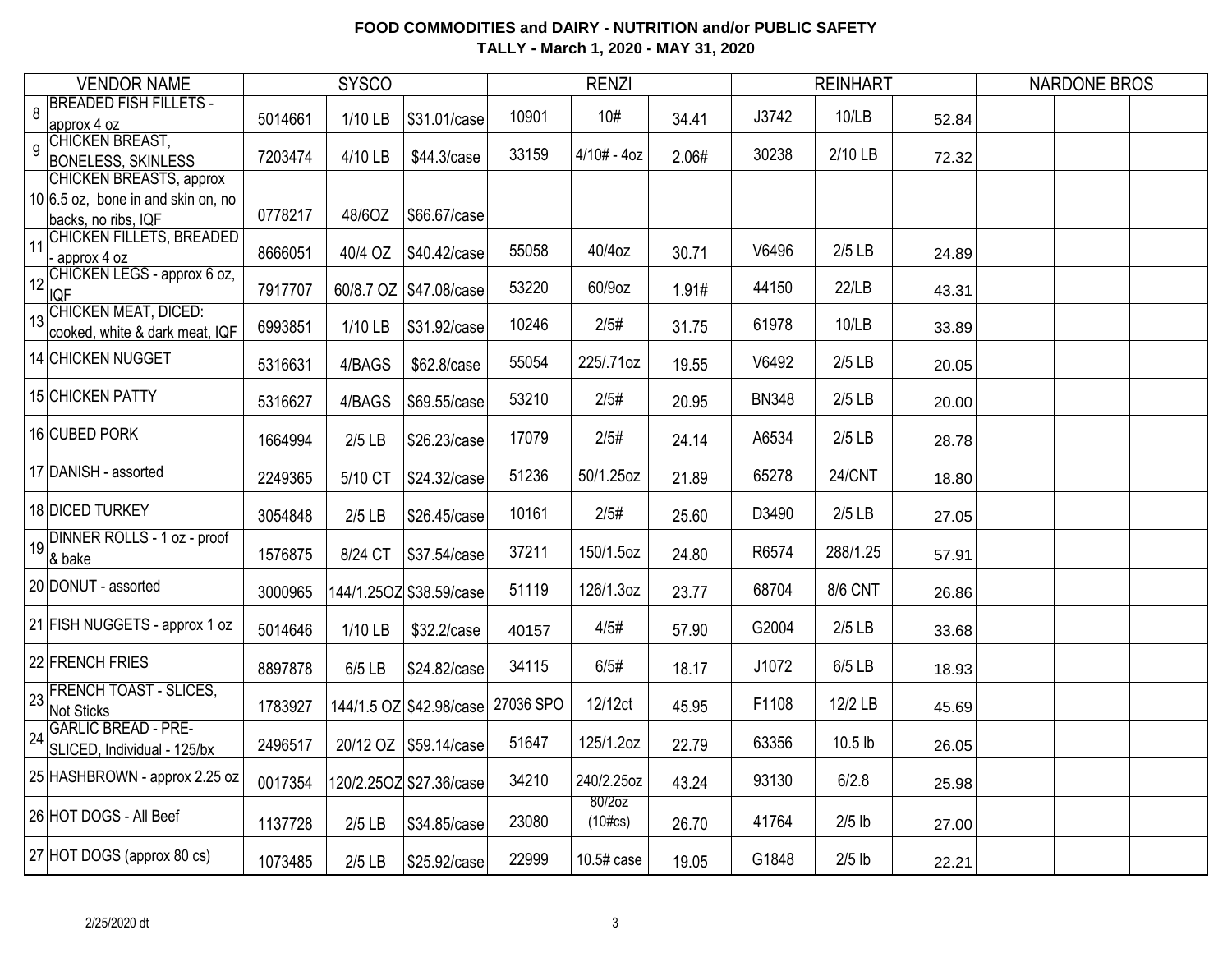# FOOD COMMODITIES and DAIRY - NUTRITION and/or PUBLIC SAFETY

## TALLY - March 1, 2020 - MAY 31, 2020

| | VENDOR NAME | SYSCO | | | RENZI | | | REINHART | | | NARDONE BROS | | |
|---|---|---|---|---|---|---|---|---|---|---|---|---|---|
| 8 | BREADED FISH FILLETS - approx 4 oz | 5014661 | 1/10 LB | $31.01/case | 10901 | 10# | 34.41 | J3742 | 10/LB | 52.84 | | | |
| 9 | CHICKEN BREAST, BONELESS, SKINLESS | 7203474 | 4/10 LB | $44.3/case | 33159 | 4/10# - 4oz | 2.06# | 30238 | 2/10 LB | 72.32 | | | |
| 10 | CHICKEN BREASTS, approx 6.5 oz, bone in and skin on, no backs, no ribs, IQF | 0778217 | 48/6OZ | $66.67/case | | | | | | | | | |
| 11 | CHICKEN FILLETS, BREADED - approx 4 oz | 8666051 | 40/4 OZ | $40.42/case | 55058 | 40/4oz | 30.71 | V6496 | 2/5 LB | 24.89 | | | |
| 12 | CHICKEN LEGS - approx 6 oz, IQF | 7917707 | 60/8.7 OZ | $47.08/case | 53220 | 60/9oz | 1.91# | 44150 | 22/LB | 43.31 | | | |
| 13 | CHICKEN MEAT, DICED: cooked, white & dark meat, IQF | 6993851 | 1/10 LB | $31.92/case | 10246 | 2/5# | 31.75 | 61978 | 10/LB | 33.89 | | | |
| 14 | CHICKEN NUGGET | 5316631 | 4/BAGS | $62.8/case | 55054 | 225/.71oz | 19.55 | V6492 | 2/5 LB | 20.05 | | | |
| 15 | CHICKEN PATTY | 5316627 | 4/BAGS | $69.55/case | 53210 | 2/5# | 20.95 | BN348 | 2/5 LB | 20.00 | | | |
| 16 | CUBED PORK | 1664994 | 2/5 LB | $26.23/case | 17079 | 2/5# | 24.14 | A6534 | 2/5 LB | 28.78 | | | |
| 17 | DANISH - assorted | 2249365 | 5/10 CT | $24.32/case | 51236 | 50/1.25oz | 21.89 | 65278 | 24/CNT | 18.80 | | | |
| 18 | DICED TURKEY | 3054848 | 2/5 LB | $26.45/case | 10161 | 2/5# | 25.60 | D3490 | 2/5 LB | 27.05 | | | |
| 19 | DINNER ROLLS - 1 oz - proof & bake | 1576875 | 8/24 CT | $37.54/case | 37211 | 150/1.5oz | 24.80 | R6574 | 288/1.25 | 57.91 | | | |
| 20 | DONUT - assorted | 3000965 | 144/1.25OZ | $38.59/case | 51119 | 126/1.3oz | 23.77 | 68704 | 8/6 CNT | 26.86 | | | |
| 21 | FISH NUGGETS - approx 1 oz | 5014646 | 1/10 LB | $32.2/case | 40157 | 4/5# | 57.90 | G2004 | 2/5 LB | 33.68 | | | |
| 22 | FRENCH FRIES | 8897878 | 6/5 LB | $24.82/case | 34115 | 6/5# | 18.17 | J1072 | 6/5 LB | 18.93 | | | |
| 23 | FRENCH TOAST - SLICES, Not Sticks | 1783927 | 144/1.5 OZ | $42.98/case | 27036 SPO | 12/12ct | 45.95 | F1108 | 12/2 LB | 45.69 | | | |
| 24 | GARLIC BREAD - PRE-SLICED, Individual - 125/bx | 2496517 | 20/12 OZ | $59.14/case | 51647 | 125/1.2oz | 22.79 | 63356 | 10.5 lb | 26.05 | | | |
| 25 | HASHBROWN - approx 2.25 oz | 0017354 | 120/2.25OZ | $27.36/case | 34210 | 240/2.25oz | 43.24 | 93130 | 6/2.8 | 25.98 | | | |
| 26 | HOT DOGS - All Beef | 1137728 | 2/5 LB | $34.85/case | 23080 | 80/2oz (10#cs) | 26.70 | 41764 | 2/5 lb | 27.00 | | | |
| 27 | HOT DOGS (approx 80 cs) | 1073485 | 2/5 LB | $25.92/case | 22999 | 10.5# case | 19.05 | G1848 | 2/5 lb | 22.21 | | | |

2/25/2020 dt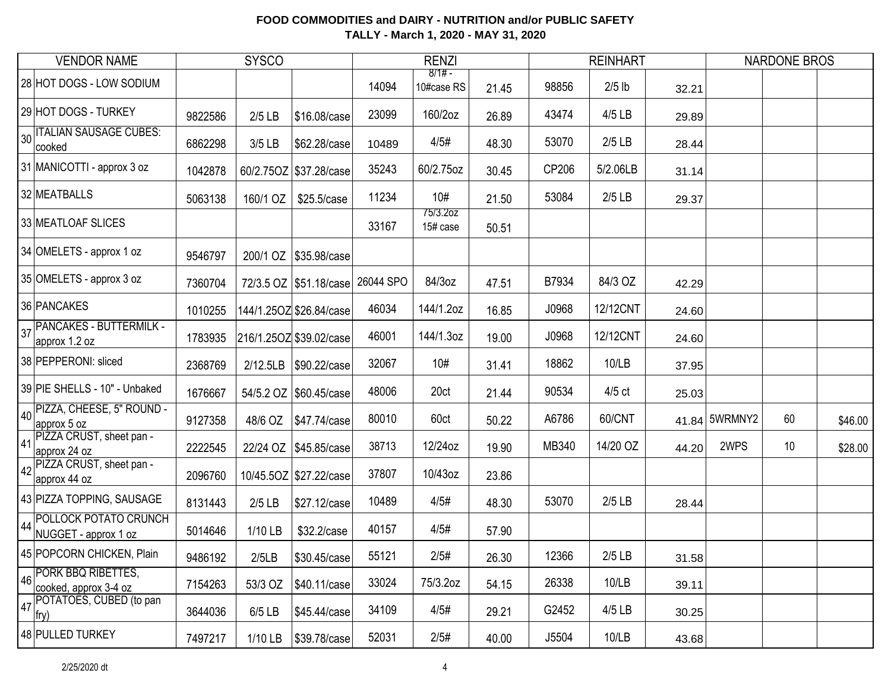**FOOD COMMODITIES and DAIRY - NUTRITION and/or PUBLIC SAFETY**

**TALLY - March 1, 2020 - MAY 31, 2020**

| | VENDOR NAME | SYSCO | | | RENZI | | | REINHART | | | NARDONE BROS | | |
|---|---|---|---|---|---|---|---|---|---|---|---|---|---|
| 28 | HOT DOGS - LOW SODIUM | | | | 14094 | 8/1# - 10#case RS | 21.45 | 98856 | 2/5 lb | 32.21 | | | |
| 29 | HOT DOGS - TURKEY | 9822586 | 2/5 LB | $16.08/case | 23099 | 160/2oz | 26.89 | 43474 | 4/5 LB | 29.89 | | | |
| 30 | ITALIAN SAUSAGE CUBES: cooked | 6862298 | 3/5 LB | $62.28/case | 10489 | 4/5# | 48.30 | 53070 | 2/5 LB | 28.44 | | | |
| 31 | MANICOTTI - approx 3 oz | 1042878 | 60/2.75OZ | $37.28/case | 35243 | 60/2.75oz | 30.45 | CP206 | 5/2.06LB | 31.14 | | | |
| 32 | MEATBALLS | 5063138 | 160/1 OZ | $25.5/case | 11234 | 10# | 21.50 | 53084 | 2/5 LB | 29.37 | | | |
| 33 | MEATLOAF SLICES | | | | 33167 | 75/3.2oz 15# case | 50.51 | | | | | | |
| 34 | OMELETS - approx 1 oz | 9546797 | 200/1 OZ | $35.98/case | | | | | | | | | |
| 35 | OMELETS - approx 3 oz | 7360704 | 72/3.5 OZ | $51.18/case | 26044 SPO | 84/3oz | 47.51 | B7934 | 84/3 OZ | 42.29 | | | |
| 36 | PANCAKES | 1010255 | 144/1.25OZ | $26.84/case | 46034 | 144/1.2oz | 16.85 | J0968 | 12/12CNT | 24.60 | | | |
| 37 | PANCAKES - BUTTERMILK - approx 1.2 oz | 1783935 | 216/1.25OZ | $39.02/case | 46001 | 144/1.3oz | 19.00 | J0968 | 12/12CNT | 24.60 | | | |
| 38 | PEPPERONI: sliced | 2368769 | 2/12.5LB | $90.22/case | 32067 | 10# | 31.41 | 18862 | 10/LB | 37.95 | | | |
| 39 | PIE SHELLS - 10" - Unbaked | 1676667 | 54/5.2 OZ | $60.45/case | 48006 | 20ct | 21.44 | 90534 | 4/5 ct | 25.03 | | | |
| 40 | PIZZA, CHEESE, 5" ROUND - approx 5 oz | 9127358 | 48/6 OZ | $47.74/case | 80010 | 60ct | 50.22 | A6786 | 60/CNT | 41.84 | 5WRMNY2 | 60 | $46.00 |
| 41 | PIZZA CRUST, sheet pan - approx 24 oz | 2222545 | 22/24 OZ | $45.85/case | 38713 | 12/24oz | 19.90 | MB340 | 14/20 OZ | 44.20 | 2WPS | 10 | $28.00 |
| 42 | PIZZA CRUST, sheet pan - approx 44 oz | 2096760 | 10/45.5OZ | $27.22/case | 37807 | 10/43oz | 23.86 | | | | | | |
| 43 | PIZZA TOPPING, SAUSAGE | 8131443 | 2/5 LB | $27.12/case | 10489 | 4/5# | 48.30 | 53070 | 2/5 LB | 28.44 | | | |
| 44 | POLLOCK POTATO CRUNCH NUGGET - approx 1 oz | 5014646 | 1/10 LB | $32.2/case | 40157 | 4/5# | 57.90 | | | | | | |
| 45 | POPCORN CHICKEN, Plain | 9486192 | 2/5LB | $30.45/case | 55121 | 2/5# | 26.30 | 12366 | 2/5 LB | 31.58 | | | |
| 46 | PORK BBQ RIBETTES, cooked, approx 3-4 oz | 7154263 | 53/3 OZ | $40.11/case | 33024 | 75/3.2oz | 54.15 | 26338 | 10/LB | 39.11 | | | |
| 47 | POTATOES, CUBED (to pan fry) | 3644036 | 6/5 LB | $45.44/case | 34109 | 4/5# | 29.21 | G2452 | 4/5 LB | 30.25 | | | |
| 48 | PULLED TURKEY | 7497217 | 1/10 LB | $39.78/case | 52031 | 2/5# | 40.00 | J5504 | 10/LB | 43.68 | | | |

2/25/2020 dt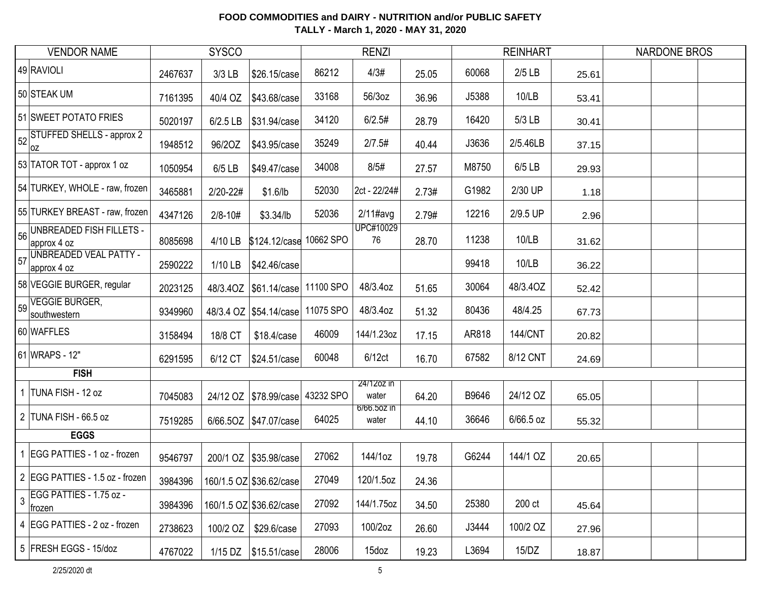**FOOD COMMODITIES and DAIRY - NUTRITION and/or PUBLIC SAFETY**
**TALLY - March 1, 2020 - MAY 31, 2020**

| | VENDOR NAME | SYSCO | | | RENZI | | | REINHART | | | NARDONE BROS | | |
|---|---|---|---|---|---|---|---|---|---|---|---|---|---|
| 49 | RAVIOLI | 2467637 | 3/3 LB | $26.15/case | 86212 | 4/3# | 25.05 | 60068 | 2/5 LB | 25.61 | | | |
| 50 | STEAK UM | 7161395 | 40/4 OZ | $43.68/case | 33168 | 56/3oz | 36.96 | J5388 | 10/LB | 53.41 | | | |
| 51 | SWEET POTATO FRIES | 5020197 | 6/2.5 LB | $31.94/case | 34120 | 6/2.5# | 28.79 | 16420 | 5/3 LB | 30.41 | | | |
| 52 | STUFFED SHELLS - approx 2 oz | 1948512 | 96/2OZ | $43.95/case | 35249 | 2/7.5# | 40.44 | J3636 | 2/5.46LB | 37.15 | | | |
| 53 | TATOR TOT - approx 1 oz | 1050954 | 6/5 LB | $49.47/case | 34008 | 8/5# | 27.57 | M8750 | 6/5 LB | 29.93 | | | |
| 54 | TURKEY, WHOLE - raw, frozen | 3465881 | 2/20-22# | $1.6/lb | 52030 | 2ct - 22/24# | 2.73# | G1982 | 2/30 UP | 1.18 | | | |
| 55 | TURKEY BREAST - raw, frozen | 4347126 | 2/8-10# | $3.34/lb | 52036 | 2/11#avg | 2.79# | 12216 | 2/9.5 UP | 2.96 | | | |
| 56 | UNBREADED FISH FILLETS - approx 4 oz | 8085698 | 4/10 LB | $124.12/case | 10662 SPO | UPC#1002976 | 28.70 | 11238 | 10/LB | 31.62 | | | |
| 57 | UNBREADED VEAL PATTY - approx 4 oz | 2590222 | 1/10 LB | $42.46/case | | | | 99418 | 10/LB | 36.22 | | | |
| 58 | VEGGIE BURGER, regular | 2023125 | 48/3.4OZ | $61.14/case | 11100 SPO | 48/3.4oz | 51.65 | 30064 | 48/3.4OZ | 52.42 | | | |
| 59 | VEGGIE BURGER, southwestern | 9349960 | 48/3.4 OZ | $54.14/case | 11075 SPO | 48/3.4oz | 51.32 | 80436 | 48/4.25 | 67.73 | | | |
| 60 | WAFFLES | 3158494 | 18/8 CT | $18.4/case | 46009 | 144/1.23oz | 17.15 | AR818 | 144/CNT | 20.82 | | | |
| 61 | WRAPS - 12" | 6291595 | 6/12 CT | $24.51/case | 60048 | 6/12ct | 16.70 | 67582 | 8/12 CNT | 24.69 | | | |
| | **FISH** | | | | | | | | | | | | |
| 1 | TUNA FISH - 12 oz | 7045083 | 24/12 OZ | $78.99/case | 43232 SPO | 24/12oz in water | 64.20 | B9646 | 24/12 OZ | 65.05 | | | |
| 2 | TUNA FISH - 66.5 oz | 7519285 | 6/66.5OZ | $47.07/case | 64025 | 6/66.5oz in water | 44.10 | 36646 | 6/66.5 oz | 55.32 | | | |
| | **EGGS** | | | | | | | | | | | | |
| 1 | EGG PATTIES - 1 oz - frozen | 9546797 | 200/1 OZ | $35.98/case | 27062 | 144/1oz | 19.78 | G6244 | 144/1 OZ | 20.65 | | | |
| 2 | EGG PATTIES - 1.5 oz - frozen | 3984396 | 160/1.5 OZ | $36.62/case | 27049 | 120/1.5oz | 24.36 | | | | | | |
| 3 | EGG PATTIES - 1.75 oz - frozen | 3984396 | 160/1.5 OZ | $36.62/case | 27092 | 144/1.75oz | 34.50 | 25380 | 200 ct | 45.64 | | | |
| 4 | EGG PATTIES - 2 oz - frozen | 2738623 | 100/2 OZ | $29.6/case | 27093 | 100/2oz | 26.60 | J3444 | 100/2 OZ | 27.96 | | | |
| 5 | FRESH EGGS - 15/doz | 4767022 | 1/15 DZ | $15.51/case | 28006 | 15doz | 19.23 | L3694 | 15/DZ | 18.87 | | | |

2/25/2020 dt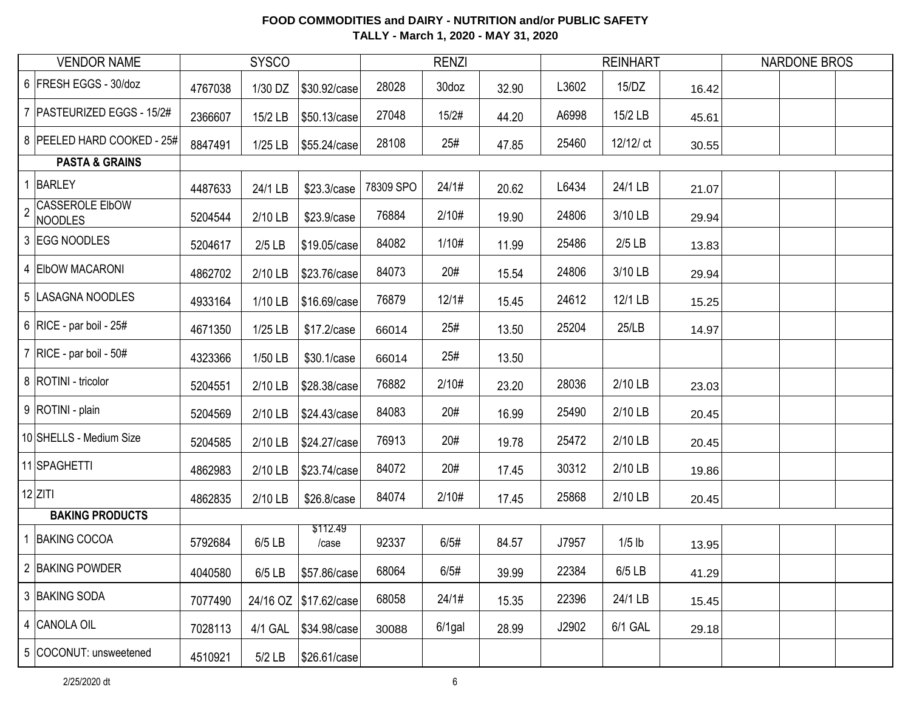**FOOD COMMODITIES and DAIRY - NUTRITION and/or PUBLIC SAFETY**
**TALLY - March 1, 2020 - MAY 31, 2020**

| | VENDOR NAME | SYSCO | | | RENZI | | | REINHART | | | NARDONE BROS | | |
|---|---|---|---|---|---|---|---|---|---|---|---|---|---|
| 6 | FRESH EGGS - 30/doz | 4767038 | 1/30 DZ | $30.92/case | 28028 | 30doz | 32.90 | L3602 | 15/DZ | 16.42 | | | |
| 7 | PASTEURIZED EGGS - 15/2# | 2366607 | 15/2 LB | $50.13/case | 27048 | 15/2# | 44.20 | A6998 | 15/2 LB | 45.61 | | | |
| 8 | PEELED HARD COOKED - 25# | 8847491 | 1/25 LB | $55.24/case | 28108 | 25# | 47.85 | 25460 | 12/12/ ct | 30.55 | | | |
| | **PASTA & GRAINS** | | | | | | | | | | | | |
| 1 | BARLEY | 4487633 | 24/1 LB | $23.3/case | 78309 SPO | 24/1# | 20.62 | L6434 | 24/1 LB | 21.07 | | | |
| 2 | CASSEROLE ElbOW NOODLES | 5204544 | 2/10 LB | $23.9/case | 76884 | 2/10# | 19.90 | 24806 | 3/10 LB | 29.94 | | | |
| 3 | EGG NOODLES | 5204617 | 2/5 LB | $19.05/case | 84082 | 1/10# | 11.99 | 25486 | 2/5 LB | 13.83 | | | |
| 4 | ElbOW MACARONI | 4862702 | 2/10 LB | $23.76/case | 84073 | 20# | 15.54 | 24806 | 3/10 LB | 29.94 | | | |
| 5 | LASAGNA NOODLES | 4933164 | 1/10 LB | $16.69/case | 76879 | 12/1# | 15.45 | 24612 | 12/1 LB | 15.25 | | | |
| 6 | RICE - par boil - 25# | 4671350 | 1/25 LB | $17.2/case | 66014 | 25# | 13.50 | 25204 | 25/LB | 14.97 | | | |
| 7 | RICE - par boil - 50# | 4323366 | 1/50 LB | $30.1/case | 66014 | 25# | 13.50 | | | | | | |
| 8 | ROTINI - tricolor | 5204551 | 2/10 LB | $28.38/case | 76882 | 2/10# | 23.20 | 28036 | 2/10 LB | 23.03 | | | |
| 9 | ROTINI - plain | 5204569 | 2/10 LB | $24.43/case | 84083 | 20# | 16.99 | 25490 | 2/10 LB | 20.45 | | | |
| 10 | SHELLS - Medium Size | 5204585 | 2/10 LB | $24.27/case | 76913 | 20# | 19.78 | 25472 | 2/10 LB | 20.45 | | | |
| 11 | SPAGHETTI | 4862983 | 2/10 LB | $23.74/case | 84072 | 20# | 17.45 | 30312 | 2/10 LB | 19.86 | | | |
| 12 | ZITI | 4862835 | 2/10 LB | $26.8/case | 84074 | 2/10# | 17.45 | 25868 | 2/10 LB | 20.45 | | | |
| | **BAKING PRODUCTS** | | | | | | | | | | | | |
| 1 | BAKING COCOA | 5792684 | 6/5 LB | $112.49 /case | 92337 | 6/5# | 84.57 | J7957 | 1/5 lb | 13.95 | | | |
| 2 | BAKING POWDER | 4040580 | 6/5 LB | $57.86/case | 68064 | 6/5# | 39.99 | 22384 | 6/5 LB | 41.29 | | | |
| 3 | BAKING SODA | 7077490 | 24/16 OZ | $17.62/case | 68058 | 24/1# | 15.35 | 22396 | 24/1 LB | 15.45 | | | |
| 4 | CANOLA OIL | 7028113 | 4/1 GAL | $34.98/case | 30088 | 6/1gal | 28.99 | J2902 | 6/1 GAL | 29.18 | | | |
| 5 | COCONUT: unsweetened | 4510921 | 5/2 LB | $26.61/case | | | | | | | | | |

2/25/2020 dt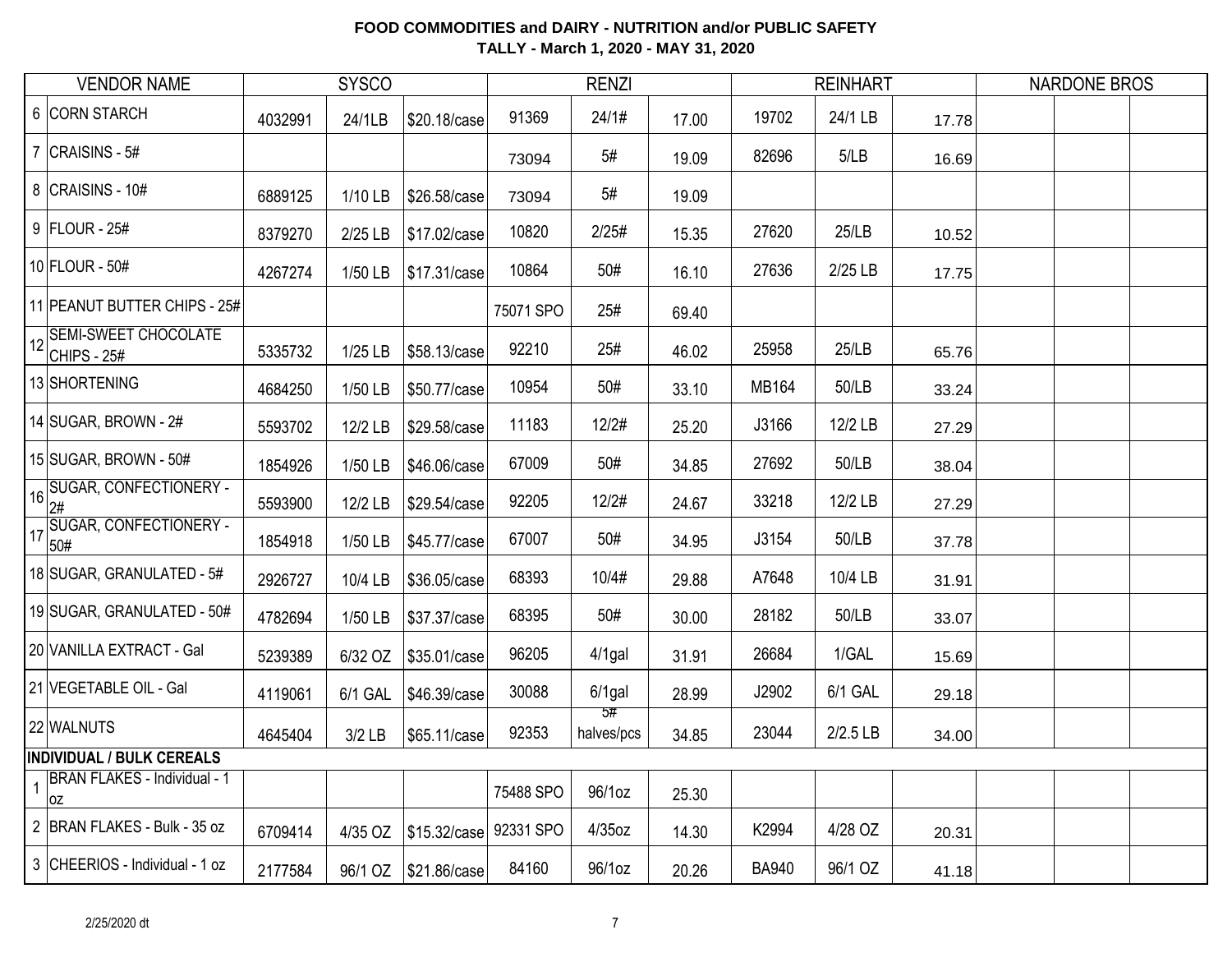**FOOD COMMODITIES and DAIRY - NUTRITION and/or PUBLIC SAFETY**
**TALLY - March 1, 2020 - MAY 31, 2020**

| | VENDOR NAME | SYSCO | | | RENZI | | | REINHART | | | NARDONE BROS | | |
|---|---|---|---|---|---|---|---|---|---|---|---|---|---|
| 6 | CORN STARCH | 4032991 | 24/1LB | $20.18/case | 91369 | 24/1# | 17.00 | 19702 | 24/1 LB | 17.78 | | | |
| 7 | CRAISINS - 5# | | | | 73094 | 5# | 19.09 | 82696 | 5/LB | 16.69 | | | |
| 8 | CRAISINS - 10# | 6889125 | 1/10 LB | $26.58/case | 73094 | 5# | 19.09 | | | | | | |
| 9 | FLOUR - 25# | 8379270 | 2/25 LB | $17.02/case | 10820 | 2/25# | 15.35 | 27620 | 25/LB | 10.52 | | | |
| 10 | FLOUR - 50# | 4267274 | 1/50 LB | $17.31/case | 10864 | 50# | 16.10 | 27636 | 2/25 LB | 17.75 | | | |
| 11 | PEANUT BUTTER CHIPS - 25# | | | | 75071 SPO | 25# | 69.40 | | | | | | |
| 12 | SEMI-SWEET CHOCOLATE CHIPS - 25# | 5335732 | 1/25 LB | $58.13/case | 92210 | 25# | 46.02 | 25958 | 25/LB | 65.76 | | | |
| 13 | SHORTENING | 4684250 | 1/50 LB | $50.77/case | 10954 | 50# | 33.10 | MB164 | 50/LB | 33.24 | | | |
| 14 | SUGAR, BROWN - 2# | 5593702 | 12/2 LB | $29.58/case | 11183 | 12/2# | 25.20 | J3166 | 12/2 LB | 27.29 | | | |
| 15 | SUGAR, BROWN - 50# | 1854926 | 1/50 LB | $46.06/case | 67009 | 50# | 34.85 | 27692 | 50/LB | 38.04 | | | |
| 16 | SUGAR, CONFECTIONERY - 2# | 5593900 | 12/2 LB | $29.54/case | 92205 | 12/2# | 24.67 | 33218 | 12/2 LB | 27.29 | | | |
| 17 | SUGAR, CONFECTIONERY - 50# | 1854918 | 1/50 LB | $45.77/case | 67007 | 50# | 34.95 | J3154 | 50/LB | 37.78 | | | |
| 18 | SUGAR, GRANULATED - 5# | 2926727 | 10/4 LB | $36.05/case | 68393 | 10/4# | 29.88 | A7648 | 10/4 LB | 31.91 | | | |
| 19 | SUGAR, GRANULATED - 50# | 4782694 | 1/50 LB | $37.37/case | 68395 | 50# | 30.00 | 28182 | 50/LB | 33.07 | | | |
| 20 | VANILLA EXTRACT - Gal | 5239389 | 6/32 OZ | $35.01/case | 96205 | 4/1gal | 31.91 | 26684 | 1/GAL | 15.69 | | | |
| 21 | VEGETABLE OIL - Gal | 4119061 | 6/1 GAL | $46.39/case | 30088 | 6/1gal | 28.99 | J2902 | 6/1 GAL | 29.18 | | | |
| 22 | WALNUTS | 4645404 | 3/2 LB | $65.11/case | 92353 | 5# halves/pcs | 34.85 | 23044 | 2/2.5 LB | 34.00 | | | |
| **INDIVIDUAL / BULK CEREALS** | | | | | | | | | | | | | |
| 1 | BRAN FLAKES - Individual - 1 oz | | | | 75488 SPO | 96/1oz | 25.30 | | | | | | |
| 2 | BRAN FLAKES - Bulk - 35 oz | 6709414 | 4/35 OZ | $15.32/case | 92331 SPO | 4/35oz | 14.30 | K2994 | 4/28 OZ | 20.31 | | | |
| 3 | CHEERIOS - Individual - 1 oz | 2177584 | 96/1 OZ | $21.86/case | 84160 | 96/1oz | 20.26 | BA940 | 96/1 OZ | 41.18 | | | |

2/25/2020 dt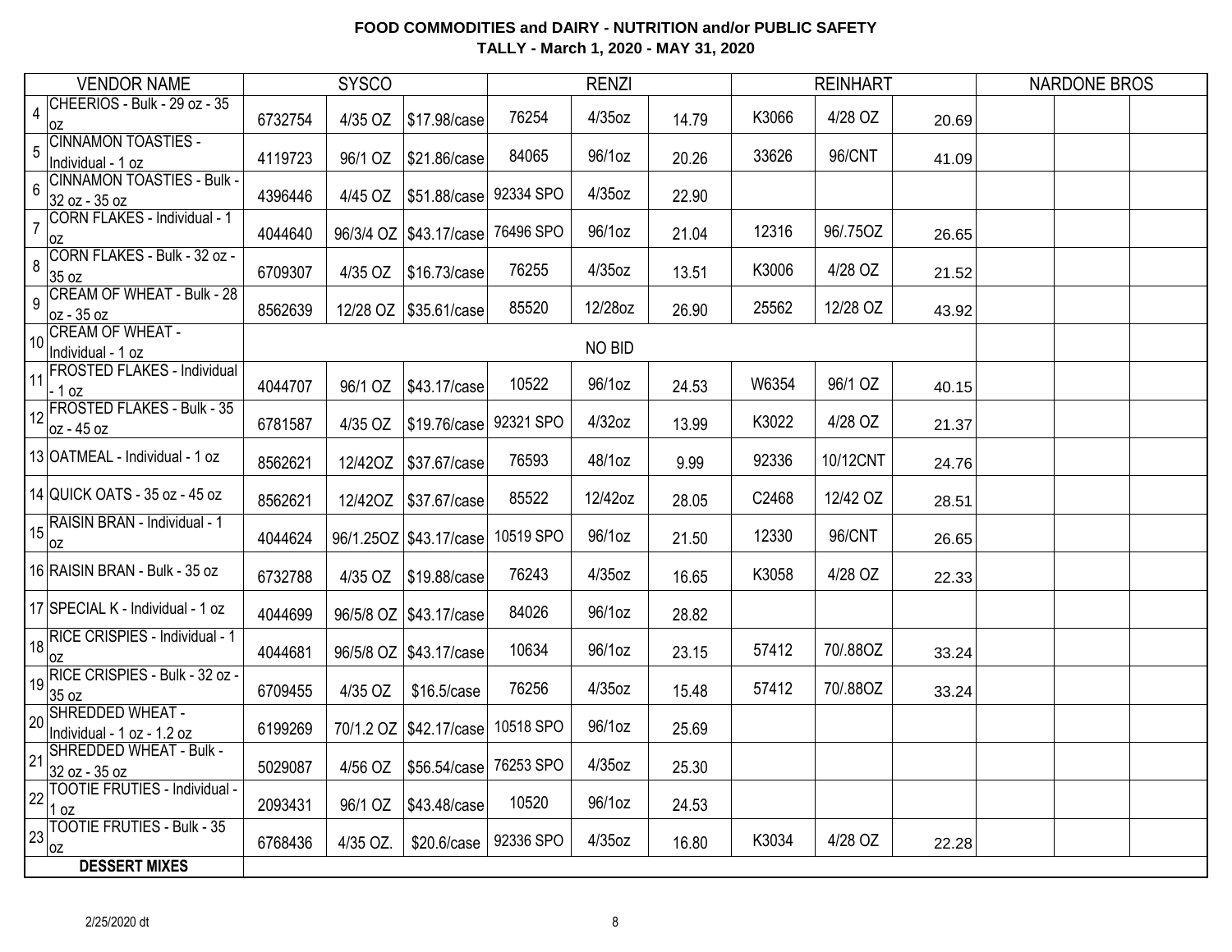**FOOD COMMODITIES and DAIRY - NUTRITION and/or PUBLIC SAFETY**
**TALLY - March 1, 2020 - MAY 31, 2020**

| | VENDOR NAME | SYSCO | | | RENZI | | | REINHART | | | NARDONE BROS | | |
|---|---|---|---|---|---|---|---|---|---|---|---|---|---|
| 4 | CHEERIOS - Bulk - 29 oz - 35 oz | 6732754 | 4/35 OZ | $17.98/case | 76254 | 4/35oz | 14.79 | K3066 | 4/28 OZ | 20.69 | | | |
| 5 | CINNAMON TOASTIES - Individual - 1 oz | 4119723 | 96/1 OZ | $21.86/case | 84065 | 96/1oz | 20.26 | 33626 | 96/CNT | 41.09 | | | |
| 6 | CINNAMON TOASTIES - Bulk - 32 oz - 35 oz | 4396446 | 4/45 OZ | $51.88/case | 92334 SPO | 4/35oz | 22.90 | | | | | | |
| 7 | CORN FLAKES - Individual - 1 oz | 4044640 | 96/3/4 OZ | $43.17/case | 76496 SPO | 96/1oz | 21.04 | 12316 | 96/.75OZ | 26.65 | | | |
| 8 | CORN FLAKES - Bulk - 32 oz - 35 oz | 6709307 | 4/35 OZ | $16.73/case | 76255 | 4/35oz | 13.51 | K3006 | 4/28 OZ | 21.52 | | | |
| 9 | CREAM OF WHEAT - Bulk - 28 oz - 35 oz | 8562639 | 12/28 OZ | $35.61/case | 85520 | 12/28oz | 26.90 | 25562 | 12/28 OZ | 43.92 | | | |
| 10 | CREAM OF WHEAT - Individual - 1 oz | | | | | NO BID | | | | | | | |
| 11 | FROSTED FLAKES - Individual - 1 oz | 4044707 | 96/1 OZ | $43.17/case | 10522 | 96/1oz | 24.53 | W6354 | 96/1 OZ | 40.15 | | | |
| 12 | FROSTED FLAKES - Bulk - 35 oz - 45 oz | 6781587 | 4/35 OZ | $19.76/case | 92321 SPO | 4/32oz | 13.99 | K3022 | 4/28 OZ | 21.37 | | | |
| 13 | OATMEAL - Individual - 1 oz | 8562621 | 12/42OZ | $37.67/case | 76593 | 48/1oz | 9.99 | 92336 | 10/12CNT | 24.76 | | | |
| 14 | QUICK OATS - 35 oz - 45 oz | 8562621 | 12/42OZ | $37.67/case | 85522 | 12/42oz | 28.05 | C2468 | 12/42 OZ | 28.51 | | | |
| 15 | RAISIN BRAN - Individual - 1 oz | 4044624 | 96/1.25OZ | $43.17/case | 10519 SPO | 96/1oz | 21.50 | 12330 | 96/CNT | 26.65 | | | |
| 16 | RAISIN BRAN - Bulk - 35 oz | 6732788 | 4/35 OZ | $19.88/case | 76243 | 4/35oz | 16.65 | K3058 | 4/28 OZ | 22.33 | | | |
| 17 | SPECIAL K - Individual - 1 oz | 4044699 | 96/5/8 OZ | $43.17/case | 84026 | 96/1oz | 28.82 | | | | | | |
| 18 | RICE CRISPIES - Individual - 1 oz | 4044681 | 96/5/8 OZ | $43.17/case | 10634 | 96/1oz | 23.15 | 57412 | 70/.88OZ | 33.24 | | | |
| 19 | RICE CRISPIES - Bulk - 32 oz - 35 oz | 6709455 | 4/35 OZ | $16.5/case | 76256 | 4/35oz | 15.48 | 57412 | 70/.88OZ | 33.24 | | | |
| 20 | SHREDDED WHEAT - Individual - 1 oz - 1.2 oz | 6199269 | 70/1.2 OZ | $42.17/case | 10518 SPO | 96/1oz | 25.69 | | | | | | |
| 21 | SHREDDED WHEAT - Bulk - 32 oz - 35 oz | 5029087 | 4/56 OZ | $56.54/case | 76253 SPO | 4/35oz | 25.30 | | | | | | |
| 22 | TOOTIE FRUTIES - Individual - 1 oz | 2093431 | 96/1 OZ | $43.48/case | 10520 | 96/1oz | 24.53 | | | | | | |
| 23 | TOOTIE FRUTIES - Bulk - 35 oz | 6768436 | 4/35 OZ. | $20.6/case | 92336 SPO | 4/35oz | 16.80 | K3034 | 4/28 OZ | 22.28 | | | |
| | **DESSERT MIXES** | | | | | | | | | | | | |

2/25/2020 dt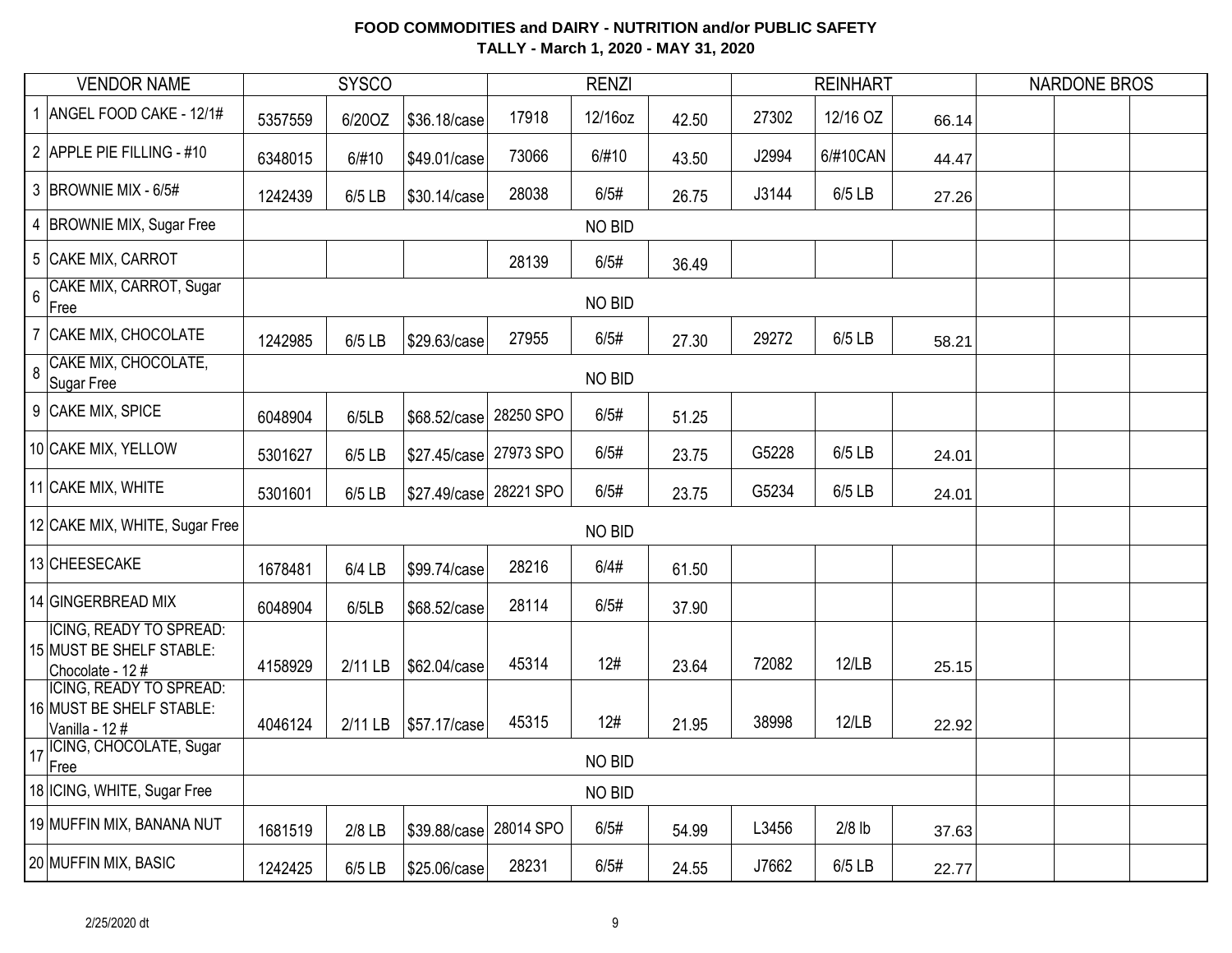**FOOD COMMODITIES and DAIRY - NUTRITION and/or PUBLIC SAFETY**
**TALLY - March 1, 2020 - MAY 31, 2020**

| | VENDOR NAME | SYSCO | | | RENZI | | | REINHART | | | NARDONE BROS | | |
|---|---|---|---|---|---|---|---|---|---|---|---|---|---|
| 1 | ANGEL FOOD CAKE - 12/1# | 5357559 | 6/20OZ | $36.18/case | 17918 | 12/16oz | 42.50 | 27302 | 12/16 OZ | 66.14 | | | |
| 2 | APPLE PIE FILLING - #10 | 6348015 | 6/#10 | $49.01/case | 73066 | 6/#10 | 43.50 | J2994 | 6/#10CAN | 44.47 | | | |
| 3 | BROWNIE MIX - 6/5# | 1242439 | 6/5 LB | $30.14/case | 28038 | 6/5# | 26.75 | J3144 | 6/5 LB | 27.26 | | | |
| 4 | BROWNIE MIX, Sugar Free | | | | | NO BID | | | | | | | |
| 5 | CAKE MIX, CARROT | | | | 28139 | 6/5# | 36.49 | | | | | | |
| 6 | CAKE MIX, CARROT, Sugar Free | | | | | NO BID | | | | | | | |
| 7 | CAKE MIX, CHOCOLATE | 1242985 | 6/5 LB | $29.63/case | 27955 | 6/5# | 27.30 | 29272 | 6/5 LB | 58.21 | | | |
| 8 | CAKE MIX, CHOCOLATE, Sugar Free | | | | | NO BID | | | | | | | |
| 9 | CAKE MIX, SPICE | 6048904 | 6/5LB | $68.52/case | 28250 SPO | 6/5# | 51.25 | | | | | | |
| 10 | CAKE MIX, YELLOW | 5301627 | 6/5 LB | $27.45/case | 27973 SPO | 6/5# | 23.75 | G5228 | 6/5 LB | 24.01 | | | |
| 11 | CAKE MIX, WHITE | 5301601 | 6/5 LB | $27.49/case | 28221 SPO | 6/5# | 23.75 | G5234 | 6/5 LB | 24.01 | | | |
| 12 | CAKE MIX, WHITE, Sugar Free | | | | | NO BID | | | | | | | |
| 13 | CHEESECAKE | 1678481 | 6/4 LB | $99.74/case | 28216 | 6/4# | 61.50 | | | | | | |
| 14 | GINGERBREAD MIX | 6048904 | 6/5LB | $68.52/case | 28114 | 6/5# | 37.90 | | | | | | |
| 15 | ICING, READY TO SPREAD: MUST BE SHELF STABLE: Chocolate - 12 # | 4158929 | 2/11 LB | $62.04/case | 45314 | 12# | 23.64 | 72082 | 12/LB | 25.15 | | | |
| 16 | ICING, READY TO SPREAD: MUST BE SHELF STABLE: Vanilla - 12 # | 4046124 | 2/11 LB | $57.17/case | 45315 | 12# | 21.95 | 38998 | 12/LB | 22.92 | | | |
| 17 | ICING, CHOCOLATE, Sugar Free | | | | | NO BID | | | | | | | |
| 18 | ICING, WHITE, Sugar Free | | | | | NO BID | | | | | | | |
| 19 | MUFFIN MIX, BANANA NUT | 1681519 | 2/8 LB | $39.88/case | 28014 SPO | 6/5# | 54.99 | L3456 | 2/8 lb | 37.63 | | | |
| 20 | MUFFIN MIX, BASIC | 1242425 | 6/5 LB | $25.06/case | 28231 | 6/5# | 24.55 | J7662 | 6/5 LB | 22.77 | | | |

2/25/2020 dt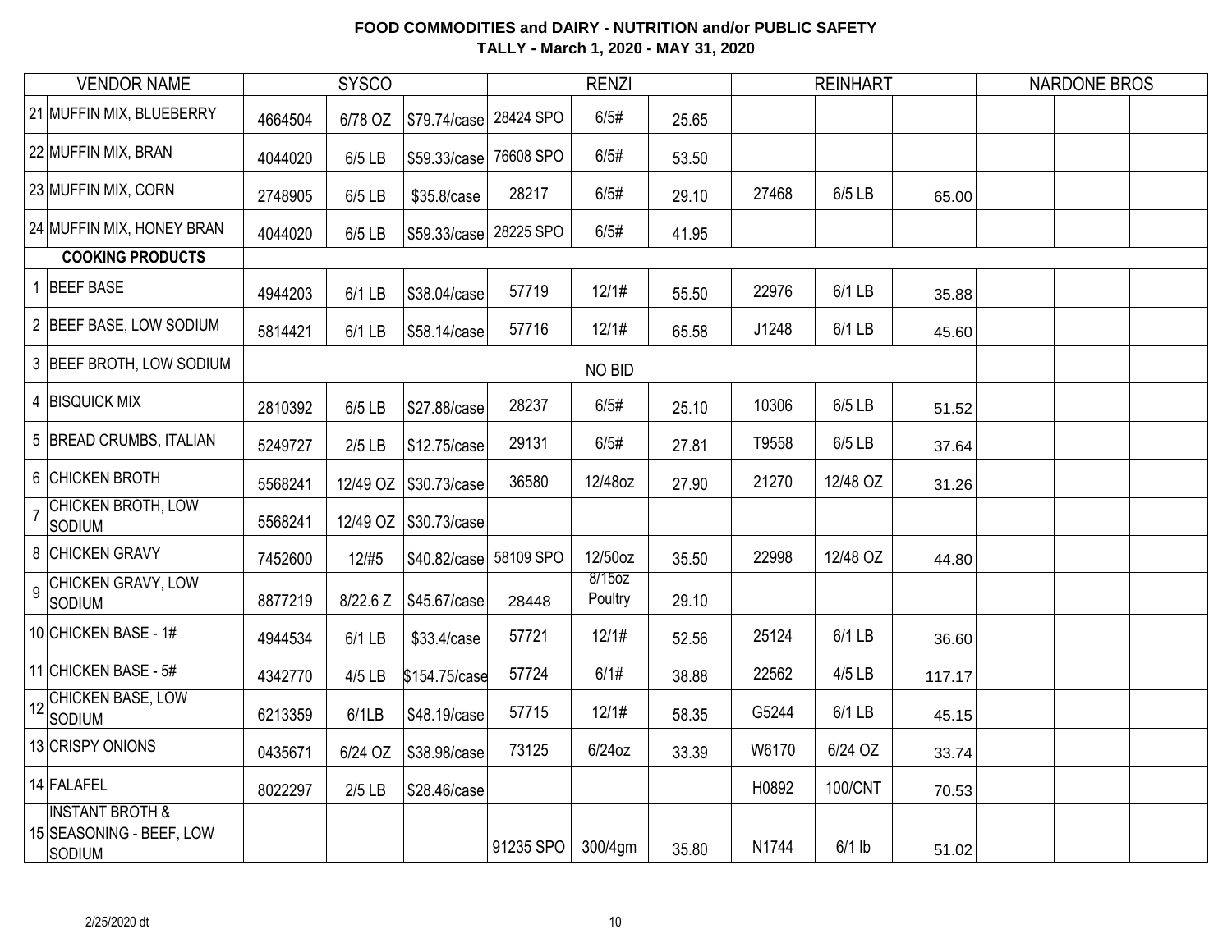**FOOD COMMODITIES and DAIRY - NUTRITION and/or PUBLIC SAFETY**
**TALLY - March 1, 2020 - MAY 31, 2020**

| | VENDOR NAME | SYSCO | | | RENZI | | | REINHART | | | NARDONE BROS | | |
|---|---|---|---|---|---|---|---|---|---|---|---|---|---|
| 21 | MUFFIN MIX, BLUEBERRY | 4664504 | 6/78 OZ | $79.74/case | 28424 SPO | 6/5# | 25.65 | | | | | | |
| 22 | MUFFIN MIX, BRAN | 4044020 | 6/5 LB | $59.33/case | 76608 SPO | 6/5# | 53.50 | | | | | | |
| 23 | MUFFIN MIX, CORN | 2748905 | 6/5 LB | $35.8/case | 28217 | 6/5# | 29.10 | 27468 | 6/5 LB | 65.00 | | | |
| 24 | MUFFIN MIX, HONEY BRAN | 4044020 | 6/5 LB | $59.33/case | 28225 SPO | 6/5# | 41.95 | | | | | | |
| | **COOKING PRODUCTS** | | | | | | | | | | | | |
| 1 | BEEF BASE | 4944203 | 6/1 LB | $38.04/case | 57719 | 12/1# | 55.50 | 22976 | 6/1 LB | 35.88 | | | |
| 2 | BEEF BASE, LOW SODIUM | 5814421 | 6/1 LB | $58.14/case | 57716 | 12/1# | 65.58 | J1248 | 6/1 LB | 45.60 | | | |
| 3 | BEEF BROTH, LOW SODIUM | | | | | NO BID | | | | | | | |
| 4 | BISQUICK MIX | 2810392 | 6/5 LB | $27.88/case | 28237 | 6/5# | 25.10 | 10306 | 6/5 LB | 51.52 | | | |
| 5 | BREAD CRUMBS, ITALIAN | 5249727 | 2/5 LB | $12.75/case | 29131 | 6/5# | 27.81 | T9558 | 6/5 LB | 37.64 | | | |
| 6 | CHICKEN BROTH | 5568241 | 12/49 OZ | $30.73/case | 36580 | 12/48oz | 27.90 | 21270 | 12/48 OZ | 31.26 | | | |
| 7 | CHICKEN BROTH, LOW SODIUM | 5568241 | 12/49 OZ | $30.73/case | | | | | | | | | |
| 8 | CHICKEN GRAVY | 7452600 | 12/#5 | $40.82/case | 58109 SPO | 12/50oz | 35.50 | 22998 | 12/48 OZ | 44.80 | | | |
| 9 | CHICKEN GRAVY, LOW SODIUM | 8877219 | 8/22.6 Z | $45.67/case | 28448 | 8/15oz Poultry | 29.10 | | | | | | |
| 10 | CHICKEN BASE - 1# | 4944534 | 6/1 LB | $33.4/case | 57721 | 12/1# | 52.56 | 25124 | 6/1 LB | 36.60 | | | |
| 11 | CHICKEN BASE - 5# | 4342770 | 4/5 LB | $154.75/case | 57724 | 6/1# | 38.88 | 22562 | 4/5 LB | 117.17 | | | |
| 12 | CHICKEN BASE, LOW SODIUM | 6213359 | 6/1LB | $48.19/case | 57715 | 12/1# | 58.35 | G5244 | 6/1 LB | 45.15 | | | |
| 13 | CRISPY ONIONS | 0435671 | 6/24 OZ | $38.98/case | 73125 | 6/24oz | 33.39 | W6170 | 6/24 OZ | 33.74 | | | |
| 14 | FALAFEL | 8022297 | 2/5 LB | $28.46/case | | | | H0892 | 100/CNT | 70.53 | | | |
| 15 | INSTANT BROTH & SEASONING - BEEF, LOW SODIUM | | | | 91235 SPO | 300/4gm | 35.80 | N1744 | 6/1 lb | 51.02 | | | |

2/25/2020 dt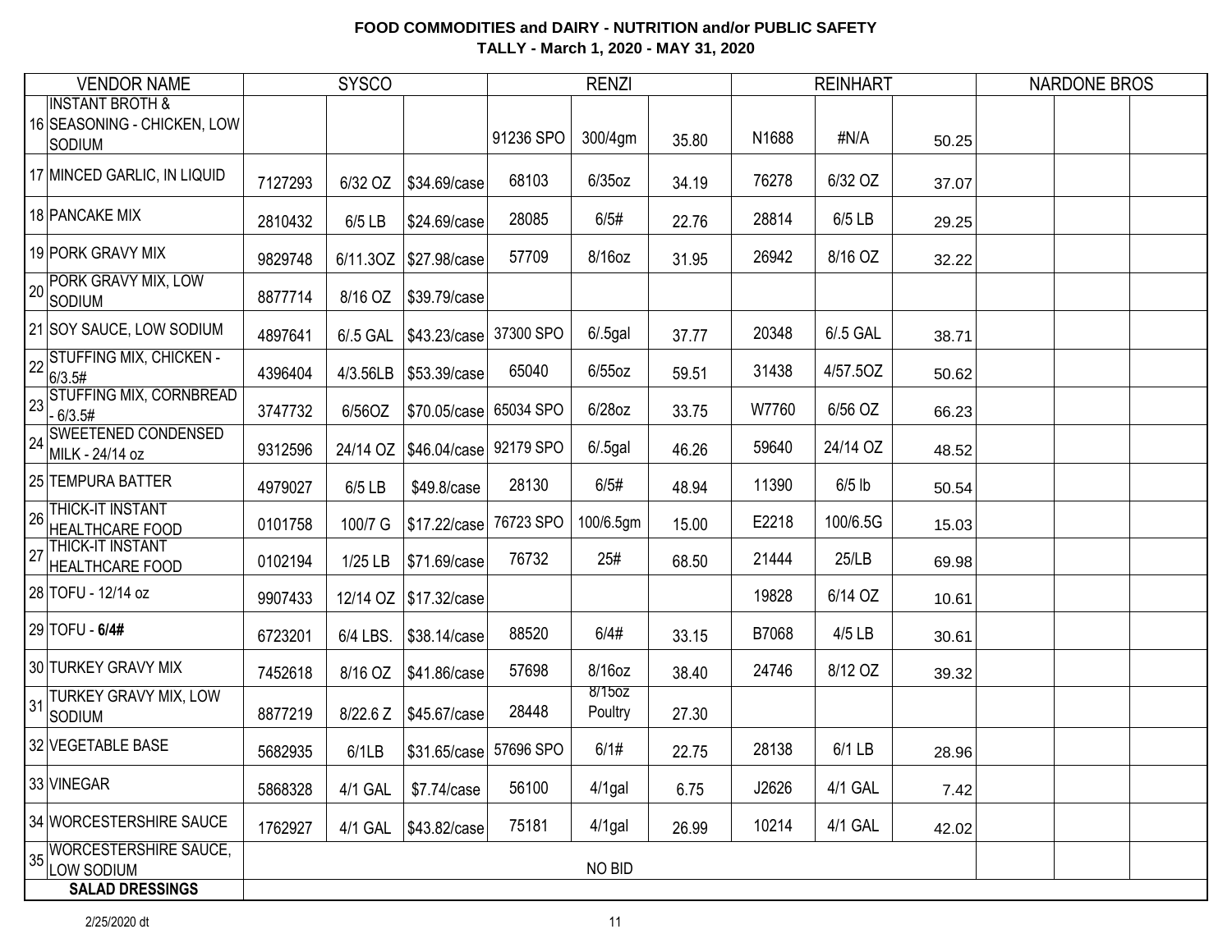**FOOD COMMODITIES and DAIRY - NUTRITION and/or PUBLIC SAFETY**
**TALLY - March 1, 2020 - MAY 31, 2020**

| | VENDOR NAME | SYSCO | | | RENZI | | | REINHART | | | NARDONE BROS | | |
|---|---|---|---|---|---|---|---|---|---|---|---|---|---|
| 16 | INSTANT BROTH & SEASONING - CHICKEN, LOW SODIUM | | | | 91236 SPO | 300/4gm | 35.80 | N1688 | #N/A | 50.25 | | | |
| 17 | MINCED GARLIC, IN LIQUID | 7127293 | 6/32 OZ | $34.69/case | 68103 | 6/35oz | 34.19 | 76278 | 6/32 OZ | 37.07 | | | |
| 18 | PANCAKE MIX | 2810432 | 6/5 LB | $24.69/case | 28085 | 6/5# | 22.76 | 28814 | 6/5 LB | 29.25 | | | |
| 19 | PORK GRAVY MIX | 9829748 | 6/11.3OZ | $27.98/case | 57709 | 8/16oz | 31.95 | 26942 | 8/16 OZ | 32.22 | | | |
| 20 | PORK GRAVY MIX, LOW SODIUM | 8877714 | 8/16 OZ | $39.79/case | | | | | | | | | |
| 21 | SOY SAUCE, LOW SODIUM | 4897641 | 6/.5 GAL | $43.23/case | 37300 SPO | 6/.5gal | 37.77 | 20348 | 6/.5 GAL | 38.71 | | | |
| 22 | STUFFING MIX, CHICKEN - 6/3.5# | 4396404 | 4/3.56LB | $53.39/case | 65040 | 6/55oz | 59.51 | 31438 | 4/57.5OZ | 50.62 | | | |
| 23 | STUFFING MIX, CORNBREAD - 6/3.5# | 3747732 | 6/56OZ | $70.05/case | 65034 SPO | 6/28oz | 33.75 | W7760 | 6/56 OZ | 66.23 | | | |
| 24 | SWEETENED CONDENSED MILK - 24/14 oz | 9312596 | 24/14 OZ | $46.04/case | 92179 SPO | 6/.5gal | 46.26 | 59640 | 24/14 OZ | 48.52 | | | |
| 25 | TEMPURA BATTER | 4979027 | 6/5 LB | $49.8/case | 28130 | 6/5# | 48.94 | 11390 | 6/5 lb | 50.54 | | | |
| 26 | THICK-IT INSTANT HEALTHCARE FOOD | 0101758 | 100/7 G | $17.22/case | 76723 SPO | 100/6.5gm | 15.00 | E2218 | 100/6.5G | 15.03 | | | |
| 27 | THICK-IT INSTANT HEALTHCARE FOOD | 0102194 | 1/25 LB | $71.69/case | 76732 | 25# | 68.50 | 21444 | 25/LB | 69.98 | | | |
| 28 | TOFU - 12/14 oz | 9907433 | 12/14 OZ | $17.32/case | | | | 19828 | 6/14 OZ | 10.61 | | | |
| 29 | TOFU - **6/4#** | 6723201 | 6/4 LBS. | $38.14/case | 88520 | 6/4# | 33.15 | B7068 | 4/5 LB | 30.61 | | | |
| 30 | TURKEY GRAVY MIX | 7452618 | 8/16 OZ | $41.86/case | 57698 | 8/16oz | 38.40 | 24746 | 8/12 OZ | 39.32 | | | |
| 31 | TURKEY GRAVY MIX, LOW SODIUM | 8877219 | 8/22.6 Z | $45.67/case | 28448 | 8/15oz Poultry | 27.30 | | | | | | |
| 32 | VEGETABLE BASE | 5682935 | 6/1LB | $31.65/case | 57696 SPO | 6/1# | 22.75 | 28138 | 6/1 LB | 28.96 | | | |
| 33 | VINEGAR | 5868328 | 4/1 GAL | $7.74/case | 56100 | 4/1gal | 6.75 | J2626 | 4/1 GAL | 7.42 | | | |
| 34 | WORCESTERSHIRE SAUCE | 1762927 | 4/1 GAL | $43.82/case | 75181 | 4/1gal | 26.99 | 10214 | 4/1 GAL | 42.02 | | | |
| 35 | WORCESTERSHIRE SAUCE, LOW SODIUM | NO BID | | | | | | | | | | | |
| | **SALAD DRESSINGS** | | | | | | | | | | | | |

2/25/2020 dt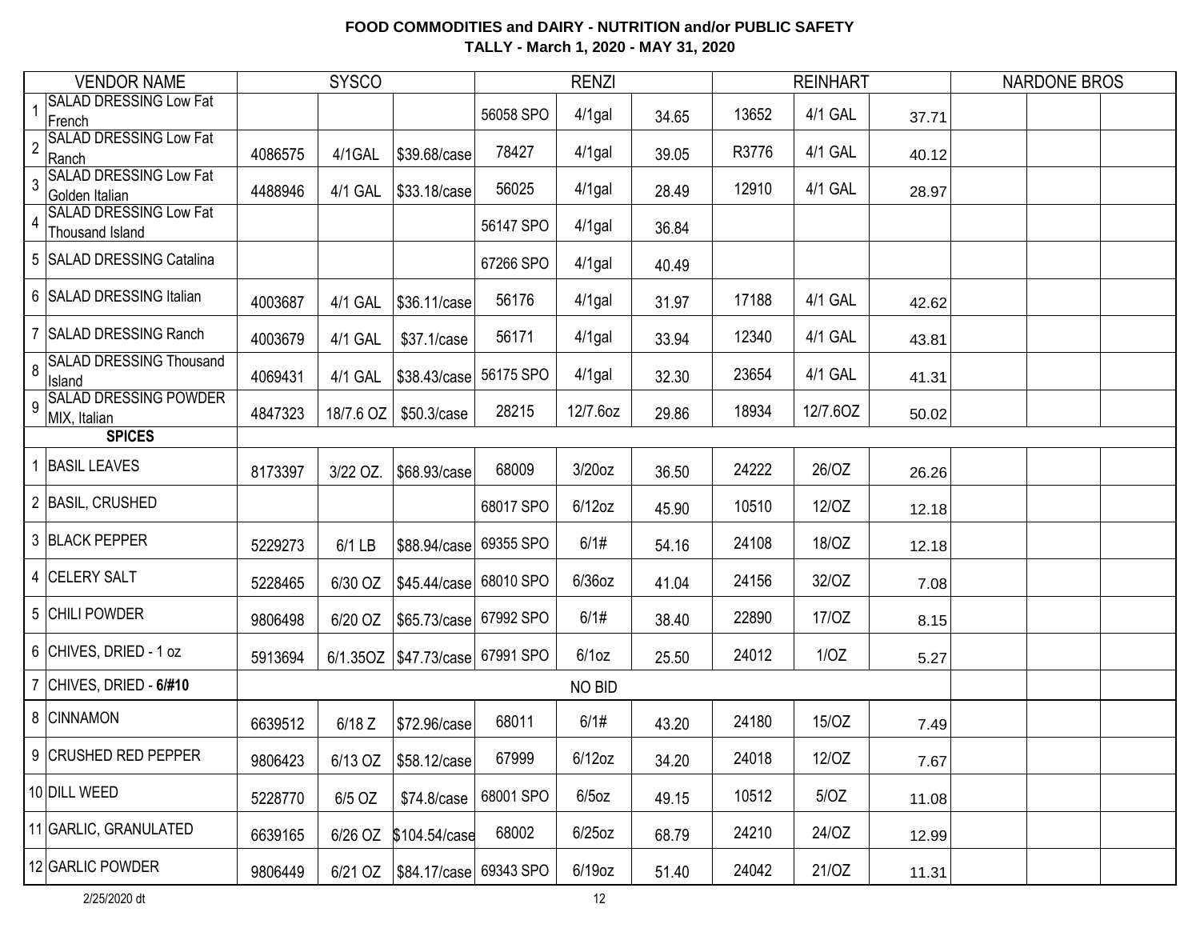# FOOD COMMODITIES and DAIRY - NUTRITION and/or PUBLIC SAFETY

## TALLY - March 1, 2020 - MAY 31, 2020

| | VENDOR NAME | SYSCO | | | RENZI | | | REINHART | | | NARDONE BROS | | |
|---|---|---|---|---|---|---|---|---|---|---|---|---|---|
| 1 | SALAD DRESSING Low Fat French | | | | 56058 SPO | 4/1gal | 34.65 | 13652 | 4/1 GAL | 37.71 | | | |
| 2 | SALAD DRESSING Low Fat Ranch | 4086575 | 4/1GAL | $39.68/case | 78427 | 4/1gal | 39.05 | R3776 | 4/1 GAL | 40.12 | | | |
| 3 | SALAD DRESSING Low Fat Golden Italian | 4488946 | 4/1 GAL | $33.18/case | 56025 | 4/1gal | 28.49 | 12910 | 4/1 GAL | 28.97 | | | |
| 4 | SALAD DRESSING Low Fat Thousand Island | | | | 56147 SPO | 4/1gal | 36.84 | | | | | | |
| 5 | SALAD DRESSING Catalina | | | | 67266 SPO | 4/1gal | 40.49 | | | | | | |
| 6 | SALAD DRESSING Italian | 4003687 | 4/1 GAL | $36.11/case | 56176 | 4/1gal | 31.97 | 17188 | 4/1 GAL | 42.62 | | | |
| 7 | SALAD DRESSING Ranch | 4003679 | 4/1 GAL | $37.1/case | 56171 | 4/1gal | 33.94 | 12340 | 4/1 GAL | 43.81 | | | |
| 8 | SALAD DRESSING Thousand Island | 4069431 | 4/1 GAL | $38.43/case | 56175 SPO | 4/1gal | 32.30 | 23654 | 4/1 GAL | 41.31 | | | |
| 9 | SALAD DRESSING POWDER MIX, Italian | 4847323 | 18/7.6 OZ | $50.3/case | 28215 | 12/7.6oz | 29.86 | 18934 | 12/7.6OZ | 50.02 | | | |
| | **SPICES** | | | | | | | | | | | | |
| 1 | BASIL LEAVES | 8173397 | 3/22 OZ. | $68.93/case | 68009 | 3/20oz | 36.50 | 24222 | 26/OZ | 26.26 | | | |
| 2 | BASIL, CRUSHED | | | | 68017 SPO | 6/12oz | 45.90 | 10510 | 12/OZ | 12.18 | | | |
| 3 | BLACK PEPPER | 5229273 | 6/1 LB | $88.94/case | 69355 SPO | 6/1# | 54.16 | 24108 | 18/OZ | 12.18 | | | |
| 4 | CELERY SALT | 5228465 | 6/30 OZ | $45.44/case | 68010 SPO | 6/36oz | 41.04 | 24156 | 32/OZ | 7.08 | | | |
| 5 | CHILI POWDER | 9806498 | 6/20 OZ | $65.73/case | 67992 SPO | 6/1# | 38.40 | 22890 | 17/OZ | 8.15 | | | |
| 6 | CHIVES, DRIED - 1 oz | 5913694 | 6/1.35OZ | $47.73/case | 67991 SPO | 6/1oz | 25.50 | 24012 | 1/OZ | 5.27 | | | |
| 7 | CHIVES, DRIED - **6/#10** | | | | | NO BID | | | | | | | |
| 8 | CINNAMON | 6639512 | 6/18 Z | $72.96/case | 68011 | 6/1# | 43.20 | 24180 | 15/OZ | 7.49 | | | |
| 9 | CRUSHED RED PEPPER | 9806423 | 6/13 OZ | $58.12/case | 67999 | 6/12oz | 34.20 | 24018 | 12/OZ | 7.67 | | | |
| 10 | DILL WEED | 5228770 | 6/5 OZ | $74.8/case | 68001 SPO | 6/5oz | 49.15 | 10512 | 5/OZ | 11.08 | | | |
| 11 | GARLIC, GRANULATED | 6639165 | 6/26 OZ | $104.54/case | 68002 | 6/25oz | 68.79 | 24210 | 24/OZ | 12.99 | | | |
| 12 | GARLIC POWDER | 9806449 | 6/21 OZ | $84.17/case | 69343 SPO | 6/19oz | 51.40 | 24042 | 21/OZ | 11.31 | | | |

2/25/2020 dt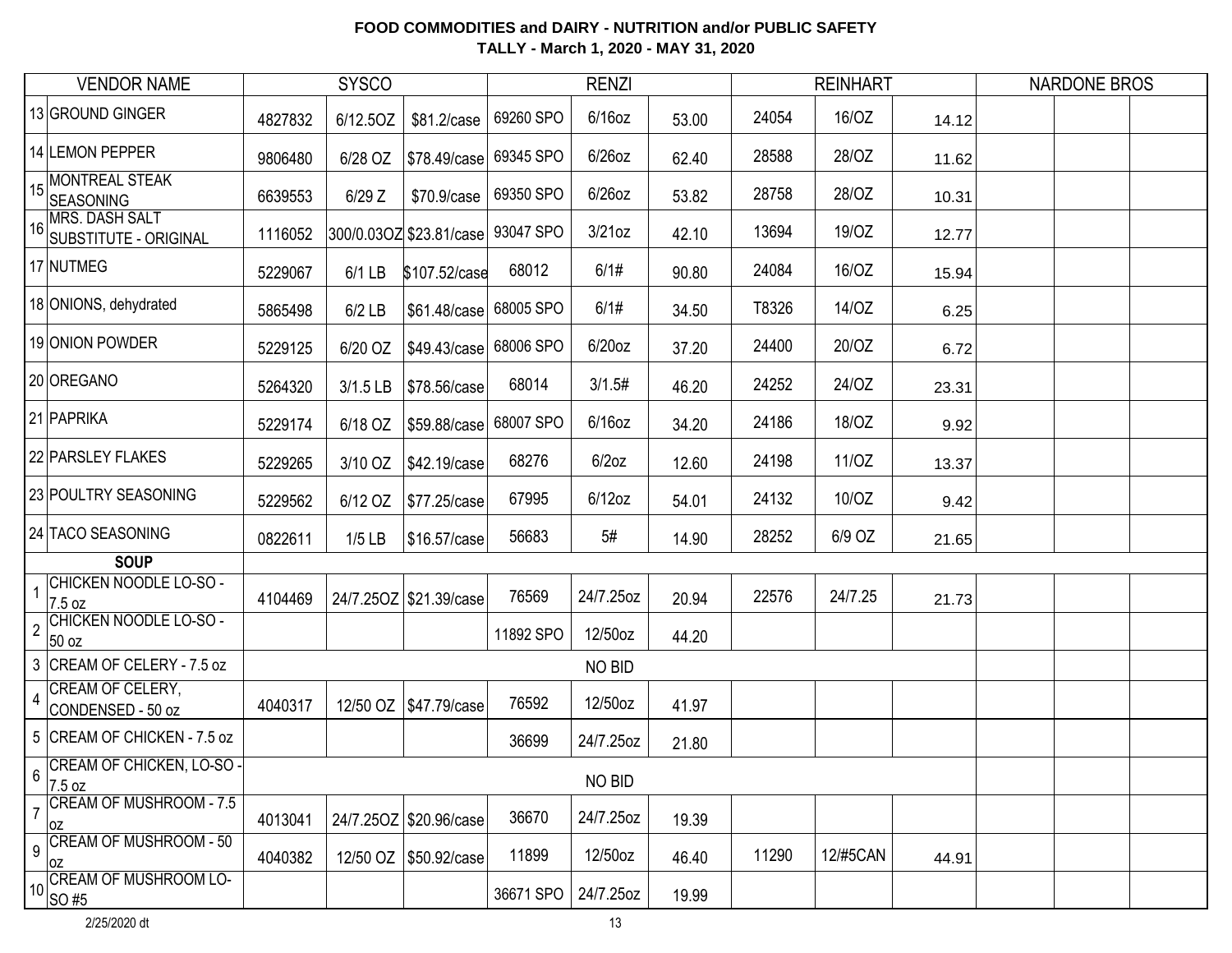**FOOD COMMODITIES and DAIRY - NUTRITION and/or PUBLIC SAFETY**
**TALLY - March 1, 2020 - MAY 31, 2020**

| | VENDOR NAME | SYSCO | | | RENZI | | | REINHART | | | NARDONE BROS | | |
|---|---|---|---|---|---|---|---|---|---|---|---|---|---|
| 13 | GROUND GINGER | 4827832 | 6/12.5OZ | $81.2/case | 69260 SPO | 6/16oz | 53.00 | 24054 | 16/OZ | 14.12 | | | |
| 14 | LEMON PEPPER | 9806480 | 6/28 OZ | $78.49/case | 69345 SPO | 6/26oz | 62.40 | 28588 | 28/OZ | 11.62 | | | |
| 15 | MONTREAL STEAK SEASONING | 6639553 | 6/29 Z | $70.9/case | 69350 SPO | 6/26oz | 53.82 | 28758 | 28/OZ | 10.31 | | | |
| 16 | MRS. DASH SALT SUBSTITUTE - ORIGINAL | 1116052 | 300/0.03OZ | $23.81/case | 93047 SPO | 3/21oz | 42.10 | 13694 | 19/OZ | 12.77 | | | |
| 17 | NUTMEG | 5229067 | 6/1 LB | $107.52/case | 68012 | 6/1# | 90.80 | 24084 | 16/OZ | 15.94 | | | |
| 18 | ONIONS, dehydrated | 5865498 | 6/2 LB | $61.48/case | 68005 SPO | 6/1# | 34.50 | T8326 | 14/OZ | 6.25 | | | |
| 19 | ONION POWDER | 5229125 | 6/20 OZ | $49.43/case | 68006 SPO | 6/20oz | 37.20 | 24400 | 20/OZ | 6.72 | | | |
| 20 | OREGANO | 5264320 | 3/1.5 LB | $78.56/case | 68014 | 3/1.5# | 46.20 | 24252 | 24/OZ | 23.31 | | | |
| 21 | PAPRIKA | 5229174 | 6/18 OZ | $59.88/case | 68007 SPO | 6/16oz | 34.20 | 24186 | 18/OZ | 9.92 | | | |
| 22 | PARSLEY FLAKES | 5229265 | 3/10 OZ | $42.19/case | 68276 | 6/2oz | 12.60 | 24198 | 11/OZ | 13.37 | | | |
| 23 | POULTRY SEASONING | 5229562 | 6/12 OZ | $77.25/case | 67995 | 6/12oz | 54.01 | 24132 | 10/OZ | 9.42 | | | |
| 24 | TACO SEASONING | 0822611 | 1/5 LB | $16.57/case | 56683 | 5# | 14.90 | 28252 | 6/9 OZ | 21.65 | | | |
| | **SOUP** | | | | | | | | | | | | |
| 1 | CHICKEN NOODLE LO-SO - 7.5 oz | 4104469 | 24/7.25OZ | $21.39/case | 76569 | 24/7.25oz | 20.94 | 22576 | 24/7.25 | 21.73 | | | |
| 2 | CHICKEN NOODLE LO-SO - 50 oz | | | | 11892 SPO | 12/50oz | 44.20 | | | | | | |
| 3 | CREAM OF CELERY - 7.5 oz | | | | | NO BID | | | | | | | |
| 4 | CREAM OF CELERY, CONDENSED - 50 oz | 4040317 | 12/50 OZ | $47.79/case | 76592 | 12/50oz | 41.97 | | | | | | |
| 5 | CREAM OF CHICKEN - 7.5 oz | | | | 36699 | 24/7.25oz | 21.80 | | | | | | |
| 6 | CREAM OF CHICKEN, LO-SO - 7.5 oz | | | | | NO BID | | | | | | | |
| 7 | CREAM OF MUSHROOM - 7.5 oz | 4013041 | 24/7.25OZ | $20.96/case | 36670 | 24/7.25oz | 19.39 | | | | | | |
| 9 | CREAM OF MUSHROOM - 50 oz | 4040382 | 12/50 OZ | $50.92/case | 11899 | 12/50oz | 46.40 | 11290 | 12/#5CAN | 44.91 | | | |
| 10 | CREAM OF MUSHROOM LO-SO #5 | | | | 36671 SPO | 24/7.25oz | 19.99 | | | | | | |

2/25/2020 dt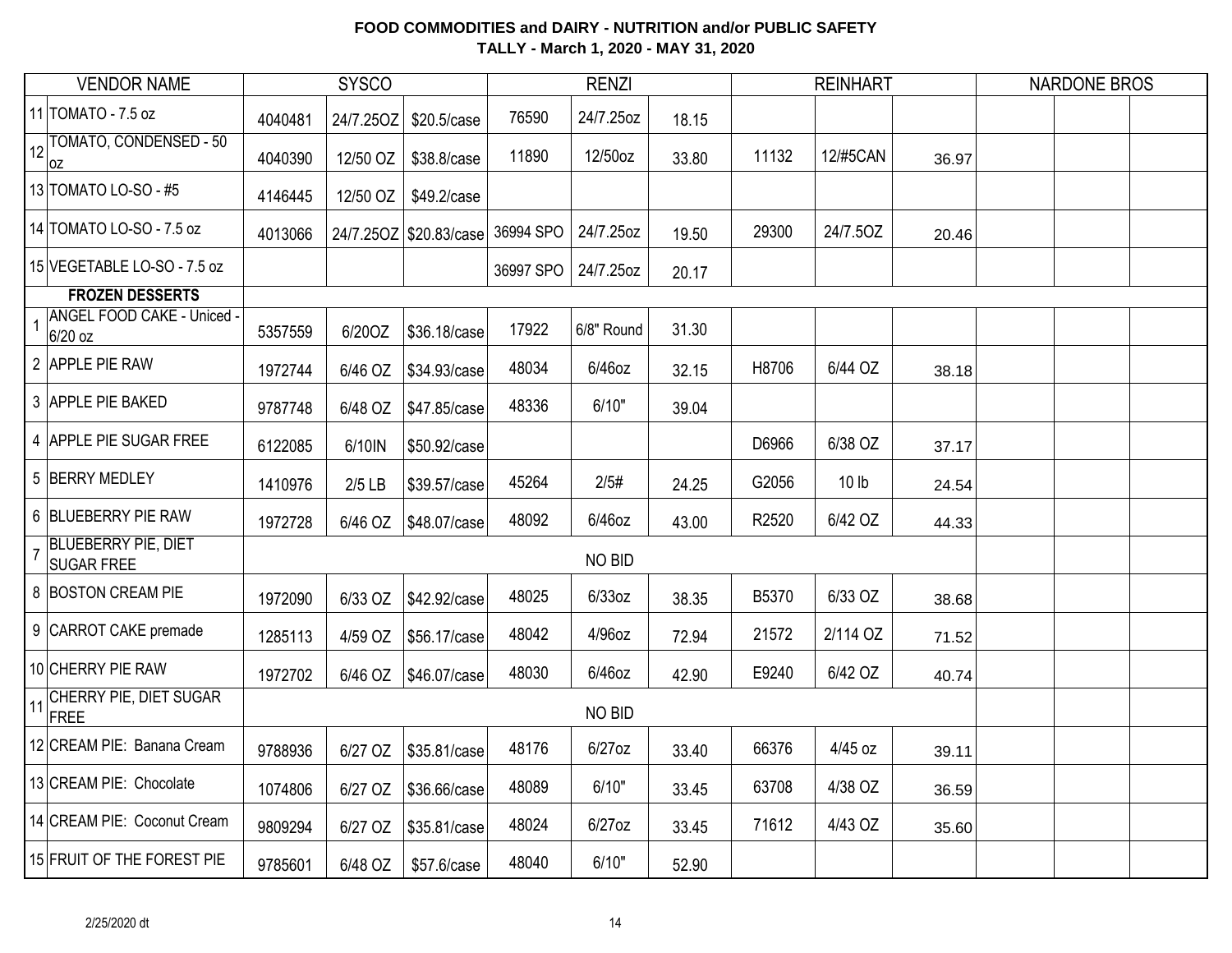**FOOD COMMODITIES and DAIRY - NUTRITION and/or PUBLIC SAFETY**
**TALLY - March 1, 2020 - MAY 31, 2020**

| | VENDOR NAME | SYSCO | | | RENZI | | | REINHART | | | NARDONE BROS | | |
|---|---|---|---|---|---|---|---|---|---|---|---|---|---|
| 11 | TOMATO - 7.5 oz | 4040481 | 24/7.25OZ | $20.5/case | 76590 | 24/7.25oz | 18.15 | | | | | | |
| 12 | TOMATO, CONDENSED - 50 oz | 4040390 | 12/50 OZ | $38.8/case | 11890 | 12/50oz | 33.80 | 11132 | 12/#5CAN | 36.97 | | | |
| 13 | TOMATO LO-SO - #5 | 4146445 | 12/50 OZ | $49.2/case | | | | | | | | | |
| 14 | TOMATO LO-SO - 7.5 oz | 4013066 | 24/7.25OZ | $20.83/case | 36994 SPO | 24/7.25oz | 19.50 | 29300 | 24/7.5OZ | 20.46 | | | |
| 15 | VEGETABLE LO-SO - 7.5 oz | | | | 36997 SPO | 24/7.25oz | 20.17 | | | | | | |
| | **FROZEN DESSERTS** | | | | | | | | | | | | |
| 1 | ANGEL FOOD CAKE - Uniced - 6/20 oz | 5357559 | 6/20OZ | $36.18/case | 17922 | 6/8" Round | 31.30 | | | | | | |
| 2 | APPLE PIE RAW | 1972744 | 6/46 OZ | $34.93/case | 48034 | 6/46oz | 32.15 | H8706 | 6/44 OZ | 38.18 | | | |
| 3 | APPLE PIE BAKED | 9787748 | 6/48 OZ | $47.85/case | 48336 | 6/10" | 39.04 | | | | | | |
| 4 | APPLE PIE SUGAR FREE | 6122085 | 6/10IN | $50.92/case | | | | D6966 | 6/38 OZ | 37.17 | | | |
| 5 | BERRY MEDLEY | 1410976 | 2/5 LB | $39.57/case | 45264 | 2/5# | 24.25 | G2056 | 10 lb | 24.54 | | | |
| 6 | BLUEBERRY PIE RAW | 1972728 | 6/46 OZ | $48.07/case | 48092 | 6/46oz | 43.00 | R2520 | 6/42 OZ | 44.33 | | | |
| 7 | BLUEBERRY PIE, DIET SUGAR FREE | | | | | NO BID | | | | | | | |
| 8 | BOSTON CREAM PIE | 1972090 | 6/33 OZ | $42.92/case | 48025 | 6/33oz | 38.35 | B5370 | 6/33 OZ | 38.68 | | | |
| 9 | CARROT CAKE premade | 1285113 | 4/59 OZ | $56.17/case | 48042 | 4/96oz | 72.94 | 21572 | 2/114 OZ | 71.52 | | | |
| 10 | CHERRY PIE RAW | 1972702 | 6/46 OZ | $46.07/case | 48030 | 6/46oz | 42.90 | E9240 | 6/42 OZ | 40.74 | | | |
| 11 | CHERRY PIE, DIET SUGAR FREE | | | | | NO BID | | | | | | | |
| 12 | CREAM PIE: Banana Cream | 9788936 | 6/27 OZ | $35.81/case | 48176 | 6/27oz | 33.40 | 66376 | 4/45 oz | 39.11 | | | |
| 13 | CREAM PIE: Chocolate | 1074806 | 6/27 OZ | $36.66/case | 48089 | 6/10" | 33.45 | 63708 | 4/38 OZ | 36.59 | | | |
| 14 | CREAM PIE: Coconut Cream | 9809294 | 6/27 OZ | $35.81/case | 48024 | 6/27oz | 33.45 | 71612 | 4/43 OZ | 35.60 | | | |
| 15 | FRUIT OF THE FOREST PIE | 9785601 | 6/48 OZ | $57.6/case | 48040 | 6/10" | 52.90 | | | | | | |

2/25/2020 dt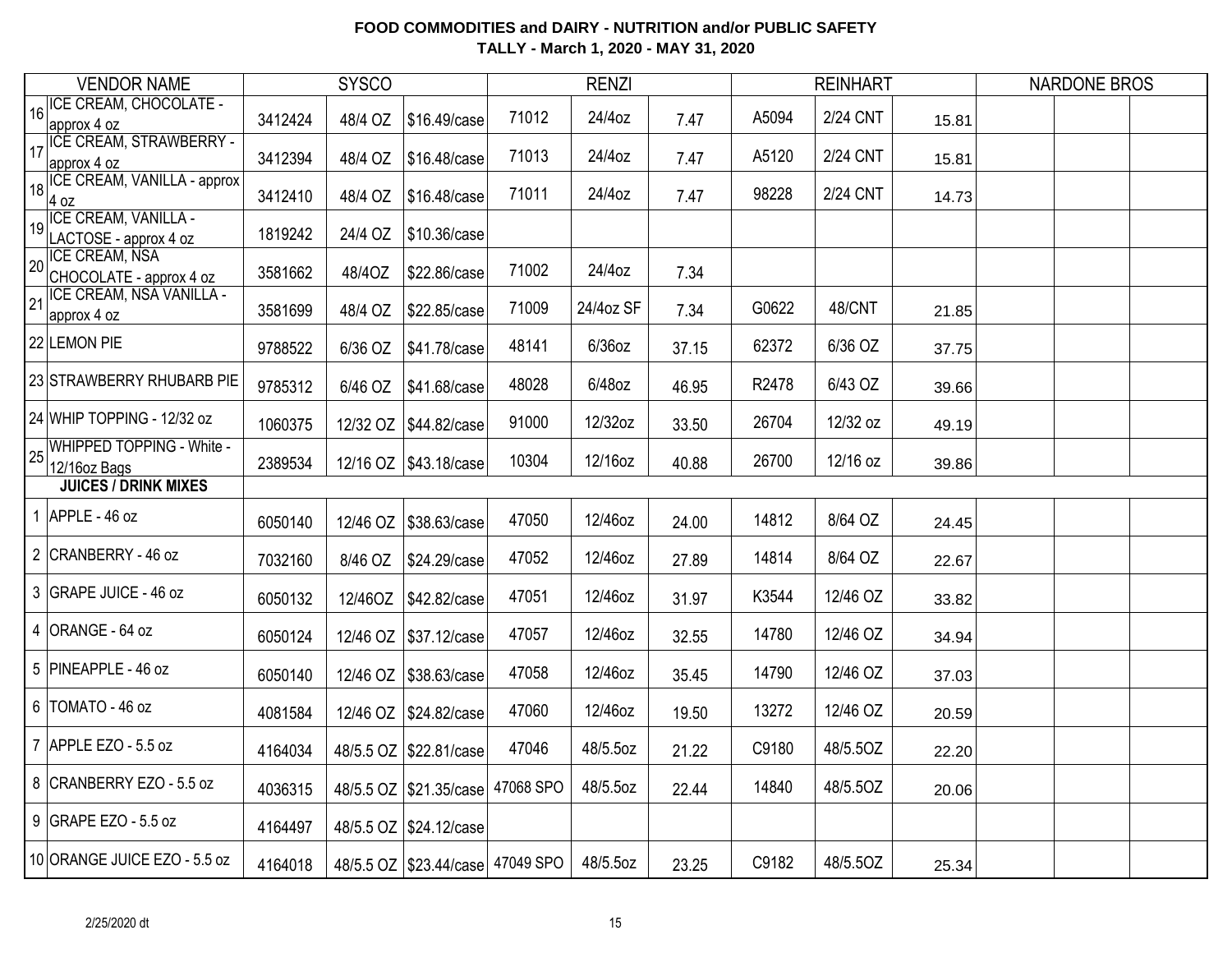**FOOD COMMODITIES and DAIRY - NUTRITION and/or PUBLIC SAFETY**
**TALLY - March 1, 2020 - MAY 31, 2020**

| | VENDOR NAME | SYSCO | | | RENZI | | | REINHART | | | NARDONE BROS | | |
|---|---|---|---|---|---|---|---|---|---|---|---|---|---|
| 16 | ICE CREAM, CHOCOLATE - approx 4 oz | 3412424 | 48/4 OZ | $16.49/case | 71012 | 24/4oz | 7.47 | A5094 | 2/24 CNT | 15.81 | | | |
| 17 | ICE CREAM, STRAWBERRY - approx 4 oz | 3412394 | 48/4 OZ | $16.48/case | 71013 | 24/4oz | 7.47 | A5120 | 2/24 CNT | 15.81 | | | |
| 18 | ICE CREAM, VANILLA - approx 4 oz | 3412410 | 48/4 OZ | $16.48/case | 71011 | 24/4oz | 7.47 | 98228 | 2/24 CNT | 14.73 | | | |
| 19 | ICE CREAM, VANILLA - LACTOSE - approx 4 oz | 1819242 | 24/4 OZ | $10.36/case | | | | | | | | | |
| 20 | ICE CREAM, NSA CHOCOLATE - approx 4 oz | 3581662 | 48/4OZ | $22.86/case | 71002 | 24/4oz | 7.34 | | | | | | |
| 21 | ICE CREAM, NSA VANILLA - approx 4 oz | 3581699 | 48/4 OZ | $22.85/case | 71009 | 24/4oz SF | 7.34 | G0622 | 48/CNT | 21.85 | | | |
| 22 | LEMON PIE | 9788522 | 6/36 OZ | $41.78/case | 48141 | 6/36oz | 37.15 | 62372 | 6/36 OZ | 37.75 | | | |
| 23 | STRAWBERRY RHUBARB PIE | 9785312 | 6/46 OZ | $41.68/case | 48028 | 6/48oz | 46.95 | R2478 | 6/43 OZ | 39.66 | | | |
| 24 | WHIP TOPPING - 12/32 oz | 1060375 | 12/32 OZ | $44.82/case | 91000 | 12/32oz | 33.50 | 26704 | 12/32 oz | 49.19 | | | |
| 25 | WHIPPED TOPPING - White - 12/16oz Bags | 2389534 | 12/16 OZ | $43.18/case | 10304 | 12/16oz | 40.88 | 26700 | 12/16 oz | 39.86 | | | |
| | **JUICES / DRINK MIXES** | | | | | | | | | | | | |
| 1 | APPLE - 46 oz | 6050140 | 12/46 OZ | $38.63/case | 47050 | 12/46oz | 24.00 | 14812 | 8/64 OZ | 24.45 | | | |
| 2 | CRANBERRY - 46 oz | 7032160 | 8/46 OZ | $24.29/case | 47052 | 12/46oz | 27.89 | 14814 | 8/64 OZ | 22.67 | | | |
| 3 | GRAPE JUICE - 46 oz | 6050132 | 12/46OZ | $42.82/case | 47051 | 12/46oz | 31.97 | K3544 | 12/46 OZ | 33.82 | | | |
| 4 | ORANGE - 64 oz | 6050124 | 12/46 OZ | $37.12/case | 47057 | 12/46oz | 32.55 | 14780 | 12/46 OZ | 34.94 | | | |
| 5 | PINEAPPLE - 46 oz | 6050140 | 12/46 OZ | $38.63/case | 47058 | 12/46oz | 35.45 | 14790 | 12/46 OZ | 37.03 | | | |
| 6 | TOMATO - 46 oz | 4081584 | 12/46 OZ | $24.82/case | 47060 | 12/46oz | 19.50 | 13272 | 12/46 OZ | 20.59 | | | |
| 7 | APPLE EZO - 5.5 oz | 4164034 | 48/5.5 OZ | $22.81/case | 47046 | 48/5.5oz | 21.22 | C9180 | 48/5.5OZ | 22.20 | | | |
| 8 | CRANBERRY EZO - 5.5 oz | 4036315 | 48/5.5 OZ | $21.35/case | 47068 SPO | 48/5.5oz | 22.44 | 14840 | 48/5.5OZ | 20.06 | | | |
| 9 | GRAPE EZO - 5.5 oz | 4164497 | 48/5.5 OZ | $24.12/case | | | | | | | | | |
| 10 | ORANGE JUICE EZO - 5.5 oz | 4164018 | 48/5.5 OZ | $23.44/case | 47049 SPO | 48/5.5oz | 23.25 | C9182 | 48/5.5OZ | 25.34 | | | |

2/25/2020 dt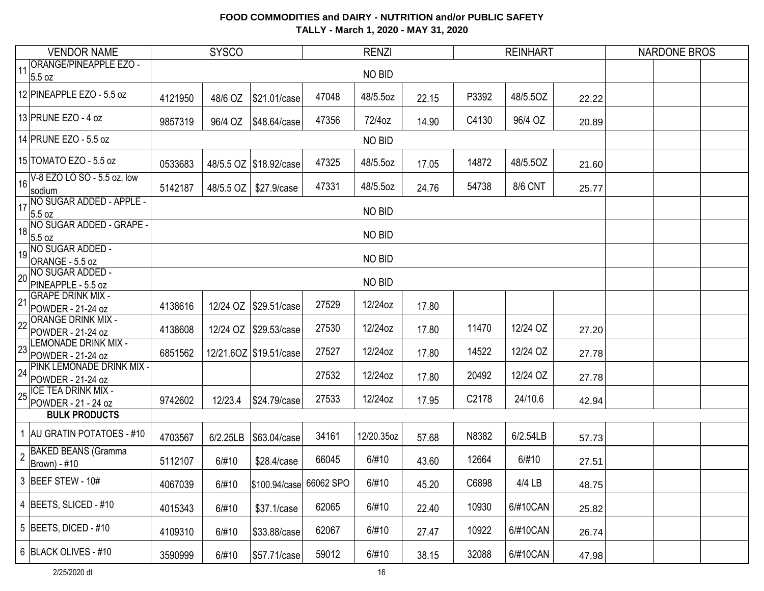**FOOD COMMODITIES and DAIRY - NUTRITION and/or PUBLIC SAFETY**
**TALLY - March 1, 2020 - MAY 31, 2020**

| VENDOR NAME | SYSCO | | | RENZI | | | REINHART | | | NARDONE BROS | | |
|---|---|---|---|---|---|---|---|---|---|---|---|---|
| 11 ORANGE/PINEAPPLE EZO - 5.5 oz | NO BID | | | | | | | | | | | |
| 12 PINEAPPLE EZO - 5.5 oz | 4121950 | 48/6 OZ | $21.01/case | 47048 | 48/5.5oz | 22.15 | P3392 | 48/5.5OZ | 22.22 | | | |
| 13 PRUNE EZO - 4 oz | 9857319 | 96/4 OZ | $48.64/case | 47356 | 72/4oz | 14.90 | C4130 | 96/4 OZ | 20.89 | | | |
| 14 PRUNE EZO - 5.5 oz | NO BID | | | | | | | | | | | |
| 15 TOMATO EZO - 5.5 oz | 0533683 | 48/5.5 OZ | $18.92/case | 47325 | 48/5.5oz | 17.05 | 14872 | 48/5.5OZ | 21.60 | | | |
| 16 V-8 EZO LO SO - 5.5 oz, low sodium | 5142187 | 48/5.5 OZ | $27.9/case | 47331 | 48/5.5oz | 24.76 | 54738 | 8/6 CNT | 25.77 | | | |
| 17 NO SUGAR ADDED - APPLE - 5.5 oz | NO BID | | | | | | | | | | | |
| 18 NO SUGAR ADDED - GRAPE - 5.5 oz | NO BID | | | | | | | | | | | |
| 19 NO SUGAR ADDED - ORANGE - 5.5 oz | NO BID | | | | | | | | | | | |
| 20 NO SUGAR ADDED - PINEAPPLE - 5.5 oz | NO BID | | | | | | | | | | | |
| 21 GRAPE DRINK MIX - POWDER - 21-24 oz | 4138616 | 12/24 OZ | $29.51/case | 27529 | 12/24oz | 17.80 | | | | | | |
| 22 ORANGE DRINK MIX - POWDER - 21-24 oz | 4138608 | 12/24 OZ | $29.53/case | 27530 | 12/24oz | 17.80 | 11470 | 12/24 OZ | 27.20 | | | |
| 23 LEMONADE DRINK MIX - POWDER - 21-24 oz | 6851562 | 12/21.6OZ | $19.51/case | 27527 | 12/24oz | 17.80 | 14522 | 12/24 OZ | 27.78 | | | |
| 24 PINK LEMONADE DRINK MIX - POWDER - 21-24 oz | | | | 27532 | 12/24oz | 17.80 | 20492 | 12/24 OZ | 27.78 | | | |
| 25 ICE TEA DRINK MIX - POWDER - 21 - 24 oz | 9742602 | 12/23.4 | $24.79/case | 27533 | 12/24oz | 17.95 | C2178 | 24/10.6 | 42.94 | | | |
| **BULK PRODUCTS** | | | | | | | | | | | | |
| 1 AU GRATIN POTATOES - #10 | 4703567 | 6/2.25LB | $63.04/case | 34161 | 12/20.35oz | 57.68 | N8382 | 6/2.54LB | 57.73 | | | |
| 2 BAKED BEANS (Gramma Brown) - #10 | 5112107 | 6/#10 | $28.4/case | 66045 | 6/#10 | 43.60 | 12664 | 6/#10 | 27.51 | | | |
| 3 BEEF STEW - 10# | 4067039 | 6/#10 | $100.94/case | 66062 SPO | 6/#10 | 45.20 | C6898 | 4/4 LB | 48.75 | | | |
| 4 BEETS, SLICED - #10 | 4015343 | 6/#10 | $37.1/case | 62065 | 6/#10 | 22.40 | 10930 | 6/#10CAN | 25.82 | | | |
| 5 BEETS, DICED - #10 | 4109310 | 6/#10 | $33.88/case | 62067 | 6/#10 | 27.47 | 10922 | 6/#10CAN | 26.74 | | | |
| 6 BLACK OLIVES - #10 | 3590999 | 6/#10 | $57.71/case | 59012 | 6/#10 | 38.15 | 32088 | 6/#10CAN | 47.98 | | | |

2/25/2020 dt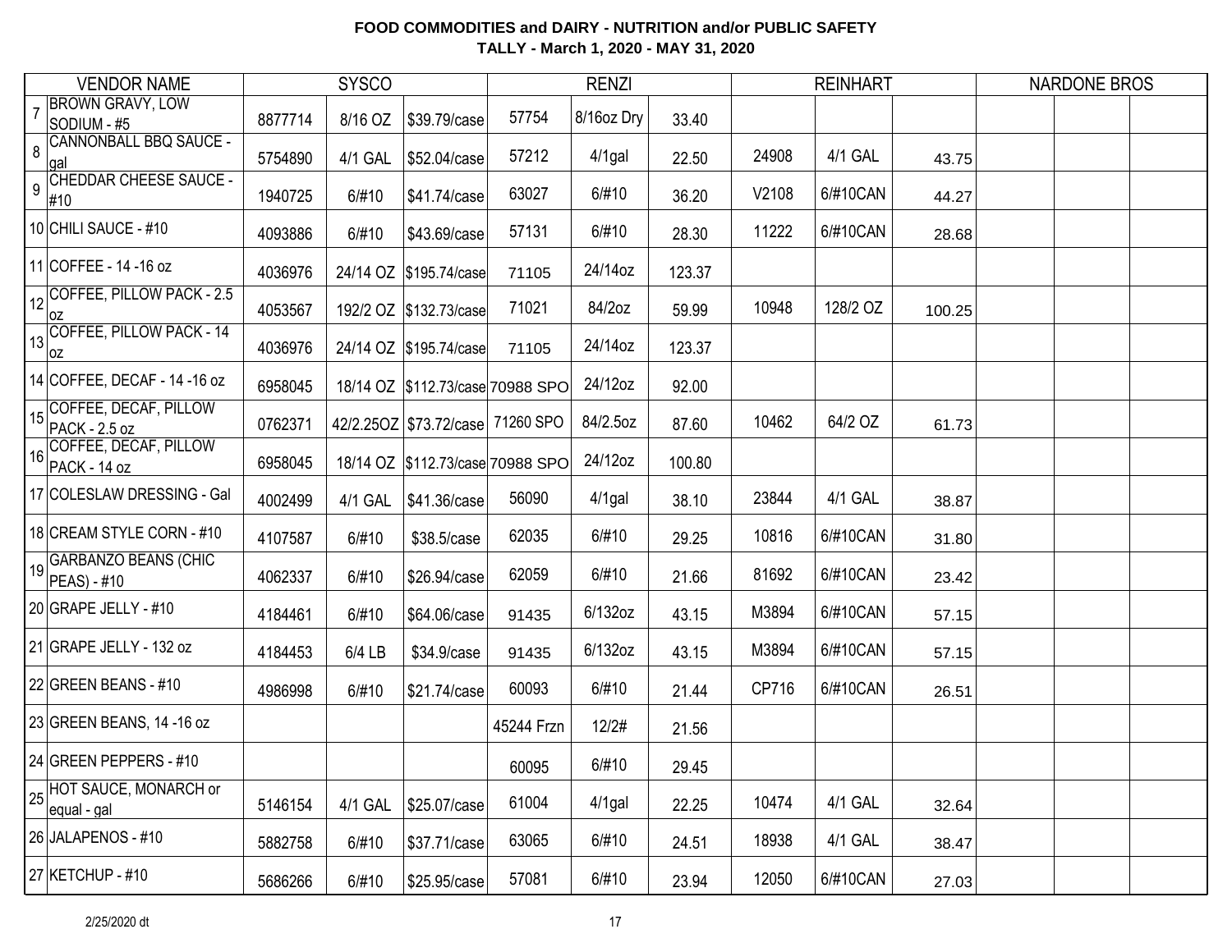**FOOD COMMODITIES and DAIRY - NUTRITION and/or PUBLIC SAFETY**
**TALLY - March 1, 2020 - MAY 31, 2020**

| | VENDOR NAME | SYSCO | | | RENZI | | | REINHART | | | NARDONE BROS | | |
|---|---|---|---|---|---|---|---|---|---|---|---|---|---|
| 7 | BROWN GRAVY, LOW SODIUM - #5 | 8877714 | 8/16 OZ | $39.79/case | 57754 | 8/16oz Dry | 33.40 | | | | | | |
| 8 | CANNONBALL BBQ SAUCE - gal | 5754890 | 4/1 GAL | $52.04/case | 57212 | 4/1gal | 22.50 | 24908 | 4/1 GAL | 43.75 | | | |
| 9 | CHEDDAR CHEESE SAUCE - #10 | 1940725 | 6/#10 | $41.74/case | 63027 | 6/#10 | 36.20 | V2108 | 6/#10CAN | 44.27 | | | |
| 10 | CHILI SAUCE - #10 | 4093886 | 6/#10 | $43.69/case | 57131 | 6/#10 | 28.30 | 11222 | 6/#10CAN | 28.68 | | | |
| 11 | COFFEE - 14 -16 oz | 4036976 | 24/14 OZ | $195.74/case | 71105 | 24/14oz | 123.37 | | | | | | |
| 12 | COFFEE, PILLOW PACK - 2.5 oz | 4053567 | 192/2 OZ | $132.73/case | 71021 | 84/2oz | 59.99 | 10948 | 128/2 OZ | 100.25 | | | |
| 13 | COFFEE, PILLOW PACK - 14 oz | 4036976 | 24/14 OZ | $195.74/case | 71105 | 24/14oz | 123.37 | | | | | | |
| 14 | COFFEE, DECAF - 14 -16 oz | 6958045 | 18/14 OZ | $112.73/case | 70988 SPO | 24/12oz | 92.00 | | | | | | |
| 15 | COFFEE, DECAF, PILLOW PACK - 2.5 oz | 0762371 | 42/2.25OZ | $73.72/case | 71260 SPO | 84/2.5oz | 87.60 | 10462 | 64/2 OZ | 61.73 | | | |
| 16 | COFFEE, DECAF, PILLOW PACK - 14 oz | 6958045 | 18/14 OZ | $112.73/case | 70988 SPO | 24/12oz | 100.80 | | | | | | |
| 17 | COLESLAW DRESSING - Gal | 4002499 | 4/1 GAL | $41.36/case | 56090 | 4/1gal | 38.10 | 23844 | 4/1 GAL | 38.87 | | | |
| 18 | CREAM STYLE CORN - #10 | 4107587 | 6/#10 | $38.5/case | 62035 | 6/#10 | 29.25 | 10816 | 6/#10CAN | 31.80 | | | |
| 19 | GARBANZO BEANS (CHIC PEAS) - #10 | 4062337 | 6/#10 | $26.94/case | 62059 | 6/#10 | 21.66 | 81692 | 6/#10CAN | 23.42 | | | |
| 20 | GRAPE JELLY - #10 | 4184461 | 6/#10 | $64.06/case | 91435 | 6/132oz | 43.15 | M3894 | 6/#10CAN | 57.15 | | | |
| 21 | GRAPE JELLY - 132 oz | 4184453 | 6/4 LB | $34.9/case | 91435 | 6/132oz | 43.15 | M3894 | 6/#10CAN | 57.15 | | | |
| 22 | GREEN BEANS - #10 | 4986998 | 6/#10 | $21.74/case | 60093 | 6/#10 | 21.44 | CP716 | 6/#10CAN | 26.51 | | | |
| 23 | GREEN BEANS, 14 -16 oz | | | | 45244 Frzn | 12/2# | 21.56 | | | | | | |
| 24 | GREEN PEPPERS - #10 | | | | 60095 | 6/#10 | 29.45 | | | | | | |
| 25 | HOT SAUCE, MONARCH or equal - gal | 5146154 | 4/1 GAL | $25.07/case | 61004 | 4/1gal | 22.25 | 10474 | 4/1 GAL | 32.64 | | | |
| 26 | JALAPENOS - #10 | 5882758 | 6/#10 | $37.71/case | 63065 | 6/#10 | 24.51 | 18938 | 4/1 GAL | 38.47 | | | |
| 27 | KETCHUP - #10 | 5686266 | 6/#10 | $25.95/case | 57081 | 6/#10 | 23.94 | 12050 | 6/#10CAN | 27.03 | | | |

2/25/2020 dt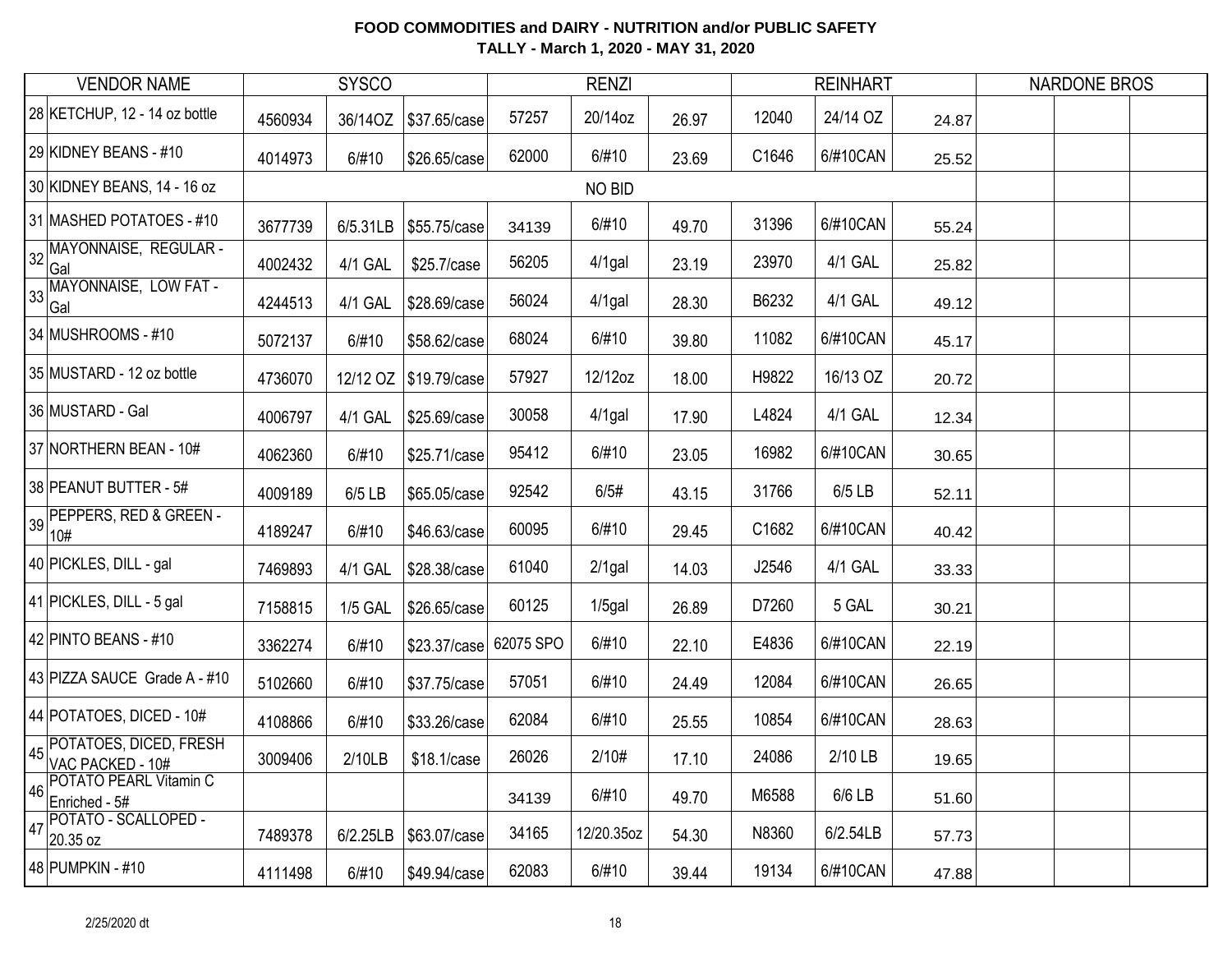# FOOD COMMODITIES and DAIRY - NUTRITION and/or PUBLIC SAFETY

## TALLY - March 1, 2020 - MAY 31, 2020

| VENDOR NAME | SYSCO | | | RENZI | | | REINHART | | | NARDONE BROS | | |
|---|---|---|---|---|---|---|---|---|---|---|---|---|
| 28 KETCHUP, 12 - 14 oz bottle | 4560934 | 36/14OZ | $37.65/case | 57257 | 20/14oz | 26.97 | 12040 | 24/14 OZ | 24.87 | | | |
| 29 KIDNEY BEANS - #10 | 4014973 | 6/#10 | $26.65/case | 62000 | 6/#10 | 23.69 | C1646 | 6/#10CAN | 25.52 | | | |
| 30 KIDNEY BEANS, 14 - 16 oz | NO BID | | | | | | | | | | | |
| 31 MASHED POTATOES - #10 | 3677739 | 6/5.31LB | $55.75/case | 34139 | 6/#10 | 49.70 | 31396 | 6/#10CAN | 55.24 | | | |
| 32 MAYONNAISE, REGULAR - Gal | 4002432 | 4/1 GAL | $25.7/case | 56205 | 4/1gal | 23.19 | 23970 | 4/1 GAL | 25.82 | | | |
| 33 MAYONNAISE, LOW FAT - Gal | 4244513 | 4/1 GAL | $28.69/case | 56024 | 4/1gal | 28.30 | B6232 | 4/1 GAL | 49.12 | | | |
| 34 MUSHROOMS - #10 | 5072137 | 6/#10 | $58.62/case | 68024 | 6/#10 | 39.80 | 11082 | 6/#10CAN | 45.17 | | | |
| 35 MUSTARD - 12 oz bottle | 4736070 | 12/12 OZ | $19.79/case | 57927 | 12/12oz | 18.00 | H9822 | 16/13 OZ | 20.72 | | | |
| 36 MUSTARD - Gal | 4006797 | 4/1 GAL | $25.69/case | 30058 | 4/1gal | 17.90 | L4824 | 4/1 GAL | 12.34 | | | |
| 37 NORTHERN BEAN - 10# | 4062360 | 6/#10 | $25.71/case | 95412 | 6/#10 | 23.05 | 16982 | 6/#10CAN | 30.65 | | | |
| 38 PEANUT BUTTER - 5# | 4009189 | 6/5 LB | $65.05/case | 92542 | 6/5# | 43.15 | 31766 | 6/5 LB | 52.11 | | | |
| 39 PEPPERS, RED & GREEN - 10# | 4189247 | 6/#10 | $46.63/case | 60095 | 6/#10 | 29.45 | C1682 | 6/#10CAN | 40.42 | | | |
| 40 PICKLES, DILL - gal | 7469893 | 4/1 GAL | $28.38/case | 61040 | 2/1gal | 14.03 | J2546 | 4/1 GAL | 33.33 | | | |
| 41 PICKLES, DILL - 5 gal | 7158815 | 1/5 GAL | $26.65/case | 60125 | 1/5gal | 26.89 | D7260 | 5 GAL | 30.21 | | | |
| 42 PINTO BEANS - #10 | 3362274 | 6/#10 | $23.37/case | 62075 SPO | 6/#10 | 22.10 | E4836 | 6/#10CAN | 22.19 | | | |
| 43 PIZZA SAUCE Grade A - #10 | 5102660 | 6/#10 | $37.75/case | 57051 | 6/#10 | 24.49 | 12084 | 6/#10CAN | 26.65 | | | |
| 44 POTATOES, DICED - 10# | 4108866 | 6/#10 | $33.26/case | 62084 | 6/#10 | 25.55 | 10854 | 6/#10CAN | 28.63 | | | |
| 45 POTATOES, DICED, FRESH VAC PACKED - 10# | 3009406 | 2/10LB | $18.1/case | 26026 | 2/10# | 17.10 | 24086 | 2/10 LB | 19.65 | | | |
| 46 POTATO PEARL Vitamin C Enriched - 5# | | | | 34139 | 6/#10 | 49.70 | M6588 | 6/6 LB | 51.60 | | | |
| 47 POTATO - SCALLOPED - 20.35 oz | 7489378 | 6/2.25LB | $63.07/case | 34165 | 12/20.35oz | 54.30 | N8360 | 6/2.54LB | 57.73 | | | |
| 48 PUMPKIN - #10 | 4111498 | 6/#10 | $49.94/case | 62083 | 6/#10 | 39.44 | 19134 | 6/#10CAN | 47.88 | | | |

2/25/2020 dt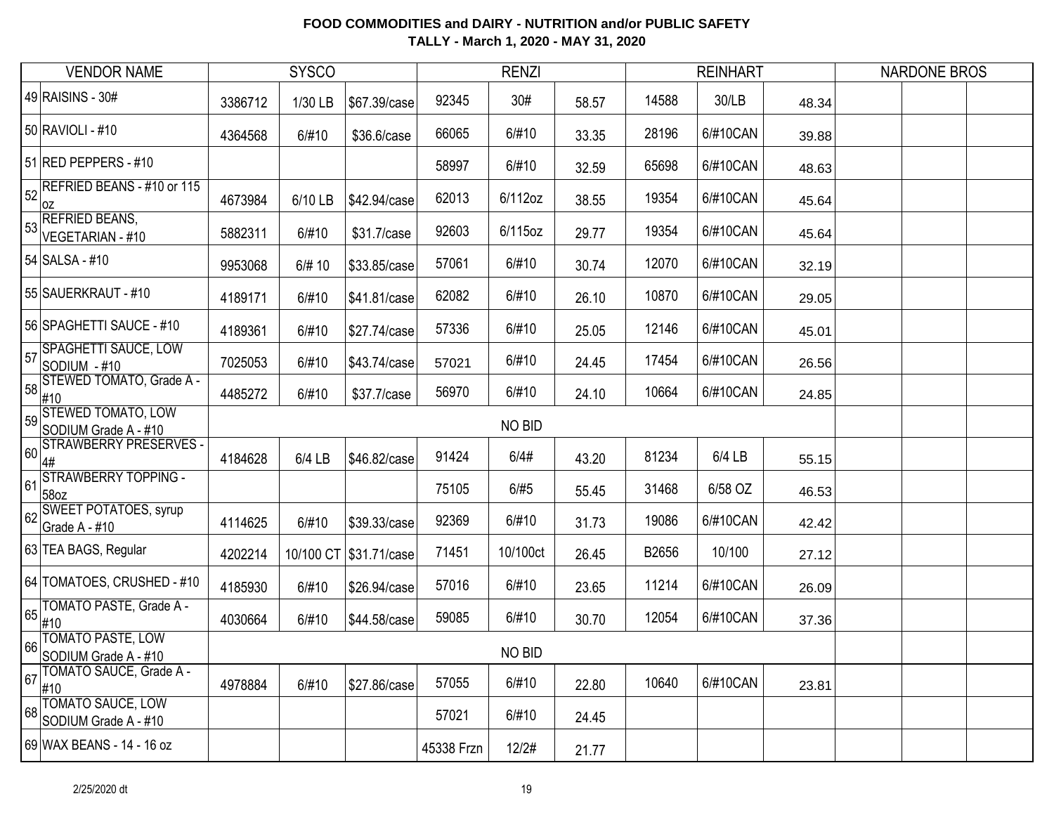**FOOD COMMODITIES and DAIRY - NUTRITION and/or PUBLIC SAFETY**
**TALLY - March 1, 2020 - MAY 31, 2020**

| VENDOR NAME | SYSCO | | | RENZI | | | REINHART | | | NARDONE BROS | | |
|---|---|---|---|---|---|---|---|---|---|---|---|---|
| 49 RAISINS - 30# | 3386712 | 1/30 LB | $67.39/case | 92345 | 30# | 58.57 | 14588 | 30/LB | 48.34 | | | |
| 50 RAVIOLI - #10 | 4364568 | 6/#10 | $36.6/case | 66065 | 6/#10 | 33.35 | 28196 | 6/#10CAN | 39.88 | | | |
| 51 RED PEPPERS - #10 | | | | 58997 | 6/#10 | 32.59 | 65698 | 6/#10CAN | 48.63 | | | |
| 52 REFRIED BEANS - #10 or 115 oz | 4673984 | 6/10 LB | $42.94/case | 62013 | 6/112oz | 38.55 | 19354 | 6/#10CAN | 45.64 | | | |
| 53 REFRIED BEANS, VEGETARIAN - #10 | 5882311 | 6/#10 | $31.7/case | 92603 | 6/115oz | 29.77 | 19354 | 6/#10CAN | 45.64 | | | |
| 54 SALSA - #10 | 9953068 | 6/# 10 | $33.85/case | 57061 | 6/#10 | 30.74 | 12070 | 6/#10CAN | 32.19 | | | |
| 55 SAUERKRAUT - #10 | 4189171 | 6/#10 | $41.81/case | 62082 | 6/#10 | 26.10 | 10870 | 6/#10CAN | 29.05 | | | |
| 56 SPAGHETTI SAUCE - #10 | 4189361 | 6/#10 | $27.74/case | 57336 | 6/#10 | 25.05 | 12146 | 6/#10CAN | 45.01 | | | |
| 57 SPAGHETTI SAUCE, LOW SODIUM - #10 | 7025053 | 6/#10 | $43.74/case | 57021 | 6/#10 | 24.45 | 17454 | 6/#10CAN | 26.56 | | | |
| 58 STEWED TOMATO, Grade A - #10 | 4485272 | 6/#10 | $37.7/case | 56970 | 6/#10 | 24.10 | 10664 | 6/#10CAN | 24.85 | | | |
| 59 STEWED TOMATO, LOW SODIUM Grade A - #10 | | | | | NO BID | | | | | | | |
| 60 STRAWBERRY PRESERVES - 4# | 4184628 | 6/4 LB | $46.82/case | 91424 | 6/4# | 43.20 | 81234 | 6/4 LB | 55.15 | | | |
| 61 STRAWBERRY TOPPING - 58oz | | | | 75105 | 6/#5 | 55.45 | 31468 | 6/58 OZ | 46.53 | | | |
| 62 SWEET POTATOES, syrup Grade A - #10 | 4114625 | 6/#10 | $39.33/case | 92369 | 6/#10 | 31.73 | 19086 | 6/#10CAN | 42.42 | | | |
| 63 TEA BAGS, Regular | 4202214 | 10/100 CT | $31.71/case | 71451 | 10/100ct | 26.45 | B2656 | 10/100 | 27.12 | | | |
| 64 TOMATOES, CRUSHED - #10 | 4185930 | 6/#10 | $26.94/case | 57016 | 6/#10 | 23.65 | 11214 | 6/#10CAN | 26.09 | | | |
| 65 TOMATO PASTE, Grade A - #10 | 4030664 | 6/#10 | $44.58/case | 59085 | 6/#10 | 30.70 | 12054 | 6/#10CAN | 37.36 | | | |
| 66 TOMATO PASTE, LOW SODIUM Grade A - #10 | | | | | NO BID | | | | | | | |
| 67 TOMATO SAUCE, Grade A - #10 | 4978884 | 6/#10 | $27.86/case | 57055 | 6/#10 | 22.80 | 10640 | 6/#10CAN | 23.81 | | | |
| 68 TOMATO SAUCE, LOW SODIUM Grade A - #10 | | | | 57021 | 6/#10 | 24.45 | | | | | | |
| 69 WAX BEANS - 14 - 16 oz | | | | 45338 Frzn | 12/2# | 21.77 | | | | | | |

2/25/2020 dt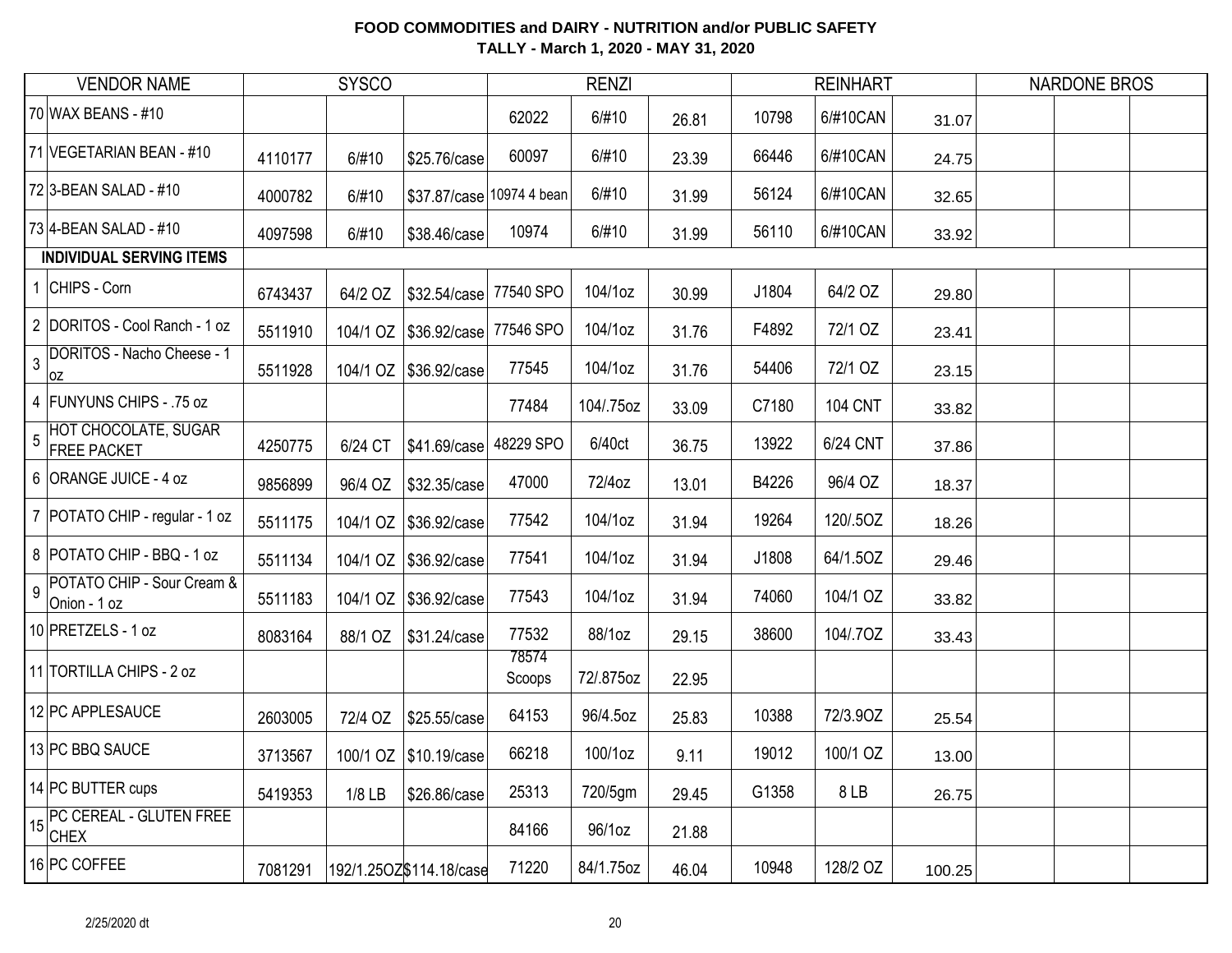**FOOD COMMODITIES and DAIRY - NUTRITION and/or PUBLIC SAFETY**
**TALLY - March 1, 2020 - MAY 31, 2020**

| | VENDOR NAME | SYSCO | | | RENZI | | | REINHART | | | NARDONE BROS | | |
|---|---|---|---|---|---|---|---|---|---|---|---|---|---|
| 70 | WAX BEANS - #10 | | | | 62022 | 6/#10 | 26.81 | 10798 | 6/#10CAN | 31.07 | | | |
| 71 | VEGETARIAN BEAN - #10 | 4110177 | 6/#10 | $25.76/case | 60097 | 6/#10 | 23.39 | 66446 | 6/#10CAN | 24.75 | | | |
| 72 | 3-BEAN SALAD - #10 | 4000782 | 6/#10 | $37.87/case | 10974 4 bean | 6/#10 | 31.99 | 56124 | 6/#10CAN | 32.65 | | | |
| 73 | 4-BEAN SALAD - #10 | 4097598 | 6/#10 | $38.46/case | 10974 | 6/#10 | 31.99 | 56110 | 6/#10CAN | 33.92 | | | |
| | **INDIVIDUAL SERVING ITEMS** | | | | | | | | | | | | |
| 1 | CHIPS - Corn | 6743437 | 64/2 OZ | $32.54/case | 77540 SPO | 104/1oz | 30.99 | J1804 | 64/2 OZ | 29.80 | | | |
| 2 | DORITOS - Cool Ranch - 1 oz | 5511910 | 104/1 OZ | $36.92/case | 77546 SPO | 104/1oz | 31.76 | F4892 | 72/1 OZ | 23.41 | | | |
| 3 | DORITOS - Nacho Cheese - 1 oz | 5511928 | 104/1 OZ | $36.92/case | 77545 | 104/1oz | 31.76 | 54406 | 72/1 OZ | 23.15 | | | |
| 4 | FUNYUNS CHIPS - .75 oz | | | | 77484 | 104/.75oz | 33.09 | C7180 | 104 CNT | 33.82 | | | |
| 5 | HOT CHOCOLATE, SUGAR FREE PACKET | 4250775 | 6/24 CT | $41.69/case | 48229 SPO | 6/40ct | 36.75 | 13922 | 6/24 CNT | 37.86 | | | |
| 6 | ORANGE JUICE - 4 oz | 9856899 | 96/4 OZ | $32.35/case | 47000 | 72/4oz | 13.01 | B4226 | 96/4 OZ | 18.37 | | | |
| 7 | POTATO CHIP - regular - 1 oz | 5511175 | 104/1 OZ | $36.92/case | 77542 | 104/1oz | 31.94 | 19264 | 120/.5OZ | 18.26 | | | |
| 8 | POTATO CHIP - BBQ - 1 oz | 5511134 | 104/1 OZ | $36.92/case | 77541 | 104/1oz | 31.94 | J1808 | 64/1.5OZ | 29.46 | | | |
| 9 | POTATO CHIP - Sour Cream & Onion - 1 oz | 5511183 | 104/1 OZ | $36.92/case | 77543 | 104/1oz | 31.94 | 74060 | 104/1 OZ | 33.82 | | | |
| 10 | PRETZELS - 1 oz | 8083164 | 88/1 OZ | $31.24/case | 77532 | 88/1oz | 29.15 | 38600 | 104/.7OZ | 33.43 | | | |
| 11 | TORTILLA CHIPS - 2 oz | | | | 78574 Scoops | 72/.875oz | 22.95 | | | | | | |
| 12 | PC APPLESAUCE | 2603005 | 72/4 OZ | $25.55/case | 64153 | 96/4.5oz | 25.83 | 10388 | 72/3.9OZ | 25.54 | | | |
| 13 | PC BBQ SAUCE | 3713567 | 100/1 OZ | $10.19/case | 66218 | 100/1oz | 9.11 | 19012 | 100/1 OZ | 13.00 | | | |
| 14 | PC BUTTER cups | 5419353 | 1/8 LB | $26.86/case | 25313 | 720/5gm | 29.45 | G1358 | 8 LB | 26.75 | | | |
| 15 | PC CEREAL - GLUTEN FREE CHEX | | | | 84166 | 96/1oz | 21.88 | | | | | | |
| 16 | PC COFFEE | 7081291 | 192/1.25OZ | $114.18/case | 71220 | 84/1.75oz | 46.04 | 10948 | 128/2 OZ | 100.25 | | | |

2/25/2020 dt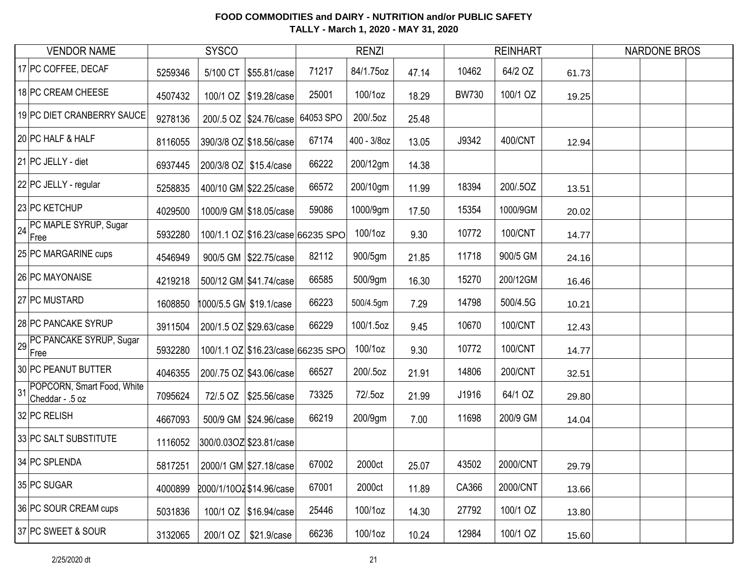**FOOD COMMODITIES and DAIRY - NUTRITION and/or PUBLIC SAFETY**
**TALLY - March 1, 2020 - MAY 31, 2020**

| | VENDOR NAME | SYSCO | | | RENZI | | | REINHART | | | NARDONE BROS | | |
|---|---|---|---|---|---|---|---|---|---|---|---|---|---|
| 17 | PC COFFEE, DECAF | 5259346 | 5/100 CT | $55.81/case | 71217 | 84/1.75oz | 47.14 | 10462 | 64/2 OZ | 61.73 | | | |
| 18 | PC CREAM CHEESE | 4507432 | 100/1 OZ | $19.28/case | 25001 | 100/1oz | 18.29 | BW730 | 100/1 OZ | 19.25 | | | |
| 19 | PC DIET CRANBERRY SAUCE | 9278136 | 200/.5 OZ | $24.76/case | 64053 SPO | 200/.5oz | 25.48 | | | | | | |
| 20 | PC HALF & HALF | 8116055 | 390/3/8 OZ | $18.56/case | 67174 | 400 - 3/8oz | 13.05 | J9342 | 400/CNT | 12.94 | | | |
| 21 | PC JELLY - diet | 6937445 | 200/3/8 OZ | $15.4/case | 66222 | 200/12gm | 14.38 | | | | | | |
| 22 | PC JELLY - regular | 5258835 | 400/10 GM | $22.25/case | 66572 | 200/10gm | 11.99 | 18394 | 200/.5OZ | 13.51 | | | |
| 23 | PC KETCHUP | 4029500 | 1000/9 GM | $18.05/case | 59086 | 1000/9gm | 17.50 | 15354 | 1000/9GM | 20.02 | | | |
| 24 | PC MAPLE SYRUP, Sugar Free | 5932280 | 100/1.1 OZ | $16.23/case | 66235 SPO | 100/1oz | 9.30 | 10772 | 100/CNT | 14.77 | | | |
| 25 | PC MARGARINE cups | 4546949 | 900/5 GM | $22.75/case | 82112 | 900/5gm | 21.85 | 11718 | 900/5 GM | 24.16 | | | |
| 26 | PC MAYONAISE | 4219218 | 500/12 GM | $41.74/case | 66585 | 500/9gm | 16.30 | 15270 | 200/12GM | 16.46 | | | |
| 27 | PC MUSTARD | 1608850 | 1000/5.5 GM | $19.1/case | 66223 | 500/4.5gm | 7.29 | 14798 | 500/4.5G | 10.21 | | | |
| 28 | PC PANCAKE SYRUP | 3911504 | 200/1.5 OZ | $29.63/case | 66229 | 100/1.5oz | 9.45 | 10670 | 100/CNT | 12.43 | | | |
| 29 | PC PANCAKE SYRUP, Sugar Free | 5932280 | 100/1.1 OZ | $16.23/case | 66235 SPO | 100/1oz | 9.30 | 10772 | 100/CNT | 14.77 | | | |
| 30 | PC PEANUT BUTTER | 4046355 | 200/.75 OZ | $43.06/case | 66527 | 200/.5oz | 21.91 | 14806 | 200/CNT | 32.51 | | | |
| 31 | POPCORN, Smart Food, White Cheddar - .5 oz | 7095624 | 72/.5 OZ | $25.56/case | 73325 | 72/.5oz | 21.99 | J1916 | 64/1 OZ | 29.80 | | | |
| 32 | PC RELISH | 4667093 | 500/9 GM | $24.96/case | 66219 | 200/9gm | 7.00 | 11698 | 200/9 GM | 14.04 | | | |
| 33 | PC SALT SUBSTITUTE | 1116052 | 300/0.03OZ | $23.81/case | | | | | | | | | |
| 34 | PC SPLENDA | 5817251 | 2000/1 GM | $27.18/case | 67002 | 2000ct | 25.07 | 43502 | 2000/CNT | 29.79 | | | |
| 35 | PC SUGAR | 4000899 | 2000/1/10OZ | $14.96/case | 67001 | 2000ct | 11.89 | CA366 | 2000/CNT | 13.66 | | | |
| 36 | PC SOUR CREAM cups | 5031836 | 100/1 OZ | $16.94/case | 25446 | 100/1oz | 14.30 | 27792 | 100/1 OZ | 13.80 | | | |
| 37 | PC SWEET & SOUR | 3132065 | 200/1 OZ | $21.9/case | 66236 | 100/1oz | 10.24 | 12984 | 100/1 OZ | 15.60 | | | |

2/25/2020 dt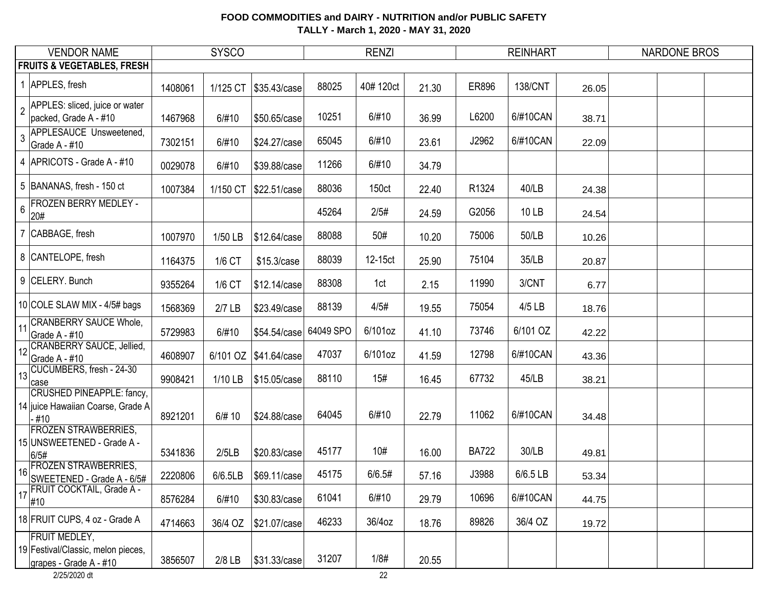**FOOD COMMODITIES and DAIRY - NUTRITION and/or PUBLIC SAFETY**
**TALLY - March 1, 2020 - MAY 31, 2020**

| | VENDOR NAME | SYSCO | | | RENZI | | | REINHART | | | NARDONE BROS | | |
|---|---|---|---|---|---|---|---|---|---|---|---|---|---|
| | **FRUITS & VEGETABLES, FRESH** | | | | | | | | | | | | |
| 1 | APPLES, fresh | 1408061 | 1/125 CT | $35.43/case | 88025 | 40# 120ct | 21.30 | ER896 | 138/CNT | 26.05 | | | |
| 2 | APPLES: sliced, juice or water packed, Grade A - #10 | 1467968 | 6/#10 | $50.65/case | 10251 | 6/#10 | 36.99 | L6200 | 6/#10CAN | 38.71 | | | |
| 3 | APPLESAUCE Unsweetened, Grade A - #10 | 7302151 | 6/#10 | $24.27/case | 65045 | 6/#10 | 23.61 | J2962 | 6/#10CAN | 22.09 | | | |
| 4 | APRICOTS - Grade A - #10 | 0029078 | 6/#10 | $39.88/case | 11266 | 6/#10 | 34.79 | | | | | | |
| 5 | BANANAS, fresh - 150 ct | 1007384 | 1/150 CT | $22.51/case | 88036 | 150ct | 22.40 | R1324 | 40/LB | 24.38 | | | |
| 6 | FROZEN BERRY MEDLEY - 20# | | | | 45264 | 2/5# | 24.59 | G2056 | 10 LB | 24.54 | | | |
| 7 | CABBAGE, fresh | 1007970 | 1/50 LB | $12.64/case | 88088 | 50# | 10.20 | 75006 | 50/LB | 10.26 | | | |
| 8 | CANTELOPE, fresh | 1164375 | 1/6 CT | $15.3/case | 88039 | 12-15ct | 25.90 | 75104 | 35/LB | 20.87 | | | |
| 9 | CELERY. Bunch | 9355264 | 1/6 CT | $12.14/case | 88308 | 1ct | 2.15 | 11990 | 3/CNT | 6.77 | | | |
| 10 | COLE SLAW MIX - 4/5# bags | 1568369 | 2/7 LB | $23.49/case | 88139 | 4/5# | 19.55 | 75054 | 4/5 LB | 18.76 | | | |
| 11 | CRANBERRY SAUCE Whole, Grade A - #10 | 5729983 | 6/#10 | $54.54/case | 64049 SPO | 6/101oz | 41.10 | 73746 | 6/101 OZ | 42.22 | | | |
| 12 | CRANBERRY SAUCE, Jellied, Grade A - #10 | 4608907 | 6/101 OZ | $41.64/case | 47037 | 6/101oz | 41.59 | 12798 | 6/#10CAN | 43.36 | | | |
| 13 | CUCUMBERS, fresh - 24-30 case | 9908421 | 1/10 LB | $15.05/case | 88110 | 15# | 16.45 | 67732 | 45/LB | 38.21 | | | |
| 14 | CRUSHED PINEAPPLE: fancy, juice Hawaiian Coarse, Grade A - #10 | 8921201 | 6/# 10 | $24.88/case | 64045 | 6/#10 | 22.79 | 11062 | 6/#10CAN | 34.48 | | | |
| 15 | FROZEN STRAWBERRIES, UNSWEETENED - Grade A - 6/5# | 5341836 | 2/5LB | $20.83/case | 45177 | 10# | 16.00 | BA722 | 30/LB | 49.81 | | | |
| 16 | FROZEN STRAWBERRIES, SWEETENED - Grade A - 6/5# | 2220806 | 6/6.5LB | $69.11/case | 45175 | 6/6.5# | 57.16 | J3988 | 6/6.5 LB | 53.34 | | | |
| 17 | FRUIT COCKTAIL, Grade A - #10 | 8576284 | 6/#10 | $30.83/case | 61041 | 6/#10 | 29.79 | 10696 | 6/#10CAN | 44.75 | | | |
| 18 | FRUIT CUPS, 4 oz - Grade A | 4714663 | 36/4 OZ | $21.07/case | 46233 | 36/4oz | 18.76 | 89826 | 36/4 OZ | 19.72 | | | |
| 19 | FRUIT MEDLEY, Festival/Classic, melon pieces, grapes - Grade A - #10 | 3856507 | 2/8 LB | $31.33/case | 31207 | 1/8# | 20.55 | | | | | | |

2/25/2020 dt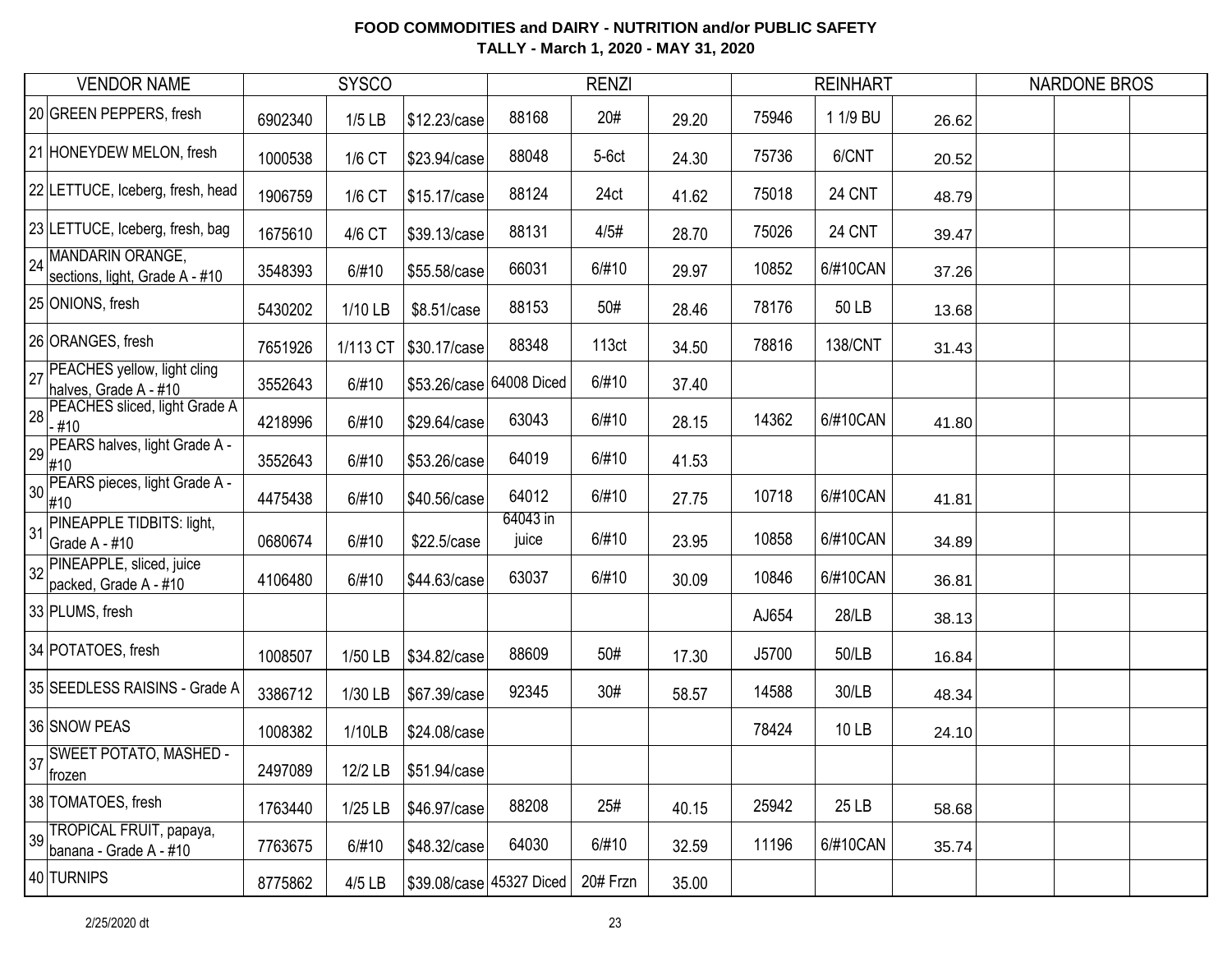**FOOD COMMODITIES and DAIRY - NUTRITION and/or PUBLIC SAFETY**
**TALLY - March 1, 2020 - MAY 31, 2020**

| | VENDOR NAME | SYSCO | | | RENZI | | | REINHART | | | NARDONE BROS | | |
|---|---|---|---|---|---|---|---|---|---|---|---|---|---|
| 20 | GREEN PEPPERS, fresh | 6902340 | 1/5 LB | $12.23/case | 88168 | 20# | 29.20 | 75946 | 1 1/9 BU | 26.62 | | | |
| 21 | HONEYDEW MELON, fresh | 1000538 | 1/6 CT | $23.94/case | 88048 | 5-6ct | 24.30 | 75736 | 6/CNT | 20.52 | | | |
| 22 | LETTUCE, Iceberg, fresh, head | 1906759 | 1/6 CT | $15.17/case | 88124 | 24ct | 41.62 | 75018 | 24 CNT | 48.79 | | | |
| 23 | LETTUCE, Iceberg, fresh, bag | 1675610 | 4/6 CT | $39.13/case | 88131 | 4/5# | 28.70 | 75026 | 24 CNT | 39.47 | | | |
| 24 | MANDARIN ORANGE, sections, light, Grade A - #10 | 3548393 | 6/#10 | $55.58/case | 66031 | 6/#10 | 29.97 | 10852 | 6/#10CAN | 37.26 | | | |
| 25 | ONIONS, fresh | 5430202 | 1/10 LB | $8.51/case | 88153 | 50# | 28.46 | 78176 | 50 LB | 13.68 | | | |
| 26 | ORANGES, fresh | 7651926 | 1/113 CT | $30.17/case | 88348 | 113ct | 34.50 | 78816 | 138/CNT | 31.43 | | | |
| 27 | PEACHES yellow, light cling halves, Grade A - #10 | 3552643 | 6/#10 | $53.26/case | 64008 Diced | 6/#10 | 37.40 | | | | | | |
| 28 | PEACHES sliced, light Grade A - #10 | 4218996 | 6/#10 | $29.64/case | 63043 | 6/#10 | 28.15 | 14362 | 6/#10CAN | 41.80 | | | |
| 29 | PEARS halves, light Grade A - #10 | 3552643 | 6/#10 | $53.26/case | 64019 | 6/#10 | 41.53 | | | | | | |
| 30 | PEARS pieces, light Grade A - #10 | 4475438 | 6/#10 | $40.56/case | 64012 | 6/#10 | 27.75 | 10718 | 6/#10CAN | 41.81 | | | |
| 31 | PINEAPPLE TIDBITS: light, Grade A - #10 | 0680674 | 6/#10 | $22.5/case | 64043 in juice | 6/#10 | 23.95 | 10858 | 6/#10CAN | 34.89 | | | |
| 32 | PINEAPPLE, sliced, juice packed, Grade A - #10 | 4106480 | 6/#10 | $44.63/case | 63037 | 6/#10 | 30.09 | 10846 | 6/#10CAN | 36.81 | | | |
| 33 | PLUMS, fresh | | | | | | | AJ654 | 28/LB | 38.13 | | | |
| 34 | POTATOES, fresh | 1008507 | 1/50 LB | $34.82/case | 88609 | 50# | 17.30 | J5700 | 50/LB | 16.84 | | | |
| 35 | SEEDLESS RAISINS - Grade A | 3386712 | 1/30 LB | $67.39/case | 92345 | 30# | 58.57 | 14588 | 30/LB | 48.34 | | | |
| 36 | SNOW PEAS | 1008382 | 1/10LB | $24.08/case | | | | 78424 | 10 LB | 24.10 | | | |
| 37 | SWEET POTATO, MASHED - frozen | 2497089 | 12/2 LB | $51.94/case | | | | | | | | | |
| 38 | TOMATOES, fresh | 1763440 | 1/25 LB | $46.97/case | 88208 | 25# | 40.15 | 25942 | 25 LB | 58.68 | | | |
| 39 | TROPICAL FRUIT, papaya, banana - Grade A - #10 | 7763675 | 6/#10 | $48.32/case | 64030 | 6/#10 | 32.59 | 11196 | 6/#10CAN | 35.74 | | | |
| 40 | TURNIPS | 8775862 | 4/5 LB | $39.08/case | 45327 Diced | 20# Frzn | 35.00 | | | | | | |

2/25/2020 dt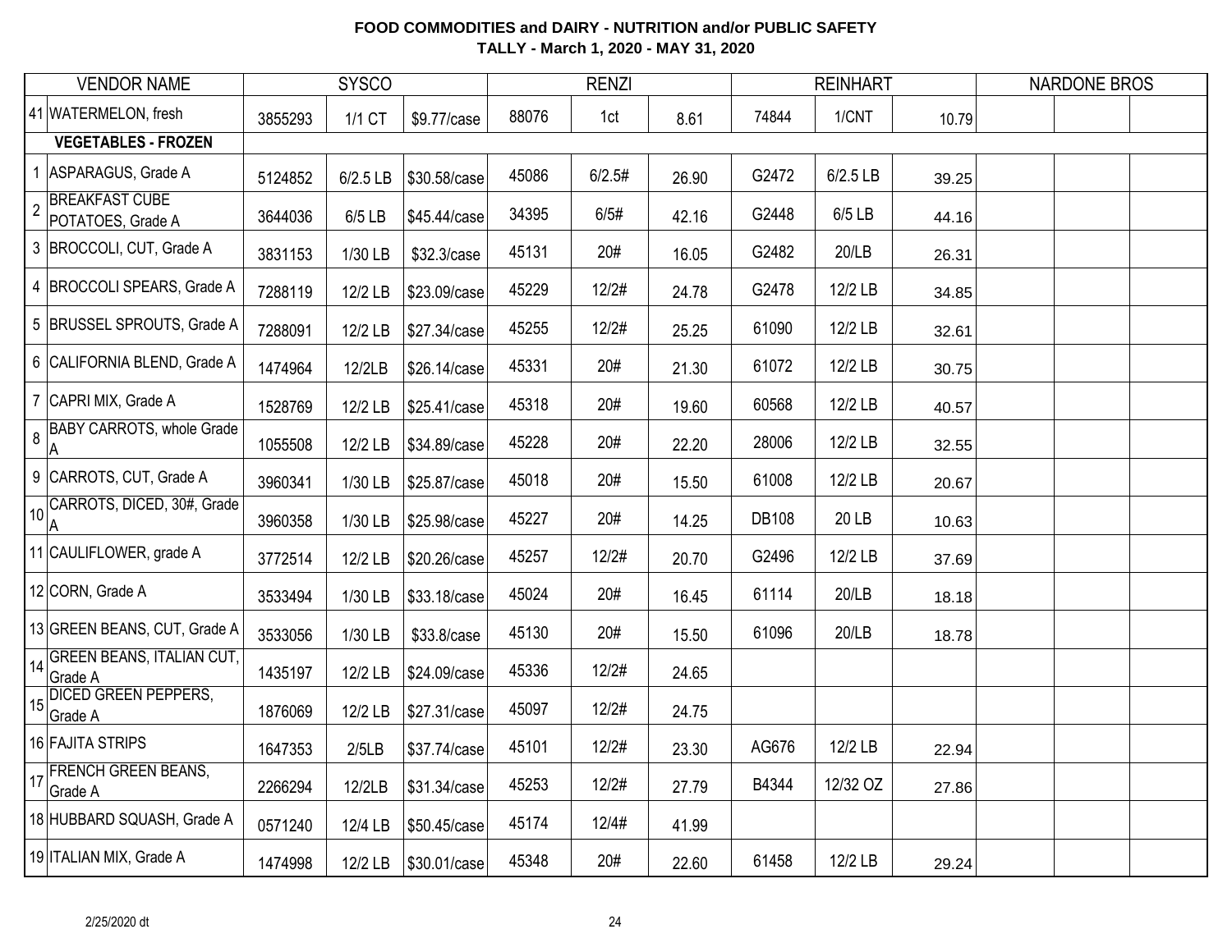**FOOD COMMODITIES and DAIRY - NUTRITION and/or PUBLIC SAFETY**
**TALLY - March 1, 2020 - MAY 31, 2020**

| | VENDOR NAME | SYSCO | | | RENZI | | | REINHART | | | NARDONE BROS | | |
|---|---|---|---|---|---|---|---|---|---|---|---|---|---|
| 41 | WATERMELON, fresh | 3855293 | 1/1 CT | $9.77/case | 88076 | 1ct | 8.61 | 74844 | 1/CNT | 10.79 | | | |
| | **VEGETABLES - FROZEN** | | | | | | | | | | | | |
| 1 | ASPARAGUS, Grade A | 5124852 | 6/2.5 LB | $30.58/case | 45086 | 6/2.5# | 26.90 | G2472 | 6/2.5 LB | 39.25 | | | |
| 2 | BREAKFAST CUBE POTATOES, Grade A | 3644036 | 6/5 LB | $45.44/case | 34395 | 6/5# | 42.16 | G2448 | 6/5 LB | 44.16 | | | |
| 3 | BROCCOLI, CUT, Grade A | 3831153 | 1/30 LB | $32.3/case | 45131 | 20# | 16.05 | G2482 | 20/LB | 26.31 | | | |
| 4 | BROCCOLI SPEARS, Grade A | 7288119 | 12/2 LB | $23.09/case | 45229 | 12/2# | 24.78 | G2478 | 12/2 LB | 34.85 | | | |
| 5 | BRUSSEL SPROUTS, Grade A | 7288091 | 12/2 LB | $27.34/case | 45255 | 12/2# | 25.25 | 61090 | 12/2 LB | 32.61 | | | |
| 6 | CALIFORNIA BLEND, Grade A | 1474964 | 12/2LB | $26.14/case | 45331 | 20# | 21.30 | 61072 | 12/2 LB | 30.75 | | | |
| 7 | CAPRI MIX, Grade A | 1528769 | 12/2 LB | $25.41/case | 45318 | 20# | 19.60 | 60568 | 12/2 LB | 40.57 | | | |
| 8 | BABY CARROTS, whole Grade A | 1055508 | 12/2 LB | $34.89/case | 45228 | 20# | 22.20 | 28006 | 12/2 LB | 32.55 | | | |
| 9 | CARROTS, CUT, Grade A | 3960341 | 1/30 LB | $25.87/case | 45018 | 20# | 15.50 | 61008 | 12/2 LB | 20.67 | | | |
| 10 | CARROTS, DICED, 30#, Grade A | 3960358 | 1/30 LB | $25.98/case | 45227 | 20# | 14.25 | DB108 | 20 LB | 10.63 | | | |
| 11 | CAULIFLOWER, grade A | 3772514 | 12/2 LB | $20.26/case | 45257 | 12/2# | 20.70 | G2496 | 12/2 LB | 37.69 | | | |
| 12 | CORN, Grade A | 3533494 | 1/30 LB | $33.18/case | 45024 | 20# | 16.45 | 61114 | 20/LB | 18.18 | | | |
| 13 | GREEN BEANS, CUT, Grade A | 3533056 | 1/30 LB | $33.8/case | 45130 | 20# | 15.50 | 61096 | 20/LB | 18.78 | | | |
| 14 | GREEN BEANS, ITALIAN CUT, Grade A | 1435197 | 12/2 LB | $24.09/case | 45336 | 12/2# | 24.65 | | | | | | |
| 15 | DICED GREEN PEPPERS, Grade A | 1876069 | 12/2 LB | $27.31/case | 45097 | 12/2# | 24.75 | | | | | | |
| 16 | FAJITA STRIPS | 1647353 | 2/5LB | $37.74/case | 45101 | 12/2# | 23.30 | AG676 | 12/2 LB | 22.94 | | | |
| 17 | FRENCH GREEN BEANS, Grade A | 2266294 | 12/2LB | $31.34/case | 45253 | 12/2# | 27.79 | B4344 | 12/32 OZ | 27.86 | | | |
| 18 | HUBBARD SQUASH, Grade A | 0571240 | 12/4 LB | $50.45/case | 45174 | 12/4# | 41.99 | | | | | | |
| 19 | ITALIAN MIX, Grade A | 1474998 | 12/2 LB | $30.01/case | 45348 | 20# | 22.60 | 61458 | 12/2 LB | 29.24 | | | |

2/25/2020 dt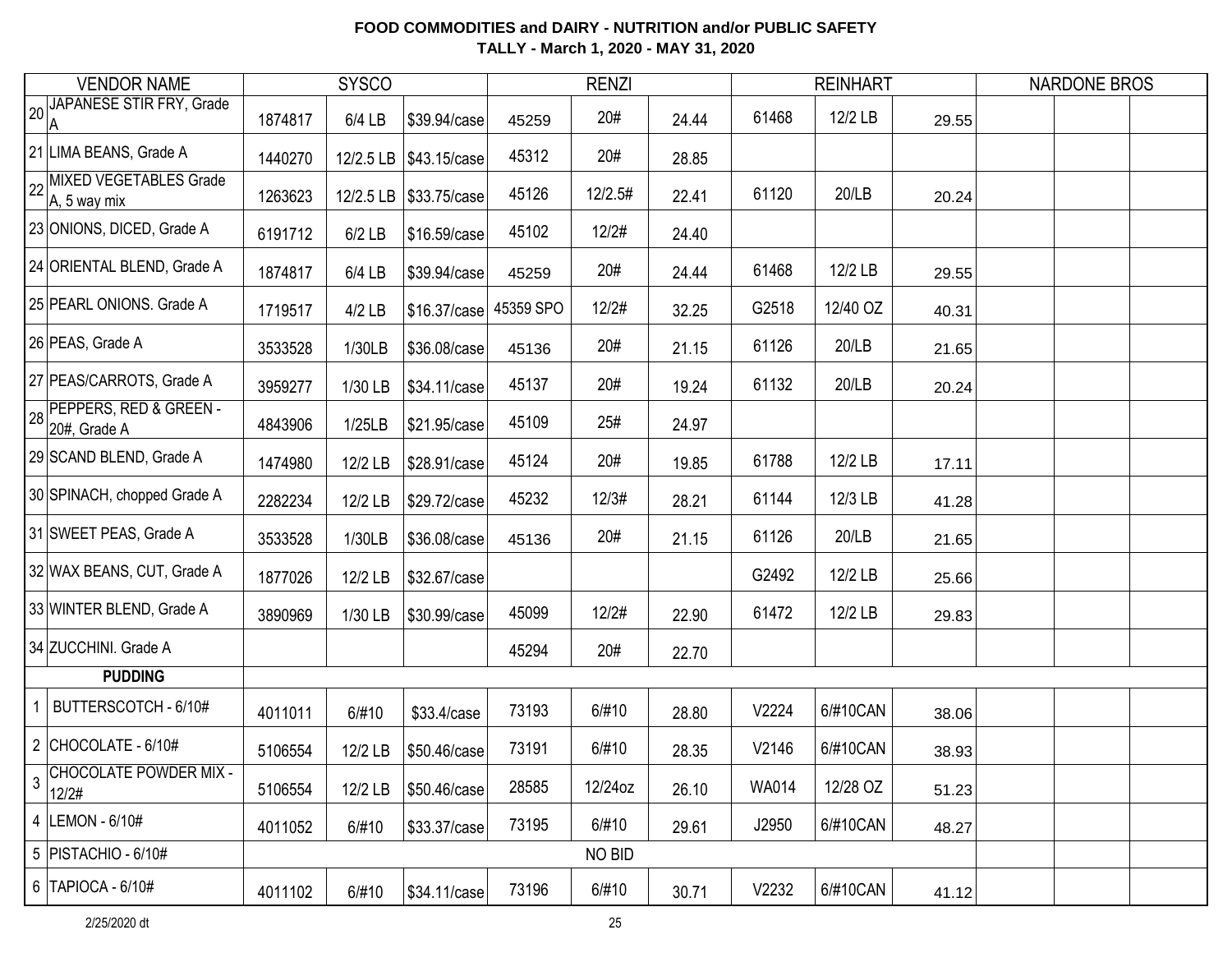**FOOD COMMODITIES and DAIRY - NUTRITION and/or PUBLIC SAFETY**
**TALLY - March 1, 2020 - MAY 31, 2020**

| | VENDOR NAME | SYSCO | | | RENZI | | | REINHART | | | NARDONE BROS | | |
|---|---|---|---|---|---|---|---|---|---|---|---|---|---|
| 20 | JAPANESE STIR FRY, Grade A | 1874817 | 6/4 LB | $39.94/case | 45259 | 20# | 24.44 | 61468 | 12/2 LB | 29.55 | | | |
| 21 | LIMA BEANS, Grade A | 1440270 | 12/2.5 LB | $43.15/case | 45312 | 20# | 28.85 | | | | | | |
| 22 | MIXED VEGETABLES Grade A, 5 way mix | 1263623 | 12/2.5 LB | $33.75/case | 45126 | 12/2.5# | 22.41 | 61120 | 20/LB | 20.24 | | | |
| 23 | ONIONS, DICED, Grade A | 6191712 | 6/2 LB | $16.59/case | 45102 | 12/2# | 24.40 | | | | | | |
| 24 | ORIENTAL BLEND, Grade A | 1874817 | 6/4 LB | $39.94/case | 45259 | 20# | 24.44 | 61468 | 12/2 LB | 29.55 | | | |
| 25 | PEARL ONIONS. Grade A | 1719517 | 4/2 LB | $16.37/case | 45359 SPO | 12/2# | 32.25 | G2518 | 12/40 OZ | 40.31 | | | |
| 26 | PEAS, Grade A | 3533528 | 1/30LB | $36.08/case | 45136 | 20# | 21.15 | 61126 | 20/LB | 21.65 | | | |
| 27 | PEAS/CARROTS, Grade A | 3959277 | 1/30 LB | $34.11/case | 45137 | 20# | 19.24 | 61132 | 20/LB | 20.24 | | | |
| 28 | PEPPERS, RED & GREEN - 20#, Grade A | 4843906 | 1/25LB | $21.95/case | 45109 | 25# | 24.97 | | | | | | |
| 29 | SCAND BLEND, Grade A | 1474980 | 12/2 LB | $28.91/case | 45124 | 20# | 19.85 | 61788 | 12/2 LB | 17.11 | | | |
| 30 | SPINACH, chopped Grade A | 2282234 | 12/2 LB | $29.72/case | 45232 | 12/3# | 28.21 | 61144 | 12/3 LB | 41.28 | | | |
| 31 | SWEET PEAS, Grade A | 3533528 | 1/30LB | $36.08/case | 45136 | 20# | 21.15 | 61126 | 20/LB | 21.65 | | | |
| 32 | WAX BEANS, CUT, Grade A | 1877026 | 12/2 LB | $32.67/case | | | | G2492 | 12/2 LB | 25.66 | | | |
| 33 | WINTER BLEND, Grade A | 3890969 | 1/30 LB | $30.99/case | 45099 | 12/2# | 22.90 | 61472 | 12/2 LB | 29.83 | | | |
| 34 | ZUCCHINI. Grade A | | | | 45294 | 20# | 22.70 | | | | | | |
| | **PUDDING** | | | | | | | | | | | | |
| 1 | BUTTERSCOTCH - 6/10# | 4011011 | 6/#10 | $33.4/case | 73193 | 6/#10 | 28.80 | V2224 | 6/#10CAN | 38.06 | | | |
| 2 | CHOCOLATE - 6/10# | 5106554 | 12/2 LB | $50.46/case | 73191 | 6/#10 | 28.35 | V2146 | 6/#10CAN | 38.93 | | | |
| 3 | CHOCOLATE POWDER MIX - 12/2# | 5106554 | 12/2 LB | $50.46/case | 28585 | 12/24oz | 26.10 | WA014 | 12/28 OZ | 51.23 | | | |
| 4 | LEMON - 6/10# | 4011052 | 6/#10 | $33.37/case | 73195 | 6/#10 | 29.61 | J2950 | 6/#10CAN | 48.27 | | | |
| 5 | PISTACHIO - 6/10# | | | | | NO BID | | | | | | | |
| 6 | TAPIOCA - 6/10# | 4011102 | 6/#10 | $34.11/case | 73196 | 6/#10 | 30.71 | V2232 | 6/#10CAN | 41.12 | | | |

2/25/2020 dt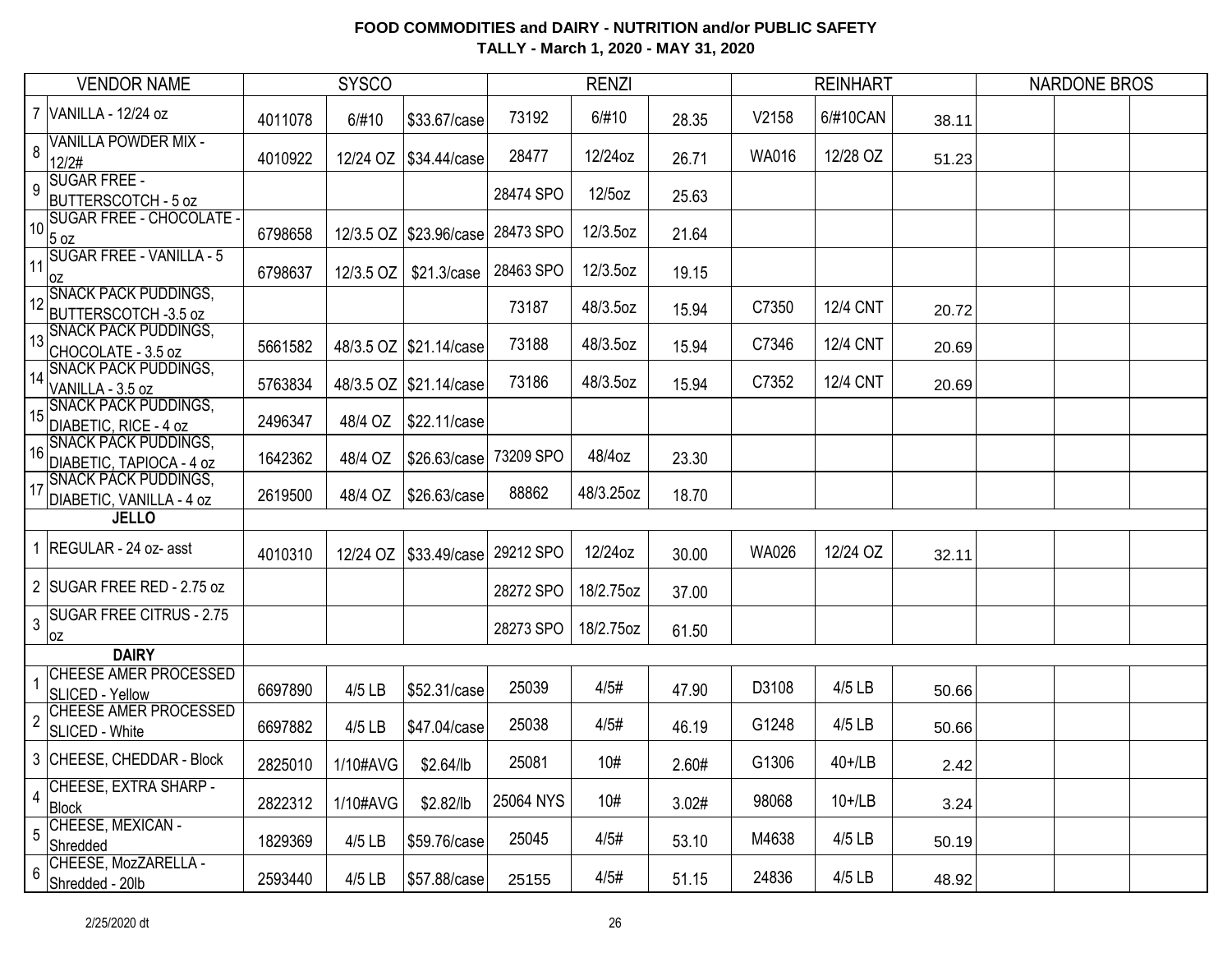**FOOD COMMODITIES and DAIRY - NUTRITION and/or PUBLIC SAFETY**
**TALLY - March 1, 2020 - MAY 31, 2020**

| | VENDOR NAME | SYSCO | | | RENZI | | | REINHART | | | NARDONE BROS | | |
|---|---|---|---|---|---|---|---|---|---|---|---|---|---|
| 7 | VANILLA - 12/24 oz | 4011078 | 6/#10 | $33.67/case | 73192 | 6/#10 | 28.35 | V2158 | 6/#10CAN | 38.11 | | | |
| 8 | VANILLA POWDER MIX - 12/2# | 4010922 | 12/24 OZ | $34.44/case | 28477 | 12/24oz | 26.71 | WA016 | 12/28 OZ | 51.23 | | | |
| 9 | SUGAR FREE - BUTTERSCOTCH - 5 oz | | | | 28474 SPO | 12/5oz | 25.63 | | | | | | |
| 10 | SUGAR FREE - CHOCOLATE - 5 oz | 6798658 | 12/3.5 OZ | $23.96/case | 28473 SPO | 12/3.5oz | 21.64 | | | | | | |
| 11 | SUGAR FREE - VANILLA - 5 oz | 6798637 | 12/3.5 OZ | $21.3/case | 28463 SPO | 12/3.5oz | 19.15 | | | | | | |
| 12 | SNACK PACK PUDDINGS, BUTTERSCOTCH -3.5 oz | | | | 73187 | 48/3.5oz | 15.94 | C7350 | 12/4 CNT | 20.72 | | | |
| 13 | SNACK PACK PUDDINGS, CHOCOLATE - 3.5 oz | 5661582 | 48/3.5 OZ | $21.14/case | 73188 | 48/3.5oz | 15.94 | C7346 | 12/4 CNT | 20.69 | | | |
| 14 | SNACK PACK PUDDINGS, VANILLA - 3.5 oz | 5763834 | 48/3.5 OZ | $21.14/case | 73186 | 48/3.5oz | 15.94 | C7352 | 12/4 CNT | 20.69 | | | |
| 15 | SNACK PACK PUDDINGS, DIABETIC, RICE - 4 oz | 2496347 | 48/4 OZ | $22.11/case | | | | | | | | | |
| 16 | SNACK PACK PUDDINGS, DIABETIC, TAPIOCA - 4 oz | 1642362 | 48/4 OZ | $26.63/case | 73209 SPO | 48/4oz | 23.30 | | | | | | |
| 17 | SNACK PACK PUDDINGS, DIABETIC, VANILLA - 4 oz | 2619500 | 48/4 OZ | $26.63/case | 88862 | 48/3.25oz | 18.70 | | | | | | |
| | **JELLO** | | | | | | | | | | | | |
| 1 | REGULAR - 24 oz- asst | 4010310 | 12/24 OZ | $33.49/case | 29212 SPO | 12/24oz | 30.00 | WA026 | 12/24 OZ | 32.11 | | | |
| 2 | SUGAR FREE RED - 2.75 oz | | | | 28272 SPO | 18/2.75oz | 37.00 | | | | | | |
| 3 | SUGAR FREE CITRUS - 2.75 oz | | | | 28273 SPO | 18/2.75oz | 61.50 | | | | | | |
| | **DAIRY** | | | | | | | | | | | | |
| 1 | CHEESE AMER PROCESSED SLICED - Yellow | 6697890 | 4/5 LB | $52.31/case | 25039 | 4/5# | 47.90 | D3108 | 4/5 LB | 50.66 | | | |
| 2 | CHEESE AMER PROCESSED SLICED - White | 6697882 | 4/5 LB | $47.04/case | 25038 | 4/5# | 46.19 | G1248 | 4/5 LB | 50.66 | | | |
| 3 | CHEESE, CHEDDAR - Block | 2825010 | 1/10#AVG | $2.64/lb | 25081 | 10# | 2.60# | G1306 | 40+/LB | 2.42 | | | |
| 4 | CHEESE, EXTRA SHARP - Block | 2822312 | 1/10#AVG | $2.82/lb | 25064 NYS | 10# | 3.02# | 98068 | 10+/LB | 3.24 | | | |
| 5 | CHEESE, MEXICAN - Shredded | 1829369 | 4/5 LB | $59.76/case | 25045 | 4/5# | 53.10 | M4638 | 4/5 LB | 50.19 | | | |
| 6 | CHEESE, MozZARELLA - Shredded - 20lb | 2593440 | 4/5 LB | $57.88/case | 25155 | 4/5# | 51.15 | 24836 | 4/5 LB | 48.92 | | | |

2/25/2020 dt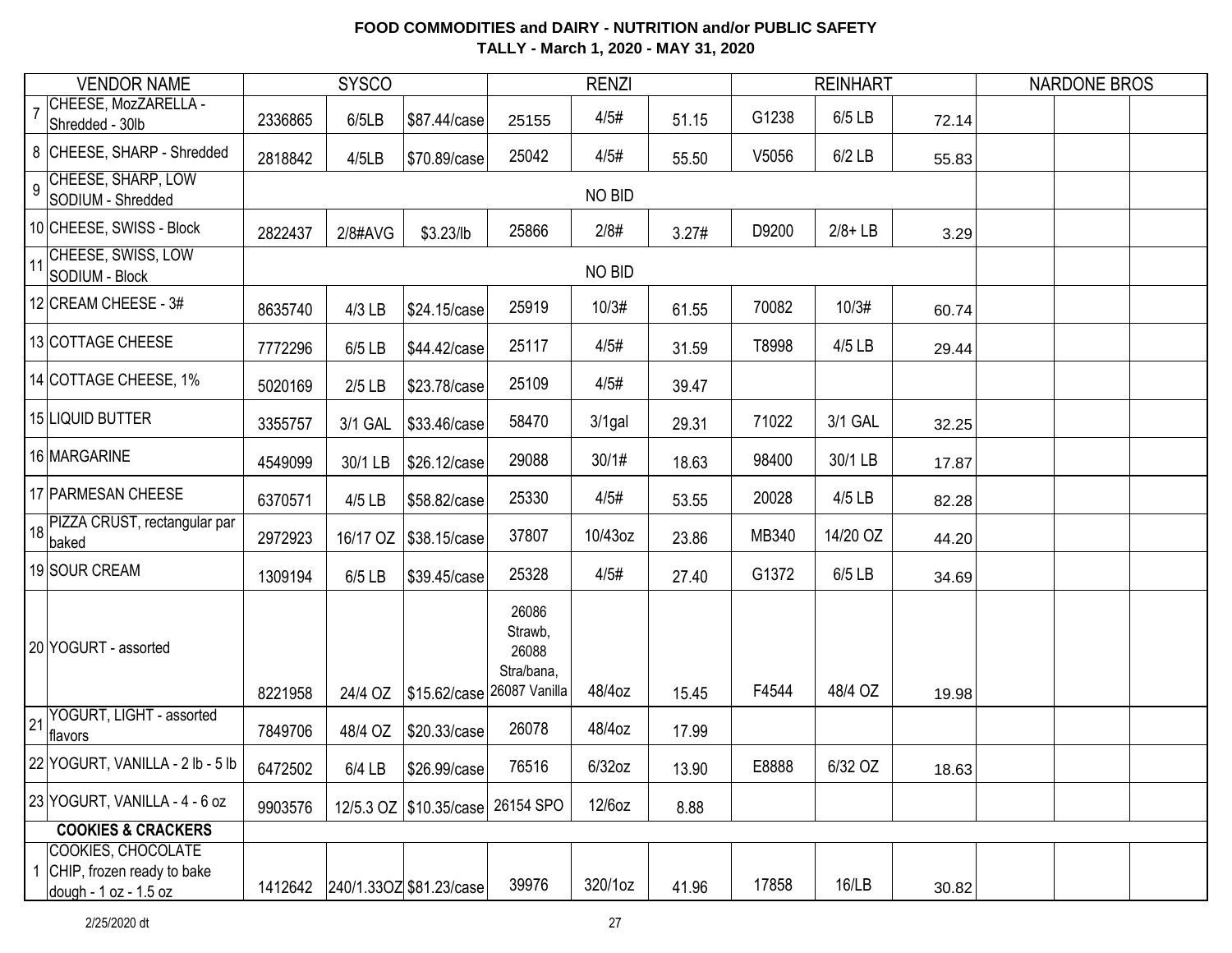**FOOD COMMODITIES and DAIRY - NUTRITION and/or PUBLIC SAFETY**
**TALLY - March 1, 2020 - MAY 31, 2020**

| | VENDOR NAME | SYSCO | | | RENZI | | | REINHART | | | NARDONE BROS | | |
|---|---|---|---|---|---|---|---|---|---|---|---|---|---|
| 7 | CHEESE, MozZARELLA - Shredded - 30lb | 2336865 | 6/5LB | $87.44/case | 25155 | 4/5# | 51.15 | G1238 | 6/5 LB | 72.14 | | | |
| 8 | CHEESE, SHARP - Shredded | 2818842 | 4/5LB | $70.89/case | 25042 | 4/5# | 55.50 | V5056 | 6/2 LB | 55.83 | | | |
| 9 | CHEESE, SHARP, LOW SODIUM - Shredded | | | | | NO BID | | | | | | | |
| 10 | CHEESE, SWISS - Block | 2822437 | 2/8#AVG | $3.23/lb | 25866 | 2/8# | 3.27# | D9200 | 2/8+ LB | 3.29 | | | |
| 11 | CHEESE, SWISS, LOW SODIUM - Block | | | | | NO BID | | | | | | | |
| 12 | CREAM CHEESE - 3# | 8635740 | 4/3 LB | $24.15/case | 25919 | 10/3# | 61.55 | 70082 | 10/3# | 60.74 | | | |
| 13 | COTTAGE CHEESE | 7772296 | 6/5 LB | $44.42/case | 25117 | 4/5# | 31.59 | T8998 | 4/5 LB | 29.44 | | | |
| 14 | COTTAGE CHEESE, 1% | 5020169 | 2/5 LB | $23.78/case | 25109 | 4/5# | 39.47 | | | | | | |
| 15 | LIQUID BUTTER | 3355757 | 3/1 GAL | $33.46/case | 58470 | 3/1gal | 29.31 | 71022 | 3/1 GAL | 32.25 | | | |
| 16 | MARGARINE | 4549099 | 30/1 LB | $26.12/case | 29088 | 30/1# | 18.63 | 98400 | 30/1 LB | 17.87 | | | |
| 17 | PARMESAN CHEESE | 6370571 | 4/5 LB | $58.82/case | 25330 | 4/5# | 53.55 | 20028 | 4/5 LB | 82.28 | | | |
| 18 | PIZZA CRUST, rectangular par baked | 2972923 | 16/17 OZ | $38.15/case | 37807 | 10/43oz | 23.86 | MB340 | 14/20 OZ | 44.20 | | | |
| 19 | SOUR CREAM | 1309194 | 6/5 LB | $39.45/case | 25328 | 4/5# | 27.40 | G1372 | 6/5 LB | 34.69 | | | |
| 20 | YOGURT - assorted | 8221958 | 24/4 OZ | $15.62/case | 26086 Strawb, 26088 Stra/bana, 26087 Vanilla | 48/4oz | 15.45 | F4544 | 48/4 OZ | 19.98 | | | |
| 21 | YOGURT, LIGHT - assorted flavors | 7849706 | 48/4 OZ | $20.33/case | 26078 | 48/4oz | 17.99 | | | | | | |
| 22 | YOGURT, VANILLA - 2 lb - 5 lb | 6472502 | 6/4 LB | $26.99/case | 76516 | 6/32oz | 13.90 | E8888 | 6/32 OZ | 18.63 | | | |
| 23 | YOGURT, VANILLA - 4 - 6 oz | 9903576 | 12/5.3 OZ | $10.35/case | 26154 SPO | 12/6oz | 8.88 | | | | | | |
| | **COOKIES & CRACKERS** | | | | | | | | | | | | |
| 1 | COOKIES, CHOCOLATE CHIP, frozen ready to bake dough - 1 oz - 1.5 oz | 1412642 | 240/1.33OZ | $81.23/case | 39976 | 320/1oz | 41.96 | 17858 | 16/LB | 30.82 | | | |

2/25/2020 dt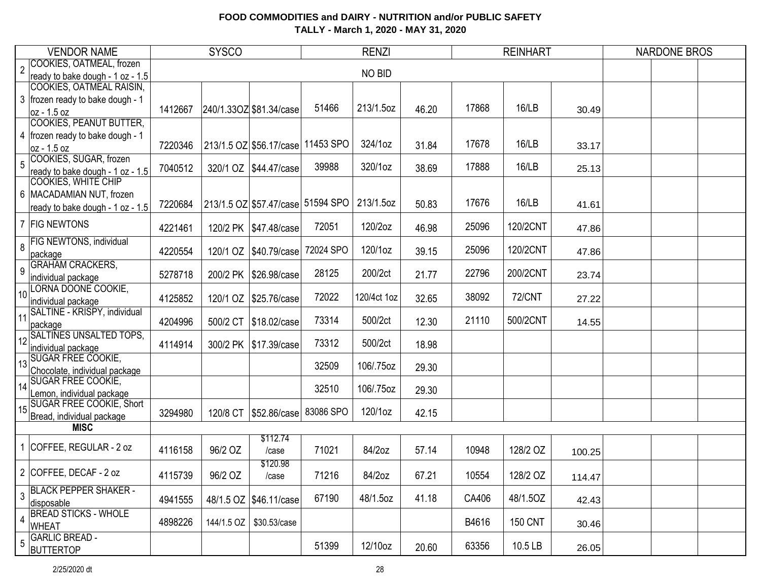**FOOD COMMODITIES and DAIRY - NUTRITION and/or PUBLIC SAFETY**
**TALLY - March 1, 2020 - MAY 31, 2020**

| | VENDOR NAME | SYSCO | | | RENZI | | | REINHART | | | NARDONE BROS | | |
|---|---|---|---|---|---|---|---|---|---|---|---|---|---|
| 2 | COOKIES, OATMEAL, frozen ready to bake dough - 1 oz - 1.5 | | | | | NO BID | | | | | | | |
| 3 | COOKIES, OATMEAL RAISIN, frozen ready to bake dough - 1 oz - 1.5 oz | 1412667 | 240/1.33OZ | $81.34/case | 51466 | 213/1.5oz | 46.20 | 17868 | 16/LB | 30.49 | | | |
| 4 | COOKIES, PEANUT BUTTER, frozen ready to bake dough - 1 oz - 1.5 oz | 7220346 | 213/1.5 OZ | $56.17/case | 11453 SPO | 324/1oz | 31.84 | 17678 | 16/LB | 33.17 | | | |
| 5 | COOKIES, SUGAR, frozen ready to bake dough - 1 oz - 1.5 | 7040512 | 320/1 OZ | $44.47/case | 39988 | 320/1oz | 38.69 | 17888 | 16/LB | 25.13 | | | |
| 6 | COOKIES, WHITE CHIP MACADAMIAN NUT, frozen ready to bake dough - 1 oz - 1.5 | 7220684 | 213/1.5 OZ | $57.47/case | 51594 SPO | 213/1.5oz | 50.83 | 17676 | 16/LB | 41.61 | | | |
| 7 | FIG NEWTONS | 4221461 | 120/2 PK | $47.48/case | 72051 | 120/2oz | 46.98 | 25096 | 120/2CNT | 47.86 | | | |
| 8 | FIG NEWTONS, individual package | 4220554 | 120/1 OZ | $40.79/case | 72024 SPO | 120/1oz | 39.15 | 25096 | 120/2CNT | 47.86 | | | |
| 9 | GRAHAM CRACKERS, individual package | 5278718 | 200/2 PK | $26.98/case | 28125 | 200/2ct | 21.77 | 22796 | 200/2CNT | 23.74 | | | |
| 10 | LORNA DOONE COOKIE, individual package | 4125852 | 120/1 OZ | $25.76/case | 72022 | 120/4ct 1oz | 32.65 | 38092 | 72/CNT | 27.22 | | | |
| 11 | SALTINE - KRISPY, individual package | 4204996 | 500/2 CT | $18.02/case | 73314 | 500/2ct | 12.30 | 21110 | 500/2CNT | 14.55 | | | |
| 12 | SALTINES UNSALTED TOPS, individual package | 4114914 | 300/2 PK | $17.39/case | 73312 | 500/2ct | 18.98 | | | | | | |
| 13 | SUGAR FREE COOKIE, Chocolate, individual package | | | | 32509 | 106/.75oz | 29.30 | | | | | | |
| 14 | SUGAR FREE COOKIE, Lemon, individual package | | | | 32510 | 106/.75oz | 29.30 | | | | | | |
| 15 | SUGAR FREE COOKIE, Short Bread, individual package | 3294980 | 120/8 CT | $52.86/case | 83086 SPO | 120/1oz | 42.15 | | | | | | |
| | **MISC** | | | | | | | | | | | | |
| 1 | COFFEE, REGULAR - 2 oz | 4116158 | 96/2 OZ | $112.74 /case | 71021 | 84/2oz | 57.14 | 10948 | 128/2 OZ | 100.25 | | | |
| 2 | COFFEE, DECAF - 2 oz | 4115739 | 96/2 OZ | $120.98 /case | 71216 | 84/2oz | 67.21 | 10554 | 128/2 OZ | 114.47 | | | |
| 3 | BLACK PEPPER SHAKER - disposable | 4941555 | 48/1.5 OZ | $46.11/case | 67190 | 48/1.5oz | 41.18 | CA406 | 48/1.5OZ | 42.43 | | | |
| 4 | BREAD STICKS - WHOLE WHEAT | 4898226 | 144/1.5 OZ | $30.53/case | | | | B4616 | 150 CNT | 30.46 | | | |
| 5 | GARLIC BREAD - BUTTERTOP | | | | 51399 | 12/10oz | 20.60 | 63356 | 10.5 LB | 26.05 | | | |

2/25/2020 dt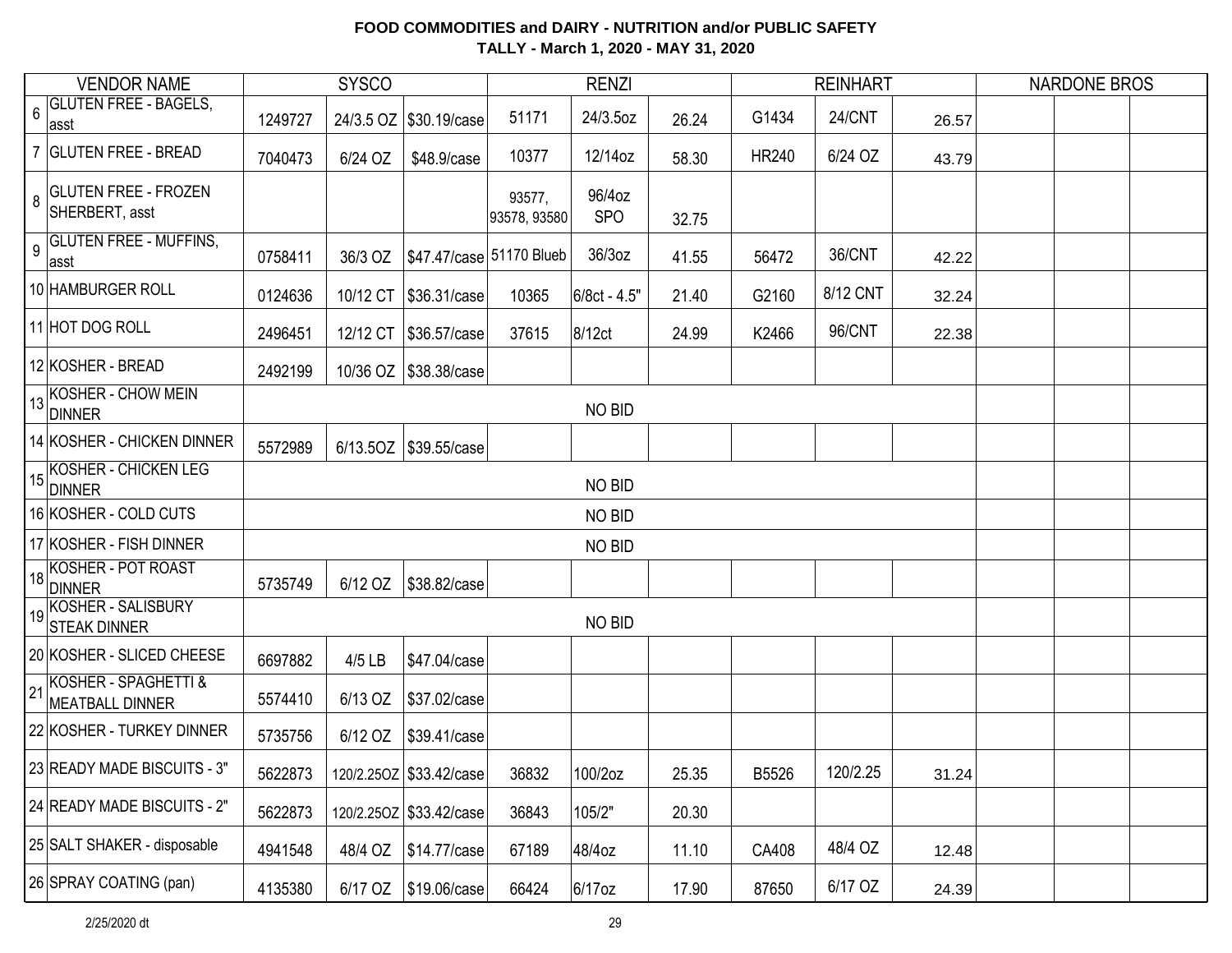## FOOD COMMODITIES and DAIRY - NUTRITION and/or PUBLIC SAFETY
## TALLY - March 1, 2020 - MAY 31, 2020

| | VENDOR NAME | SYSCO | | | RENZI | | | REINHART | | | NARDONE BROS | | |
|---|---|---|---|---|---|---|---|---|---|---|---|---|---|
| 6 | GLUTEN FREE - BAGELS, asst | 1249727 | 24/3.5 OZ | $30.19/case | 51171 | 24/3.5oz | 26.24 | G1434 | 24/CNT | 26.57 | | | |
| 7 | GLUTEN FREE - BREAD | 7040473 | 6/24 OZ | $48.9/case | 10377 | 12/14oz | 58.30 | HR240 | 6/24 OZ | 43.79 | | | |
| 8 | GLUTEN FREE - FROZEN SHERBERT, asst | | | | 93577, 93578, 93580 | 96/4oz SPO | 32.75 | | | | | | |
| 9 | GLUTEN FREE - MUFFINS, asst | 0758411 | 36/3 OZ | $47.47/case | 51170 Blueb | 36/3oz | 41.55 | 56472 | 36/CNT | 42.22 | | | |
| 10 | HAMBURGER ROLL | 0124636 | 10/12 CT | $36.31/case | 10365 | 6/8ct - 4.5" | 21.40 | G2160 | 8/12 CNT | 32.24 | | | |
| 11 | HOT DOG ROLL | 2496451 | 12/12 CT | $36.57/case | 37615 | 8/12ct | 24.99 | K2466 | 96/CNT | 22.38 | | | |
| 12 | KOSHER - BREAD | 2492199 | 10/36 OZ | $38.38/case | | | | | | | | | |
| 13 | KOSHER - CHOW MEIN DINNER | | | | | NO BID | | | | | | | |
| 14 | KOSHER - CHICKEN DINNER | 5572989 | 6/13.5OZ | $39.55/case | | | | | | | | | |
| 15 | KOSHER - CHICKEN LEG DINNER | | | | | NO BID | | | | | | | |
| 16 | KOSHER - COLD CUTS | | | | | NO BID | | | | | | | |
| 17 | KOSHER - FISH DINNER | | | | | NO BID | | | | | | | |
| 18 | KOSHER - POT ROAST DINNER | 5735749 | 6/12 OZ | $38.82/case | | | | | | | | | |
| 19 | KOSHER - SALISBURY STEAK DINNER | | | | | NO BID | | | | | | | |
| 20 | KOSHER - SLICED CHEESE | 6697882 | 4/5 LB | $47.04/case | | | | | | | | | |
| 21 | KOSHER - SPAGHETTI & MEATBALL DINNER | 5574410 | 6/13 OZ | $37.02/case | | | | | | | | | |
| 22 | KOSHER - TURKEY DINNER | 5735756 | 6/12 OZ | $39.41/case | | | | | | | | | |
| 23 | READY MADE BISCUITS - 3" | 5622873 | 120/2.25OZ | $33.42/case | 36832 | 100/2oz | 25.35 | B5526 | 120/2.25 | 31.24 | | | |
| 24 | READY MADE BISCUITS - 2" | 5622873 | 120/2.25OZ | $33.42/case | 36843 | 105/2" | 20.30 | | | | | | |
| 25 | SALT SHAKER - disposable | 4941548 | 48/4 OZ | $14.77/case | 67189 | 48/4oz | 11.10 | CA408 | 48/4 OZ | 12.48 | | | |
| 26 | SPRAY COATING (pan) | 4135380 | 6/17 OZ | $19.06/case | 66424 | 6/17oz | 17.90 | 87650 | 6/17 OZ | 24.39 | | | |

2/25/2020 dt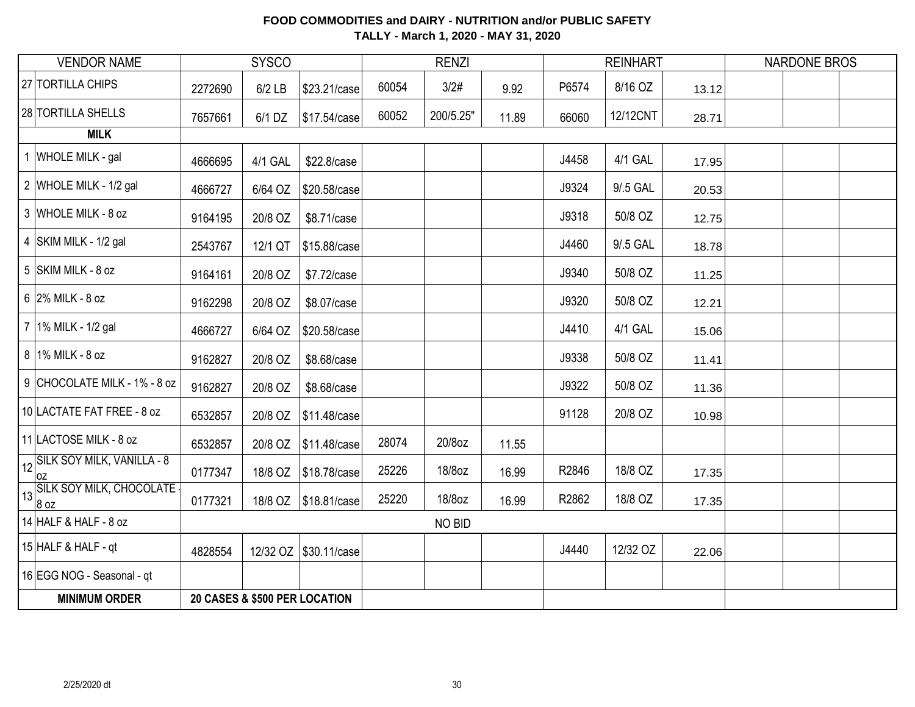# FOOD COMMODITIES and DAIRY - NUTRITION and/or PUBLIC SAFETY

## TALLY - March 1, 2020 - MAY 31, 2020

| VENDOR NAME | | SYSCO | | | RENZI | | | REINHART | | | NARDONE BROS | | |
|---|---|---|---|---|---|---|---|---|---|---|---|---|---|
| 27 | TORTILLA CHIPS | 2272690 | 6/2 LB | $23.21/case | 60054 | 3/2# | 9.92 | P6574 | 8/16 OZ | 13.12 | | | |
| 28 | TORTILLA SHELLS | 7657661 | 6/1 DZ | $17.54/case | 60052 | 200/5.25" | 11.89 | 66060 | 12/12CNT | 28.71 | | | |
| | **MILK** | | | | | | | | | | | | |
| 1 | WHOLE MILK - gal | 4666695 | 4/1 GAL | $22.8/case | | | | J4458 | 4/1 GAL | 17.95 | | | |
| 2 | WHOLE MILK - 1/2 gal | 4666727 | 6/64 OZ | $20.58/case | | | | J9324 | 9/.5 GAL | 20.53 | | | |
| 3 | WHOLE MILK - 8 oz | 9164195 | 20/8 OZ | $8.71/case | | | | J9318 | 50/8 OZ | 12.75 | | | |
| 4 | SKIM MILK - 1/2 gal | 2543767 | 12/1 QT | $15.88/case | | | | J4460 | 9/.5 GAL | 18.78 | | | |
| 5 | SKIM MILK - 8 oz | 9164161 | 20/8 OZ | $7.72/case | | | | J9340 | 50/8 OZ | 11.25 | | | |
| 6 | 2% MILK - 8 oz | 9162298 | 20/8 OZ | $8.07/case | | | | J9320 | 50/8 OZ | 12.21 | | | |
| 7 | 1% MILK - 1/2 gal | 4666727 | 6/64 OZ | $20.58/case | | | | J4410 | 4/1 GAL | 15.06 | | | |
| 8 | 1% MILK - 8 oz | 9162827 | 20/8 OZ | $8.68/case | | | | J9338 | 50/8 OZ | 11.41 | | | |
| 9 | CHOCOLATE MILK - 1% - 8 oz | 9162827 | 20/8 OZ | $8.68/case | | | | J9322 | 50/8 OZ | 11.36 | | | |
| 10 | LACTATE FAT FREE - 8 oz | 6532857 | 20/8 OZ | $11.48/case | | | | 91128 | 20/8 OZ | 10.98 | | | |
| 11 | LACTOSE MILK - 8 oz | 6532857 | 20/8 OZ | $11.48/case | 28074 | 20/8oz | 11.55 | | | | | | |
| 12 | SILK SOY MILK, VANILLA - 8 oz | 0177347 | 18/8 OZ | $18.78/case | 25226 | 18/8oz | 16.99 | R2846 | 18/8 OZ | 17.35 | | | |
| 13 | SILK SOY MILK, CHOCOLATE - 8 oz | 0177321 | 18/8 OZ | $18.81/case | 25220 | 18/8oz | 16.99 | R2862 | 18/8 OZ | 17.35 | | | |
| 14 | HALF & HALF - 8 oz | NO BID | | | | | | | | | | | |
| 15 | HALF & HALF - qt | 4828554 | 12/32 OZ | $30.11/case | | | | J4440 | 12/32 OZ | 22.06 | | | |
| 16 | EGG NOG - Seasonal - qt | | | | | | | | | | | | |
| **MINIMUM ORDER** | | **20 CASES & $500 PER LOCATION** | | | | | | | | | | | |

2/25/2020 dt